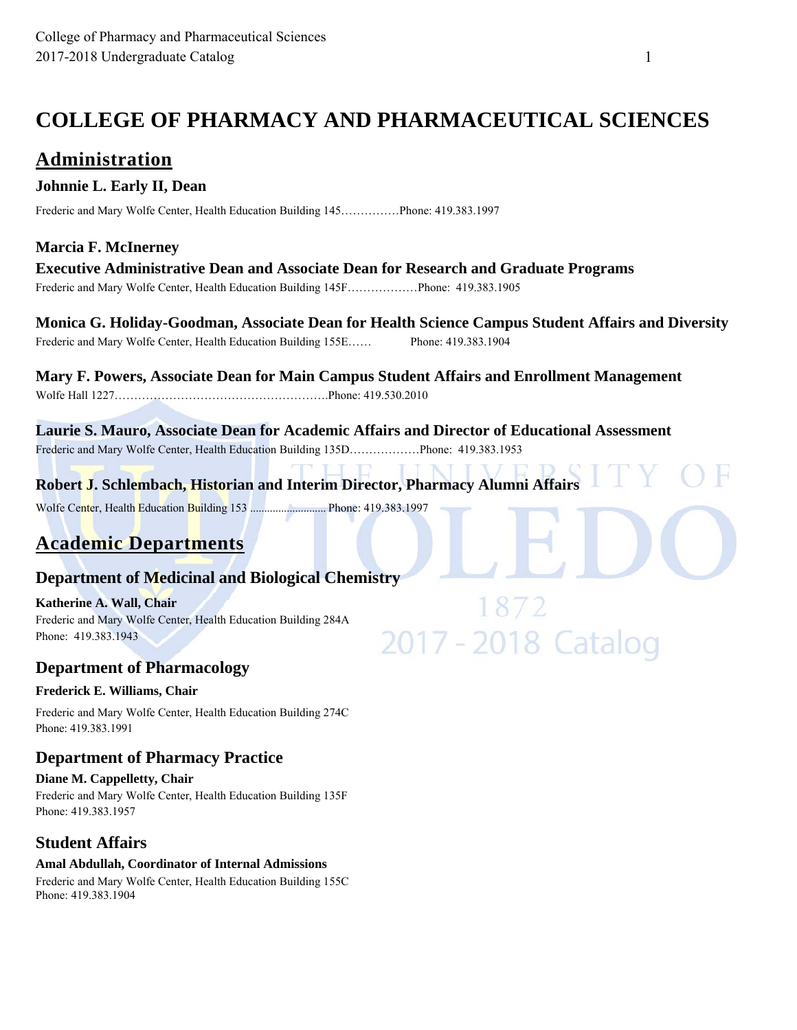# COLLEGE OF PHARMACY AND PHARMACEUTICAL SCIENCES

## Administration

**Johnnie L. Early II, Dean**

Frederic and Mary Wolfe Center, Health Education Building 145……………Phone: 419.383.1997

**Marcia F. McInerney**
**Executive Administrative Dean and Associate Dean for Research and Graduate Programs**

Frederic and Mary Wolfe Center, Health Education Building 145F………………Phone: 419.383.1905

**Monica G. Holiday-Goodman, Associate Dean for Health Science Campus Student Affairs and Diversity**

Frederic and Mary Wolfe Center, Health Education Building 155E…… Phone: 419.383.1904

**Mary F. Powers, Associate Dean for Main Campus Student Affairs and Enrollment Management**

Wolfe Hall 1227……………………………………………….Phone: 419.530.2010

**Laurie S. Mauro, Associate Dean for Academic Affairs and Director of Educational Assessment**

Frederic and Mary Wolfe Center, Health Education Building 135D………………Phone: 419.383.1953

**Robert J. Schlembach, Historian and Interim Director, Pharmacy Alumni Affairs**

Wolfe Center, Health Education Building 153 .......................... Phone: 419.383.1997

## Academic Departments

### Department of Medicinal and Biological Chemistry

**Katherine A. Wall, Chair**
Frederic and Mary Wolfe Center, Health Education Building 284A
Phone: 419.383.1943

### Department of Pharmacology

**Frederick E. Williams, Chair**

Frederic and Mary Wolfe Center, Health Education Building 274C
Phone: 419.383.1991

### Department of Pharmacy Practice

**Diane M. Cappelletty, Chair**
Frederic and Mary Wolfe Center, Health Education Building 135F
Phone: 419.383.1957

### Student Affairs

**Amal Abdullah, Coordinator of Internal Admissions**
Frederic and Mary Wolfe Center, Health Education Building 155C
Phone: 419.383.1904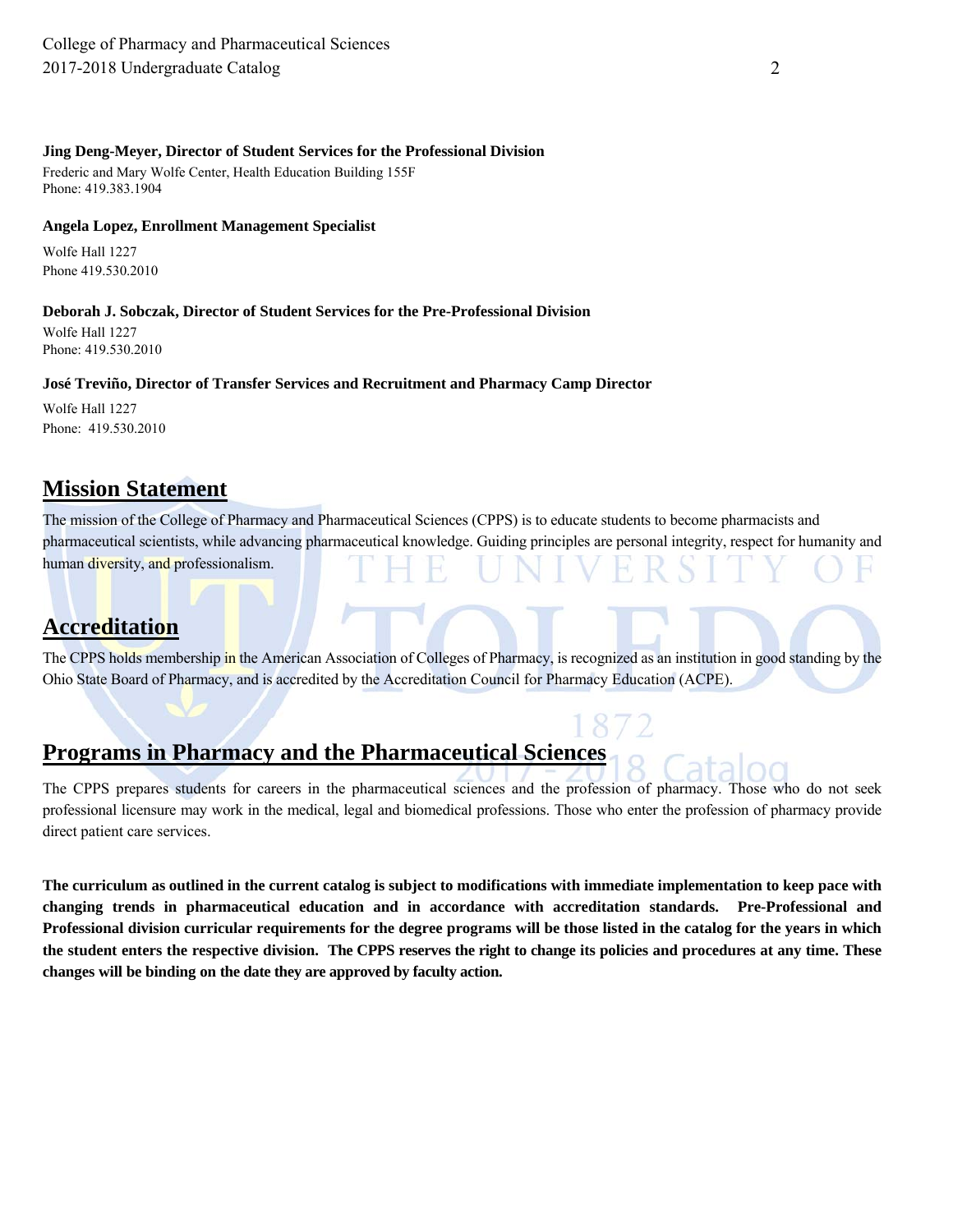**Jing Deng-Meyer, Director of Student Services for the Professional Division**
Frederic and Mary Wolfe Center, Health Education Building 155F
Phone: 419.383.1904

**Angela Lopez, Enrollment Management Specialist**
Wolfe Hall 1227
Phone 419.530.2010

**Deborah J. Sobczak, Director of Student Services for the Pre-Professional Division**
Wolfe Hall 1227
Phone: 419.530.2010

**José Treviño, Director of Transfer Services and Recruitment and Pharmacy Camp Director**
Wolfe Hall 1227
Phone: 419.530.2010

## Mission Statement

The mission of the College of Pharmacy and Pharmaceutical Sciences (CPPS) is to educate students to become pharmacists and pharmaceutical scientists, while advancing pharmaceutical knowledge. Guiding principles are personal integrity, respect for humanity and human diversity, and professionalism.

## Accreditation

The CPPS holds membership in the American Association of Colleges of Pharmacy, is recognized as an institution in good standing by the Ohio State Board of Pharmacy, and is accredited by the Accreditation Council for Pharmacy Education (ACPE).

## Programs in Pharmacy and the Pharmaceutical Sciences

The CPPS prepares students for careers in the pharmaceutical sciences and the profession of pharmacy. Those who do not seek professional licensure may work in the medical, legal and biomedical professions. Those who enter the profession of pharmacy provide direct patient care services.

**The curriculum as outlined in the current catalog is subject to modifications with immediate implementation to keep pace with changing trends in pharmaceutical education and in accordance with accreditation standards. Pre-Professional and Professional division curricular requirements for the degree programs will be those listed in the catalog for the years in which the student enters the respective division. The CPPS reserves the right to change its policies and procedures at any time. These changes will be binding on the date they are approved by faculty action.**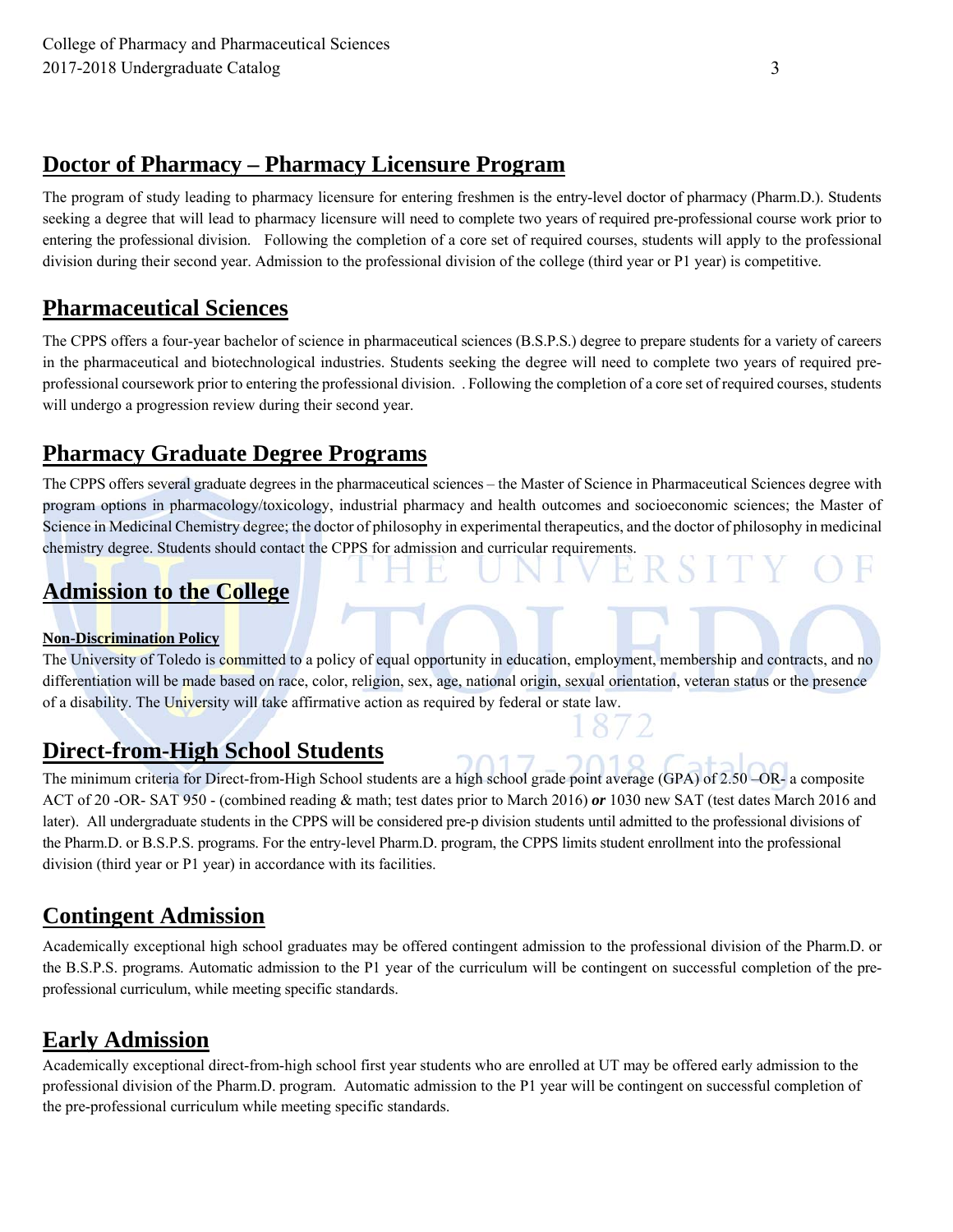## Doctor of Pharmacy – Pharmacy Licensure Program

The program of study leading to pharmacy licensure for entering freshmen is the entry-level doctor of pharmacy (Pharm.D.). Students seeking a degree that will lead to pharmacy licensure will need to complete two years of required pre-professional course work prior to entering the professional division. Following the completion of a core set of required courses, students will apply to the professional division during their second year. Admission to the professional division of the college (third year or P1 year) is competitive.

## Pharmaceutical Sciences

The CPPS offers a four-year bachelor of science in pharmaceutical sciences (B.S.P.S.) degree to prepare students for a variety of careers in the pharmaceutical and biotechnological industries. Students seeking the degree will need to complete two years of required pre-professional coursework prior to entering the professional division. . Following the completion of a core set of required courses, students will undergo a progression review during their second year.

## Pharmacy Graduate Degree Programs

The CPPS offers several graduate degrees in the pharmaceutical sciences – the Master of Science in Pharmaceutical Sciences degree with program options in pharmacology/toxicology, industrial pharmacy and health outcomes and socioeconomic sciences; the Master of Science in Medicinal Chemistry degree; the doctor of philosophy in experimental therapeutics, and the doctor of philosophy in medicinal chemistry degree. Students should contact the CPPS for admission and curricular requirements.

## Admission to the College

### Non-Discrimination Policy

The University of Toledo is committed to a policy of equal opportunity in education, employment, membership and contracts, and no differentiation will be made based on race, color, religion, sex, age, national origin, sexual orientation, veteran status or the presence of a disability. The University will take affirmative action as required by federal or state law.

## Direct-from-High School Students

The minimum criteria for Direct-from-High School students are a high school grade point average (GPA) of 2.50 –OR- a composite ACT of 20 -OR- SAT 950 - (combined reading & math; test dates prior to March 2016) ***or*** 1030 new SAT (test dates March 2016 and later). All undergraduate students in the CPPS will be considered pre-p division students until admitted to the professional divisions of the Pharm.D. or B.S.P.S. programs. For the entry-level Pharm.D. program, the CPPS limits student enrollment into the professional division (third year or P1 year) in accordance with its facilities.

## Contingent Admission

Academically exceptional high school graduates may be offered contingent admission to the professional division of the Pharm.D. or the B.S.P.S. programs. Automatic admission to the P1 year of the curriculum will be contingent on successful completion of the pre-professional curriculum, while meeting specific standards.

## Early Admission

Academically exceptional direct-from-high school first year students who are enrolled at UT may be offered early admission to the professional division of the Pharm.D. program. Automatic admission to the P1 year will be contingent on successful completion of the pre-professional curriculum while meeting specific standards.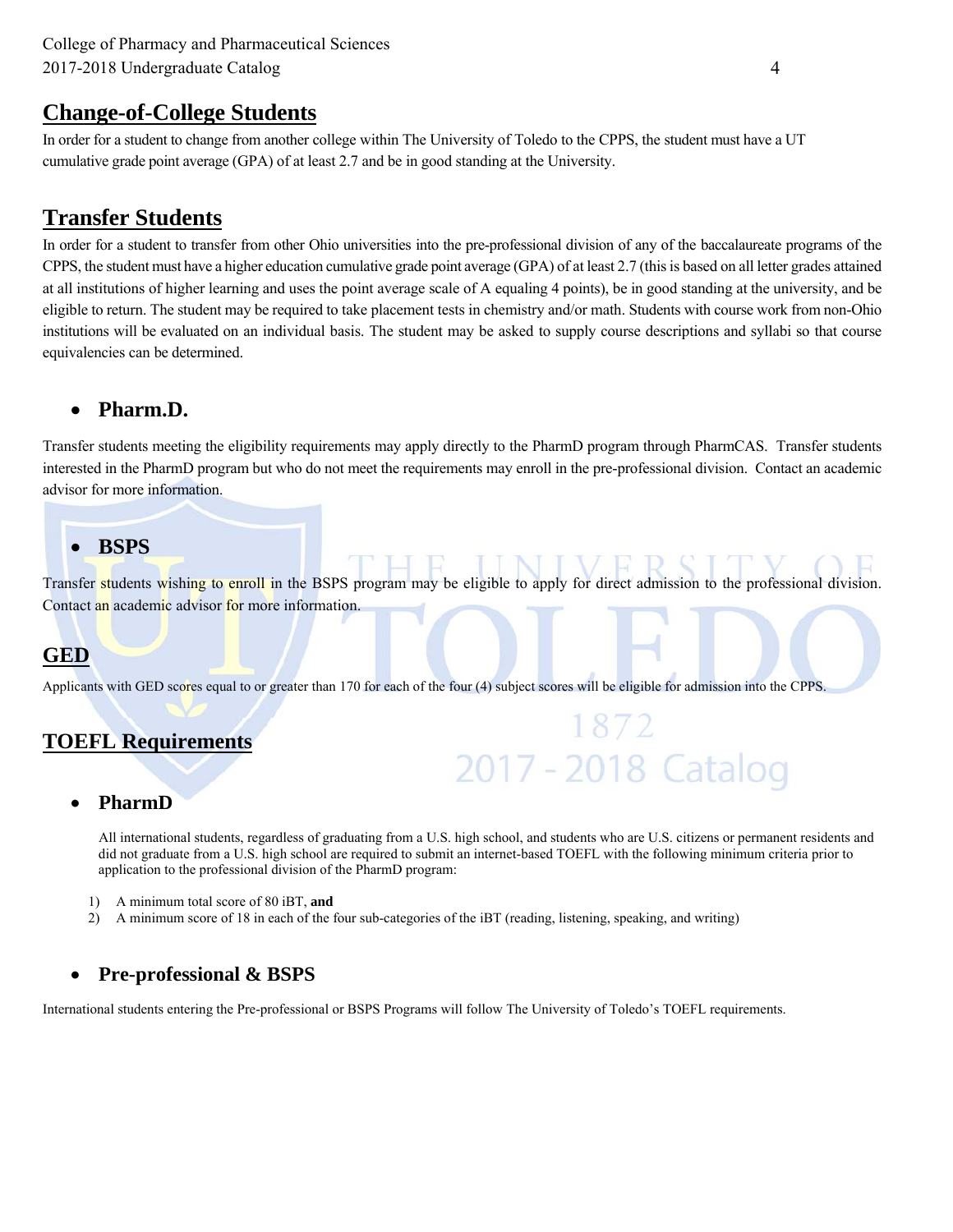## Change-of-College Students

In order for a student to change from another college within The University of Toledo to the CPPS, the student must have a UT cumulative grade point average (GPA) of at least 2.7 and be in good standing at the University.

## Transfer Students

In order for a student to transfer from other Ohio universities into the pre-professional division of any of the baccalaureate programs of the CPPS, the student must have a higher education cumulative grade point average (GPA) of at least 2.7 (this is based on all letter grades attained at all institutions of higher learning and uses the point average scale of A equaling 4 points), be in good standing at the university, and be eligible to return. The student may be required to take placement tests in chemistry and/or math. Students with course work from non-Ohio institutions will be evaluated on an individual basis. The student may be asked to supply course descriptions and syllabi so that course equivalencies can be determined.

- ### Pharm.D.

Transfer students meeting the eligibility requirements may apply directly to the PharmD program through PharmCAS. Transfer students interested in the PharmD program but who do not meet the requirements may enroll in the pre-professional division. Contact an academic advisor for more information.

- ### BSPS

Transfer students wishing to enroll in the BSPS program may be eligible to apply for direct admission to the professional division. Contact an academic advisor for more information.

## GED

Applicants with GED scores equal to or greater than 170 for each of the four (4) subject scores will be eligible for admission into the CPPS.

## TOEFL Requirements

- ### PharmD

All international students, regardless of graduating from a U.S. high school, and students who are U.S. citizens or permanent residents and did not graduate from a U.S. high school are required to submit an internet-based TOEFL with the following minimum criteria prior to application to the professional division of the PharmD program:

1) A minimum total score of 80 iBT, **and**
2) A minimum score of 18 in each of the four sub-categories of the iBT (reading, listening, speaking, and writing)

- ### Pre-professional & BSPS

International students entering the Pre-professional or BSPS Programs will follow The University of Toledo's TOEFL requirements.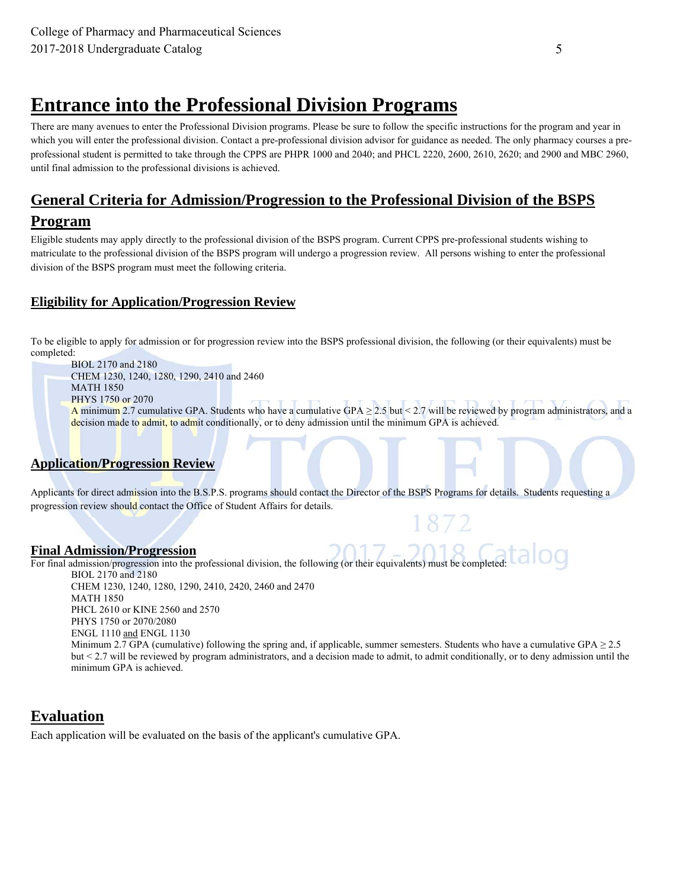# Entrance into the Professional Division Programs

There are many avenues to enter the Professional Division programs. Please be sure to follow the specific instructions for the program and year in which you will enter the professional division. Contact a pre-professional division advisor for guidance as needed. The only pharmacy courses a pre-professional student is permitted to take through the CPPS are PHPR 1000 and 2040; and PHCL 2220, 2600, 2610, 2620; and 2900 and MBC 2960, until final admission to the professional divisions is achieved.

## General Criteria for Admission/Progression to the Professional Division of the BSPS Program

Eligible students may apply directly to the professional division of the BSPS program. Current CPPS pre-professional students wishing to matriculate to the professional division of the BSPS program will undergo a progression review. All persons wishing to enter the professional division of the BSPS program must meet the following criteria.

### Eligibility for Application/Progression Review

To be eligible to apply for admission or for progression review into the BSPS professional division, the following (or their equivalents) must be completed:

- BIOL 2170 and 2180
- CHEM 1230, 1240, 1280, 1290, 2410 and 2460
- MATH 1850
- PHYS 1750 or 2070
- A minimum 2.7 cumulative GPA. Students who have a cumulative GPA ≥ 2.5 but < 2.7 will be reviewed by program administrators, and a decision made to admit, to admit conditionally, or to deny admission until the minimum GPA is achieved.

### Application/Progression Review

Applicants for direct admission into the B.S.P.S. programs should contact the Director of the BSPS Programs for details. Students requesting a progression review should contact the Office of Student Affairs for details.

### Final Admission/Progression

For final admission/progression into the professional division, the following (or their equivalents) must be completed:

- BIOL 2170 and 2180
- CHEM 1230, 1240, 1280, 1290, 2410, 2420, 2460 and 2470
- MATH 1850
- PHCL 2610 or KINE 2560 and 2570
- PHYS 1750 or 2070/2080
- ENGL 1110 and ENGL 1130
- Minimum 2.7 GPA (cumulative) following the spring and, if applicable, summer semesters. Students who have a cumulative GPA ≥ 2.5 but < 2.7 will be reviewed by program administrators, and a decision made to admit, to admit conditionally, or to deny admission until the minimum GPA is achieved.

## Evaluation

Each application will be evaluated on the basis of the applicant's cumulative GPA.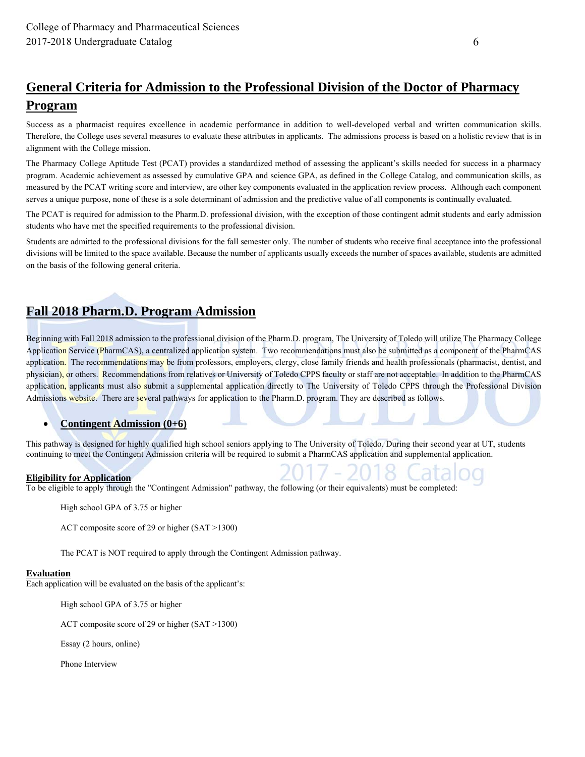## General Criteria for Admission to the Professional Division of the Doctor of Pharmacy Program

Success as a pharmacist requires excellence in academic performance in addition to well-developed verbal and written communication skills. Therefore, the College uses several measures to evaluate these attributes in applicants. The admissions process is based on a holistic review that is in alignment with the College mission.

The Pharmacy College Aptitude Test (PCAT) provides a standardized method of assessing the applicant's skills needed for success in a pharmacy program. Academic achievement as assessed by cumulative GPA and science GPA, as defined in the College Catalog, and communication skills, as measured by the PCAT writing score and interview, are other key components evaluated in the application review process. Although each component serves a unique purpose, none of these is a sole determinant of admission and the predictive value of all components is continually evaluated.

The PCAT is required for admission to the Pharm.D. professional division, with the exception of those contingent admit students and early admission students who have met the specified requirements to the professional division.

Students are admitted to the professional divisions for the fall semester only. The number of students who receive final acceptance into the professional divisions will be limited to the space available. Because the number of applicants usually exceeds the number of spaces available, students are admitted on the basis of the following general criteria.

## Fall 2018 Pharm.D. Program Admission

Beginning with Fall 2018 admission to the professional division of the Pharm.D. program, The University of Toledo will utilize The Pharmacy College Application Service (PharmCAS), a centralized application system. Two recommendations must also be submitted as a component of the PharmCAS application. The recommendations may be from professors, employers, clergy, close family friends and health professionals (pharmacist, dentist, and physician), or others. Recommendations from relatives or University of Toledo CPPS faculty or staff are not acceptable. In addition to the PharmCAS application, applicants must also submit a supplemental application directly to The University of Toledo CPPS through the Professional Division Admissions website. There are several pathways for application to the Pharm.D. program. They are described as follows.

- **Contingent Admission (0+6)**

This pathway is designed for highly qualified high school seniors applying to The University of Toledo. During their second year at UT, students continuing to meet the Contingent Admission criteria will be required to submit a PharmCAS application and supplemental application.

**Eligibility for Application**

To be eligible to apply through the "Contingent Admission" pathway, the following (or their equivalents) must be completed:

High school GPA of 3.75 or higher

ACT composite score of 29 or higher (SAT >1300)

The PCAT is NOT required to apply through the Contingent Admission pathway.

**Evaluation**

Each application will be evaluated on the basis of the applicant's:

High school GPA of 3.75 or higher

ACT composite score of 29 or higher (SAT >1300)

Essay (2 hours, online)

Phone Interview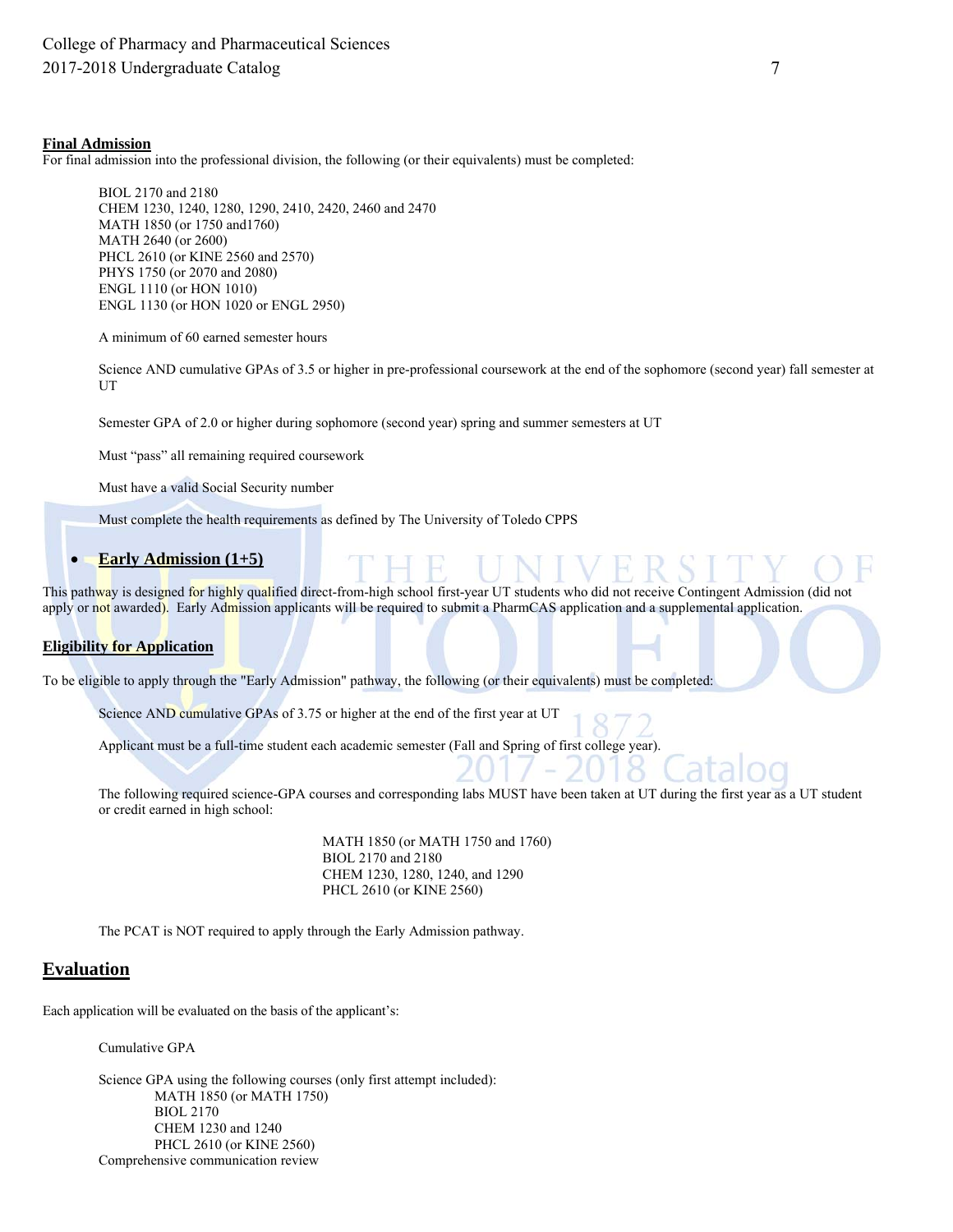**Final Admission**

For final admission into the professional division, the following (or their equivalents) must be completed:

BIOL 2170 and 2180
CHEM 1230, 1240, 1280, 1290, 2410, 2420, 2460 and 2470
MATH 1850 (or 1750 and1760)
MATH 2640 (or 2600)
PHCL 2610 (or KINE 2560 and 2570)
PHYS 1750 (or 2070 and 2080)
ENGL 1110 (or HON 1010)
ENGL 1130 (or HON 1020 or ENGL 2950)

A minimum of 60 earned semester hours

Science AND cumulative GPAs of 3.5 or higher in pre-professional coursework at the end of the sophomore (second year) fall semester at UT

Semester GPA of 2.0 or higher during sophomore (second year) spring and summer semesters at UT

Must "pass" all remaining required coursework

Must have a valid Social Security number

Must complete the health requirements as defined by The University of Toledo CPPS

- **Early Admission (1+5)**

This pathway is designed for highly qualified direct-from-high school first-year UT students who did not receive Contingent Admission (did not apply or not awarded). Early Admission applicants will be required to submit a PharmCAS application and a supplemental application.

**Eligibility for Application**

To be eligible to apply through the "Early Admission" pathway, the following (or their equivalents) must be completed:

Science AND cumulative GPAs of 3.75 or higher at the end of the first year at UT

Applicant must be a full-time student each academic semester (Fall and Spring of first college year).

The following required science-GPA courses and corresponding labs MUST have been taken at UT during the first year as a UT student or credit earned in high school:

MATH 1850 (or MATH 1750 and 1760)
BIOL 2170 and 2180
CHEM 1230, 1280, 1240, and 1290
PHCL 2610 (or KINE 2560)

The PCAT is NOT required to apply through the Early Admission pathway.

## Evaluation

Each application will be evaluated on the basis of the applicant's:

Cumulative GPA

Science GPA using the following courses (only first attempt included):
- MATH 1850 (or MATH 1750)
- BIOL 2170
- CHEM 1230 and 1240
- PHCL 2610 (or KINE 2560)

Comprehensive communication review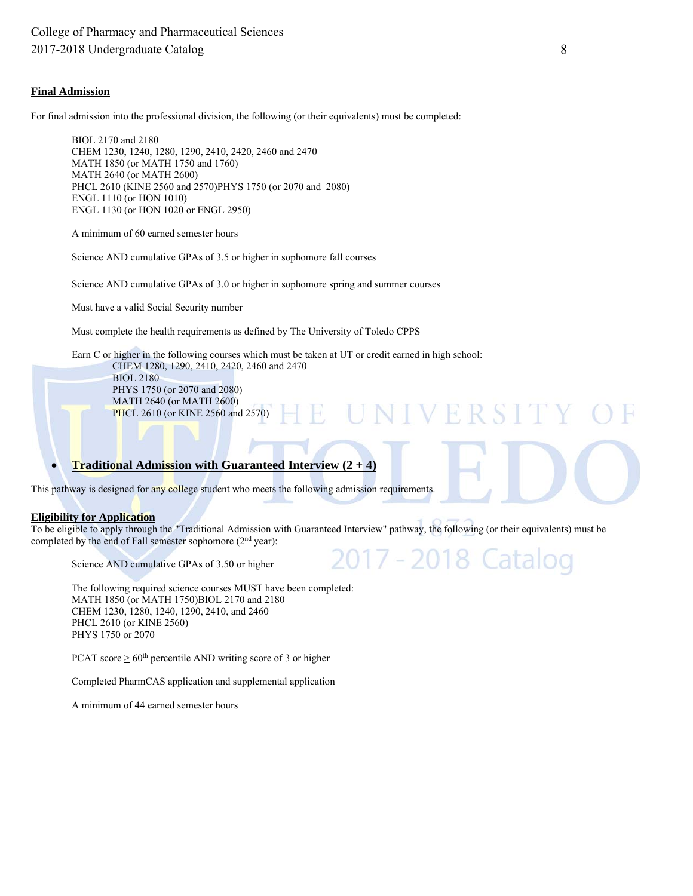**Final Admission**

For final admission into the professional division, the following (or their equivalents) must be completed:

BIOL 2170 and 2180
CHEM 1230, 1240, 1280, 1290, 2410, 2420, 2460 and 2470
MATH 1850 (or MATH 1750 and 1760)
MATH 2640 (or MATH 2600)
PHCL 2610 (KINE 2560 and 2570)PHYS 1750 (or 2070 and 2080)
ENGL 1110 (or HON 1010)
ENGL 1130 (or HON 1020 or ENGL 2950)

A minimum of 60 earned semester hours

Science AND cumulative GPAs of 3.5 or higher in sophomore fall courses

Science AND cumulative GPAs of 3.0 or higher in sophomore spring and summer courses

Must have a valid Social Security number

Must complete the health requirements as defined by The University of Toledo CPPS

Earn C or higher in the following courses which must be taken at UT or credit earned in high school:

CHEM 1280, 1290, 2410, 2420, 2460 and 2470
BIOL 2180
PHYS 1750 (or 2070 and 2080)
MATH 2640 (or MATH 2600)
PHCL 2610 (or KINE 2560 and 2570)

- **Traditional Admission with Guaranteed Interview (2 + 4)**

This pathway is designed for any college student who meets the following admission requirements.

**Eligibility for Application**

To be eligible to apply through the "Traditional Admission with Guaranteed Interview" pathway, the following (or their equivalents) must be completed by the end of Fall semester sophomore (2nd year):

Science AND cumulative GPAs of 3.50 or higher

The following required science courses MUST have been completed:
MATH 1850 (or MATH 1750)BIOL 2170 and 2180
CHEM 1230, 1280, 1240, 1290, 2410, and 2460
PHCL 2610 (or KINE 2560)
PHYS 1750 or 2070

PCAT score $\geq$ 60th percentile AND writing score of 3 or higher

Completed PharmCAS application and supplemental application

A minimum of 44 earned semester hours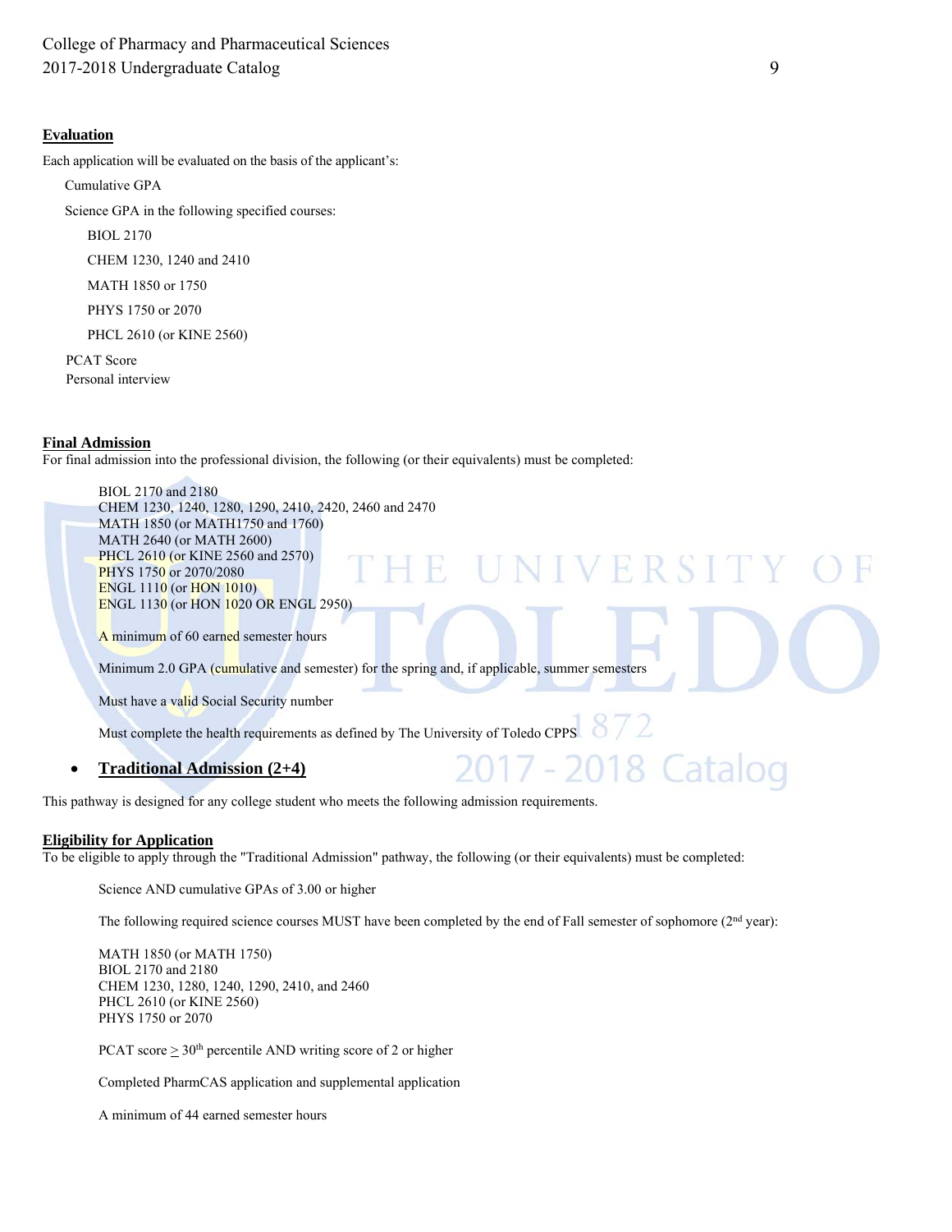**Evaluation**

Each application will be evaluated on the basis of the applicant's:

- Cumulative GPA
- Science GPA in the following specified courses:
  - BIOL 2170
  - CHEM 1230, 1240 and 2410
  - MATH 1850 or 1750
  - PHYS 1750 or 2070
  - PHCL 2610 (or KINE 2560)
- PCAT Score
- Personal interview

**Final Admission**

For final admission into the professional division, the following (or their equivalents) must be completed:

BIOL 2170 and 2180
CHEM 1230, 1240, 1280, 1290, 2410, 2420, 2460 and 2470
MATH 1850 (or MATH1750 and 1760)
MATH 2640 (or MATH 2600)
PHCL 2610 (or KINE 2560 and 2570)
PHYS 1750 or 2070/2080
ENGL 1110 (or HON 1010)
ENGL 1130 (or HON 1020 OR ENGL 2950)

A minimum of 60 earned semester hours

Minimum 2.0 GPA (cumulative and semester) for the spring and, if applicable, summer semesters

Must have a valid Social Security number

Must complete the health requirements as defined by The University of Toledo CPPS

- **Traditional Admission (2+4)**

This pathway is designed for any college student who meets the following admission requirements.

**Eligibility for Application**

To be eligible to apply through the "Traditional Admission" pathway, the following (or their equivalents) must be completed:

Science AND cumulative GPAs of 3.00 or higher

The following required science courses MUST have been completed by the end of Fall semester of sophomore (2nd year):

MATH 1850 (or MATH 1750)
BIOL 2170 and 2180
CHEM 1230, 1280, 1240, 1290, 2410, and 2460
PHCL 2610 (or KINE 2560)
PHYS 1750 or 2070

PCAT score $\geq$ 30th percentile AND writing score of 2 or higher

Completed PharmCAS application and supplemental application

A minimum of 44 earned semester hours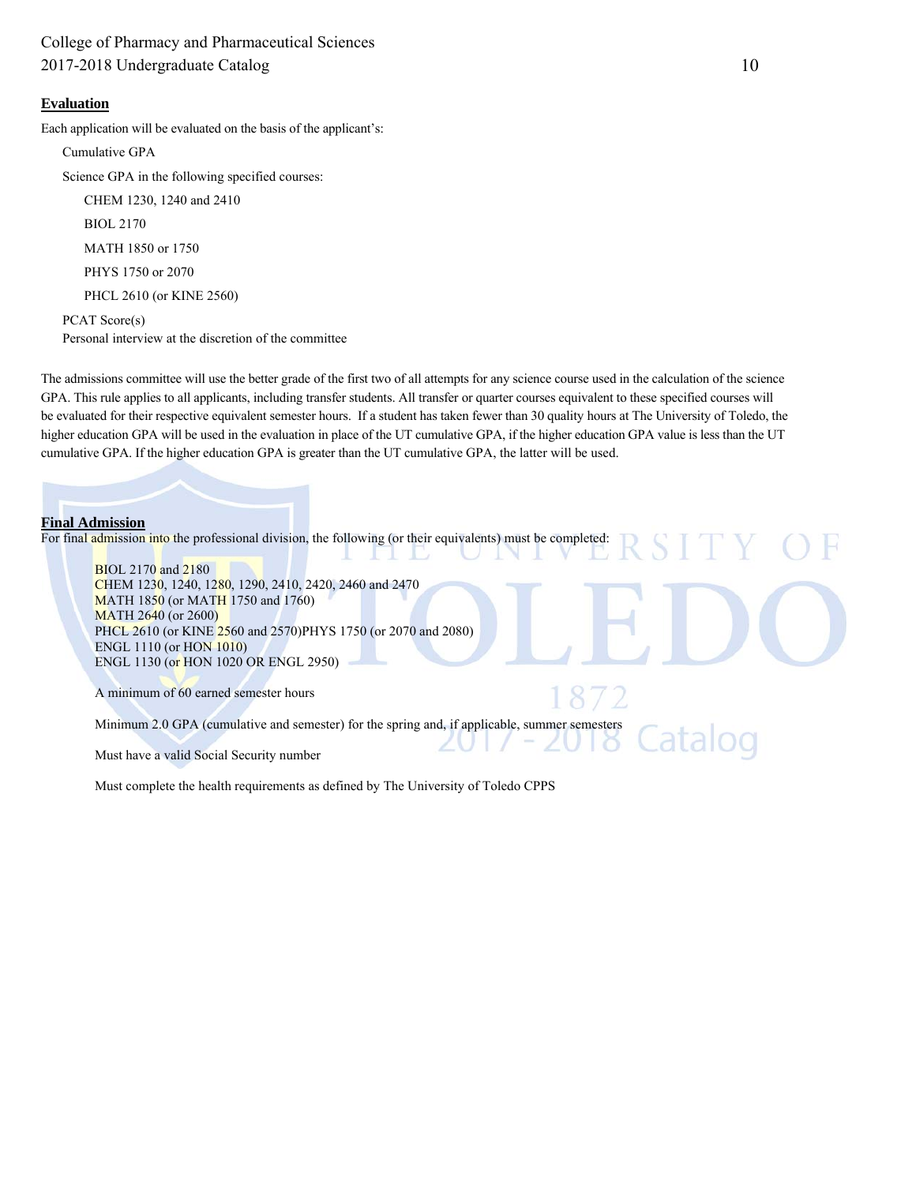## Evaluation

Each application will be evaluated on the basis of the applicant's:

- Cumulative GPA
- Science GPA in the following specified courses:
  - CHEM 1230, 1240 and 2410
  - BIOL 2170
  - MATH 1850 or 1750
  - PHYS 1750 or 2070
  - PHCL 2610 (or KINE 2560)
- PCAT Score(s)
- Personal interview at the discretion of the committee

The admissions committee will use the better grade of the first two of all attempts for any science course used in the calculation of the science GPA. This rule applies to all applicants, including transfer students. All transfer or quarter courses equivalent to these specified courses will be evaluated for their respective equivalent semester hours. If a student has taken fewer than 30 quality hours at The University of Toledo, the higher education GPA will be used in the evaluation in place of the UT cumulative GPA, if the higher education GPA value is less than the UT cumulative GPA. If the higher education GPA is greater than the UT cumulative GPA, the latter will be used.

## Final Admission

For final admission into the professional division, the following (or their equivalents) must be completed:

BIOL 2170 and 2180
CHEM 1230, 1240, 1280, 1290, 2410, 2420, 2460 and 2470
MATH 1850 (or MATH 1750 and 1760)
MATH 2640 (or 2600)
PHCL 2610 (or KINE 2560 and 2570)PHYS 1750 (or 2070 and 2080)
ENGL 1110 (or HON 1010)
ENGL 1130 (or HON 1020 OR ENGL 2950)

A minimum of 60 earned semester hours

Minimum 2.0 GPA (cumulative and semester) for the spring and, if applicable, summer semesters

Must have a valid Social Security number

Must complete the health requirements as defined by The University of Toledo CPPS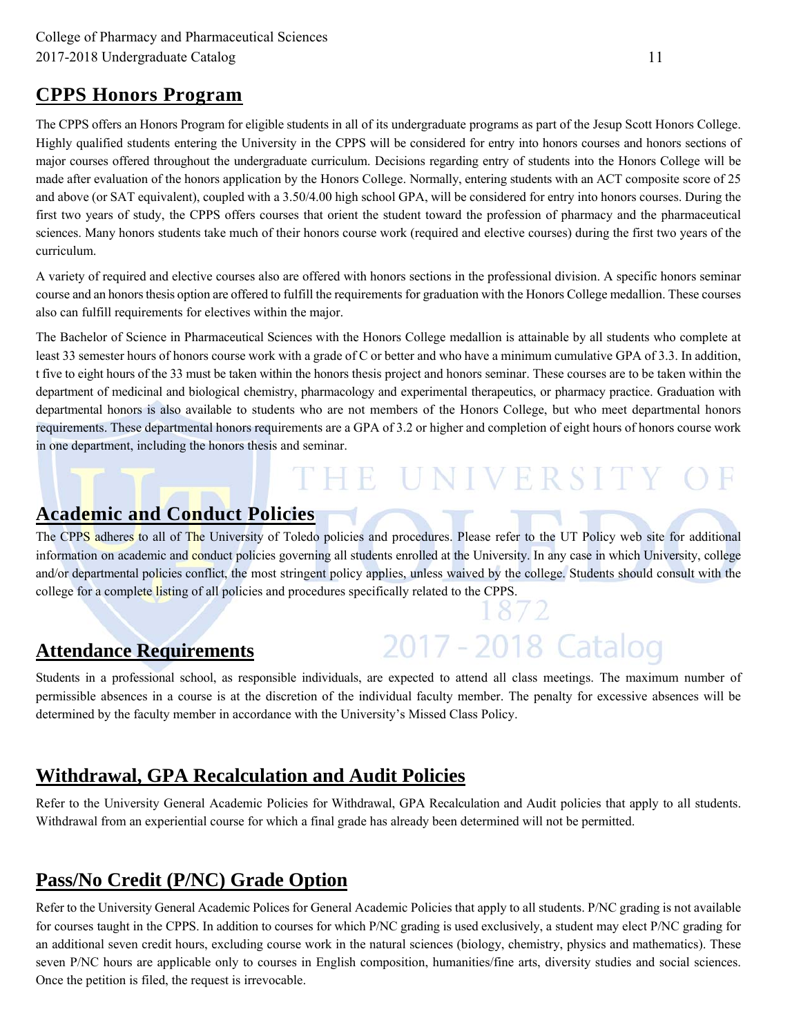## CPPS Honors Program

The CPPS offers an Honors Program for eligible students in all of its undergraduate programs as part of the Jesup Scott Honors College. Highly qualified students entering the University in the CPPS will be considered for entry into honors courses and honors sections of major courses offered throughout the undergraduate curriculum. Decisions regarding entry of students into the Honors College will be made after evaluation of the honors application by the Honors College. Normally, entering students with an ACT composite score of 25 and above (or SAT equivalent), coupled with a 3.50/4.00 high school GPA, will be considered for entry into honors courses. During the first two years of study, the CPPS offers courses that orient the student toward the profession of pharmacy and the pharmaceutical sciences. Many honors students take much of their honors course work (required and elective courses) during the first two years of the curriculum.

A variety of required and elective courses also are offered with honors sections in the professional division. A specific honors seminar course and an honors thesis option are offered to fulfill the requirements for graduation with the Honors College medallion. These courses also can fulfill requirements for electives within the major.

The Bachelor of Science in Pharmaceutical Sciences with the Honors College medallion is attainable by all students who complete at least 33 semester hours of honors course work with a grade of C or better and who have a minimum cumulative GPA of 3.3. In addition, t five to eight hours of the 33 must be taken within the honors thesis project and honors seminar. These courses are to be taken within the department of medicinal and biological chemistry, pharmacology and experimental therapeutics, or pharmacy practice. Graduation with departmental honors is also available to students who are not members of the Honors College, but who meet departmental honors requirements. These departmental honors requirements are a GPA of 3.2 or higher and completion of eight hours of honors course work in one department, including the honors thesis and seminar.

## Academic and Conduct Policies

The CPPS adheres to all of The University of Toledo policies and procedures. Please refer to the UT Policy web site for additional information on academic and conduct policies governing all students enrolled at the University. In any case in which University, college and/or departmental policies conflict, the most stringent policy applies, unless waived by the college. Students should consult with the college for a complete listing of all policies and procedures specifically related to the CPPS.

## Attendance Requirements

Students in a professional school, as responsible individuals, are expected to attend all class meetings. The maximum number of permissible absences in a course is at the discretion of the individual faculty member. The penalty for excessive absences will be determined by the faculty member in accordance with the University's Missed Class Policy.

## Withdrawal, GPA Recalculation and Audit Policies

Refer to the University General Academic Policies for Withdrawal, GPA Recalculation and Audit policies that apply to all students. Withdrawal from an experiential course for which a final grade has already been determined will not be permitted.

## Pass/No Credit (P/NC) Grade Option

Refer to the University General Academic Polices for General Academic Policies that apply to all students. P/NC grading is not available for courses taught in the CPPS. In addition to courses for which P/NC grading is used exclusively, a student may elect P/NC grading for an additional seven credit hours, excluding course work in the natural sciences (biology, chemistry, physics and mathematics). These seven P/NC hours are applicable only to courses in English composition, humanities/fine arts, diversity studies and social sciences. Once the petition is filed, the request is irrevocable.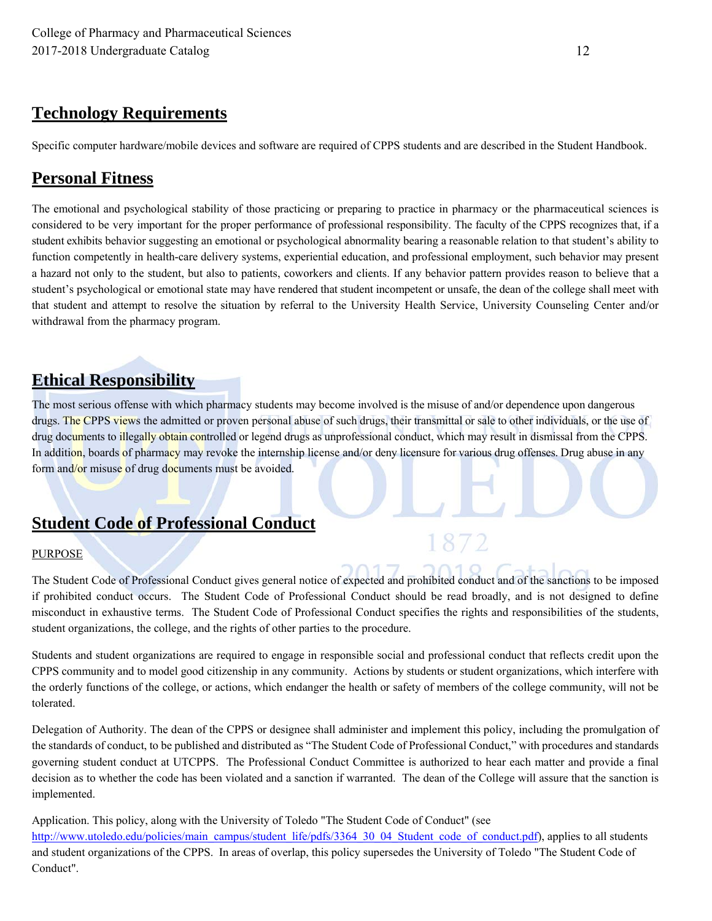## Technology Requirements

Specific computer hardware/mobile devices and software are required of CPPS students and are described in the Student Handbook.

## Personal Fitness

The emotional and psychological stability of those practicing or preparing to practice in pharmacy or the pharmaceutical sciences is considered to be very important for the proper performance of professional responsibility. The faculty of the CPPS recognizes that, if a student exhibits behavior suggesting an emotional or psychological abnormality bearing a reasonable relation to that student's ability to function competently in health-care delivery systems, experiential education, and professional employment, such behavior may present a hazard not only to the student, but also to patients, coworkers and clients. If any behavior pattern provides reason to believe that a student's psychological or emotional state may have rendered that student incompetent or unsafe, the dean of the college shall meet with that student and attempt to resolve the situation by referral to the University Health Service, University Counseling Center and/or withdrawal from the pharmacy program.

## Ethical Responsibility

The most serious offense with which pharmacy students may become involved is the misuse of and/or dependence upon dangerous drugs. The CPPS views the admitted or proven personal abuse of such drugs, their transmittal or sale to other individuals, or the use of drug documents to illegally obtain controlled or legend drugs as unprofessional conduct, which may result in dismissal from the CPPS. In addition, boards of pharmacy may revoke the internship license and/or deny licensure for various drug offenses. Drug abuse in any form and/or misuse of drug documents must be avoided.

## Student Code of Professional Conduct

PURPOSE

The Student Code of Professional Conduct gives general notice of expected and prohibited conduct and of the sanctions to be imposed if prohibited conduct occurs. The Student Code of Professional Conduct should be read broadly, and is not designed to define misconduct in exhaustive terms. The Student Code of Professional Conduct specifies the rights and responsibilities of the students, student organizations, the college, and the rights of other parties to the procedure.

Students and student organizations are required to engage in responsible social and professional conduct that reflects credit upon the CPPS community and to model good citizenship in any community. Actions by students or student organizations, which interfere with the orderly functions of the college, or actions, which endanger the health or safety of members of the college community, will not be tolerated.

Delegation of Authority. The dean of the CPPS or designee shall administer and implement this policy, including the promulgation of the standards of conduct, to be published and distributed as "The Student Code of Professional Conduct," with procedures and standards governing student conduct at UTCPPS. The Professional Conduct Committee is authorized to hear each matter and provide a final decision as to whether the code has been violated and a sanction if warranted. The dean of the College will assure that the sanction is implemented.

Application. This policy, along with the University of Toledo "The Student Code of Conduct" (see http://www.utoledo.edu/policies/main_campus/student_life/pdfs/3364_30_04_Student_code_of_conduct.pdf), applies to all students and student organizations of the CPPS. In areas of overlap, this policy supersedes the University of Toledo "The Student Code of Conduct".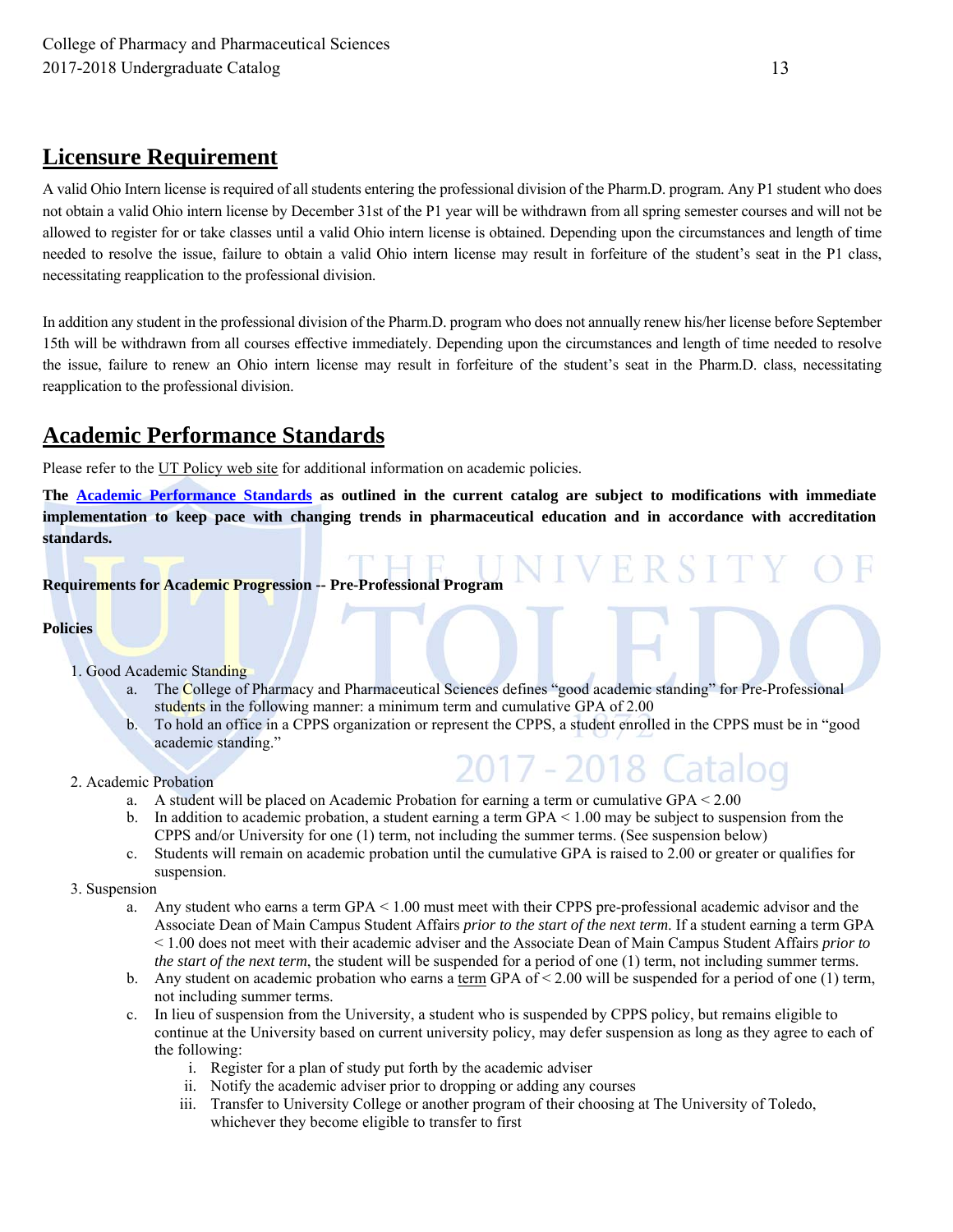## Licensure Requirement

A valid Ohio Intern license is required of all students entering the professional division of the Pharm.D. program. Any P1 student who does not obtain a valid Ohio intern license by December 31st of the P1 year will be withdrawn from all spring semester courses and will not be allowed to register for or take classes until a valid Ohio intern license is obtained. Depending upon the circumstances and length of time needed to resolve the issue, failure to obtain a valid Ohio intern license may result in forfeiture of the student's seat in the P1 class, necessitating reapplication to the professional division.

In addition any student in the professional division of the Pharm.D. program who does not annually renew his/her license before September 15th will be withdrawn from all courses effective immediately. Depending upon the circumstances and length of time needed to resolve the issue, failure to renew an Ohio intern license may result in forfeiture of the student's seat in the Pharm.D. class, necessitating reapplication to the professional division.

## Academic Performance Standards

Please refer to the UT Policy web site for additional information on academic policies.

**The Academic Performance Standards as outlined in the current catalog are subject to modifications with immediate implementation to keep pace with changing trends in pharmaceutical education and in accordance with accreditation standards.**

**Requirements for Academic Progression -- Pre-Professional Program**

**Policies**

1. Good Academic Standing
   a. The College of Pharmacy and Pharmaceutical Sciences defines "good academic standing" for Pre-Professional students in the following manner: a minimum term and cumulative GPA of 2.00
   b. To hold an office in a CPPS organization or represent the CPPS, a student enrolled in the CPPS must be in "good academic standing."
2. Academic Probation
   a. A student will be placed on Academic Probation for earning a term or cumulative GPA < 2.00
   b. In addition to academic probation, a student earning a term GPA < 1.00 may be subject to suspension from the CPPS and/or University for one (1) term, not including the summer terms. (See suspension below)
   c. Students will remain on academic probation until the cumulative GPA is raised to 2.00 or greater or qualifies for suspension.
3. Suspension
   a. Any student who earns a term GPA < 1.00 must meet with their CPPS pre-professional academic advisor and the Associate Dean of Main Campus Student Affairs *prior to the start of the next term*. If a student earning a term GPA < 1.00 does not meet with their academic adviser and the Associate Dean of Main Campus Student Affairs *prior to the start of the next term*, the student will be suspended for a period of one (1) term, not including summer terms.
   b. Any student on academic probation who earns a term GPA of < 2.00 will be suspended for a period of one (1) term, not including summer terms.
   c. In lieu of suspension from the University, a student who is suspended by CPPS policy, but remains eligible to continue at the University based on current university policy, may defer suspension as long as they agree to each of the following:
      i. Register for a plan of study put forth by the academic adviser
      ii. Notify the academic adviser prior to dropping or adding any courses
      iii. Transfer to University College or another program of their choosing at The University of Toledo, whichever they become eligible to transfer to first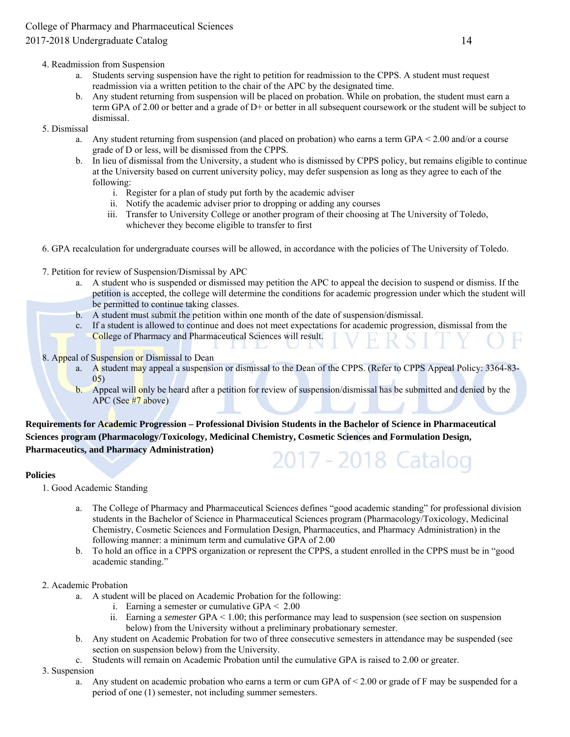4. Readmission from Suspension
    a. Students serving suspension have the right to petition for readmission to the CPPS. A student must request readmission via a written petition to the chair of the APC by the designated time.
    b. Any student returning from suspension will be placed on probation. While on probation, the student must earn a term GPA of 2.00 or better and a grade of D+ or better in all subsequent coursework or the student will be subject to dismissal.

5. Dismissal
    a. Any student returning from suspension (and placed on probation) who earns a term GPA < 2.00 and/or a course grade of D or less, will be dismissed from the CPPS.
    b. In lieu of dismissal from the University, a student who is dismissed by CPPS policy, but remains eligible to continue at the University based on current university policy, may defer suspension as long as they agree to each of the following:
        i. Register for a plan of study put forth by the academic adviser
        ii. Notify the academic adviser prior to dropping or adding any courses
        iii. Transfer to University College or another program of their choosing at The University of Toledo, whichever they become eligible to transfer to first

6. GPA recalculation for undergraduate courses will be allowed, in accordance with the policies of The University of Toledo.

7. Petition for review of Suspension/Dismissal by APC
    a. A student who is suspended or dismissed may petition the APC to appeal the decision to suspend or dismiss. If the petition is accepted, the college will determine the conditions for academic progression under which the student will be permitted to continue taking classes.
    b. A student must submit the petition within one month of the date of suspension/dismissal.
    c. If a student is allowed to continue and does not meet expectations for academic progression, dismissal from the College of Pharmacy and Pharmaceutical Sciences will result.

8. Appeal of Suspension or Dismissal to Dean
    a. A student may appeal a suspension or dismissal to the Dean of the CPPS. (Refer to CPPS Appeal Policy: 3364-83-05)
    b. Appeal will only be heard after a petition for review of suspension/dismissal has be submitted and denied by the APC (See #7 above)

**Requirements for Academic Progression – Professional Division Students in the Bachelor of Science in Pharmaceutical Sciences program (Pharmacology/Toxicology, Medicinal Chemistry, Cosmetic Sciences and Formulation Design, Pharmaceutics, and Pharmacy Administration)**

**Policies**

1. Good Academic Standing
    a. The College of Pharmacy and Pharmaceutical Sciences defines "good academic standing" for professional division students in the Bachelor of Science in Pharmaceutical Sciences program (Pharmacology/Toxicology, Medicinal Chemistry, Cosmetic Sciences and Formulation Design, Pharmaceutics, and Pharmacy Administration) in the following manner: a minimum term and cumulative GPA of 2.00
    b. To hold an office in a CPPS organization or represent the CPPS, a student enrolled in the CPPS must be in "good academic standing."

2. Academic Probation
    a. A student will be placed on Academic Probation for the following:
        i. Earning a semester or cumulative GPA < 2.00
        ii. Earning a *semester* GPA < 1.00; this performance may lead to suspension (see section on suspension below) from the University without a preliminary probationary semester.
    b. Any student on Academic Probation for two of three consecutive semesters in attendance may be suspended (see section on suspension below) from the University.
    c. Students will remain on Academic Probation until the cumulative GPA is raised to 2.00 or greater.

3. Suspension
    a. Any student on academic probation who earns a term or cum GPA of < 2.00 or grade of F may be suspended for a period of one (1) semester, not including summer semesters.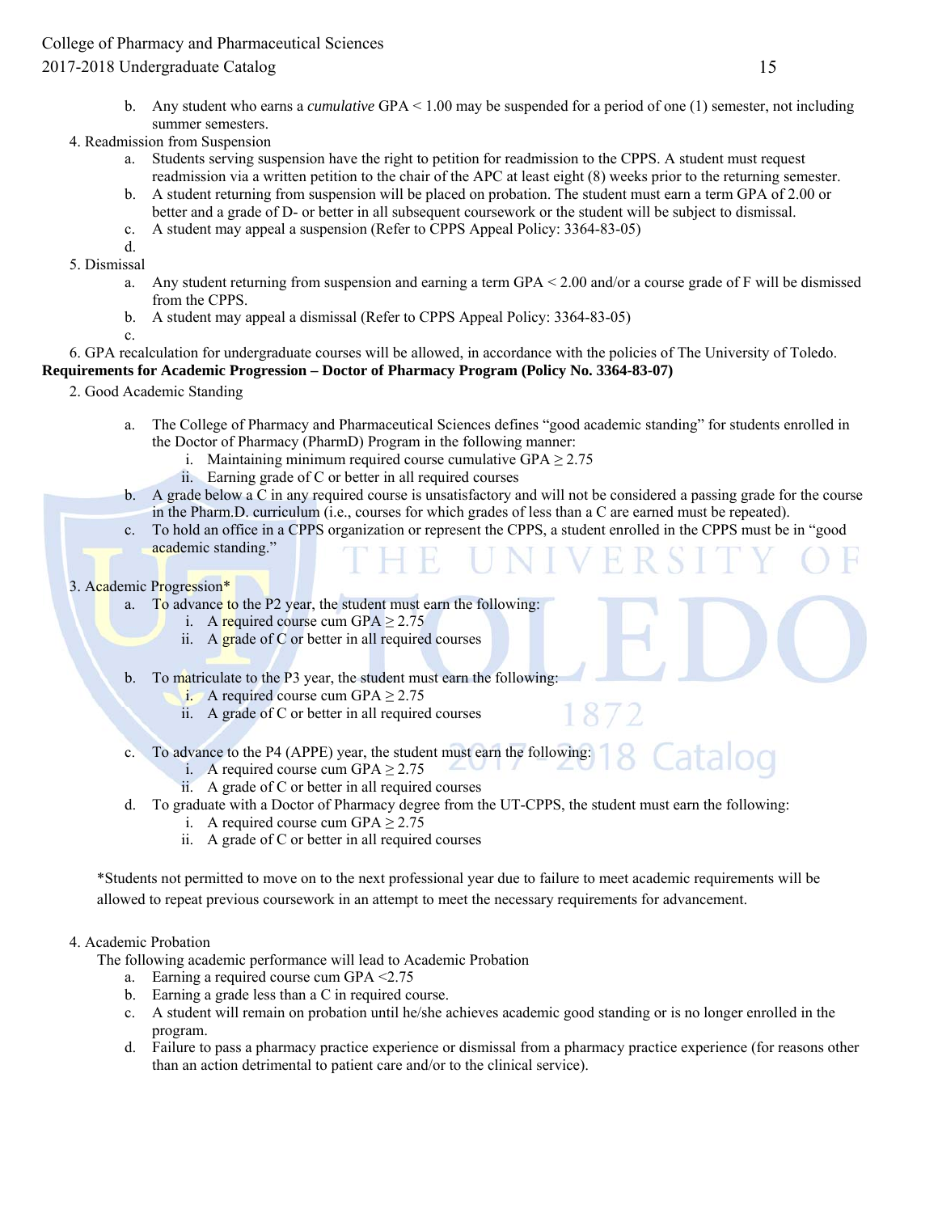b. Any student who earns a *cumulative* GPA < 1.00 may be suspended for a period of one (1) semester, not including summer semesters.

4. Readmission from Suspension
   a. Students serving suspension have the right to petition for readmission to the CPPS. A student must request readmission via a written petition to the chair of the APC at least eight (8) weeks prior to the returning semester.
   b. A student returning from suspension will be placed on probation. The student must earn a term GPA of 2.00 or better and a grade of D- or better in all subsequent coursework or the student will be subject to dismissal.
   c. A student may appeal a suspension (Refer to CPPS Appeal Policy: 3364-83-05)
   d.

5. Dismissal
   a. Any student returning from suspension and earning a term GPA < 2.00 and/or a course grade of F will be dismissed from the CPPS.
   b. A student may appeal a dismissal (Refer to CPPS Appeal Policy: 3364-83-05)
   c.

6. GPA recalculation for undergraduate courses will be allowed, in accordance with the policies of The University of Toledo.

**Requirements for Academic Progression – Doctor of Pharmacy Program (Policy No. 3364-83-07)**

2. Good Academic Standing
   a. The College of Pharmacy and Pharmaceutical Sciences defines "good academic standing" for students enrolled in the Doctor of Pharmacy (PharmD) Program in the following manner:
      i. Maintaining minimum required course cumulative GPA ≥ 2.75
      ii. Earning grade of C or better in all required courses
   b. A grade below a C in any required course is unsatisfactory and will not be considered a passing grade for the course in the Pharm.D. curriculum (i.e., courses for which grades of less than a C are earned must be repeated).
   c. To hold an office in a CPPS organization or represent the CPPS, a student enrolled in the CPPS must be in "good academic standing."

3. Academic Progression*
   a. To advance to the P2 year, the student must earn the following:
      i. A required course cum GPA ≥ 2.75
      ii. A grade of C or better in all required courses
   b. To matriculate to the P3 year, the student must earn the following:
      i. A required course cum GPA ≥ 2.75
      ii. A grade of C or better in all required courses
   c. To advance to the P4 (APPE) year, the student must earn the following:
      i. A required course cum GPA ≥ 2.75
      ii. A grade of C or better in all required courses
   d. To graduate with a Doctor of Pharmacy degree from the UT-CPPS, the student must earn the following:
      i. A required course cum GPA ≥ 2.75
      ii. A grade of C or better in all required courses

*Students not permitted to move on to the next professional year due to failure to meet academic requirements will be allowed to repeat previous coursework in an attempt to meet the necessary requirements for advancement.

4. Academic Probation
   The following academic performance will lead to Academic Probation
   a. Earning a required course cum GPA <2.75
   b. Earning a grade less than a C in required course.
   c. A student will remain on probation until he/she achieves academic good standing or is no longer enrolled in the program.
   d. Failure to pass a pharmacy practice experience or dismissal from a pharmacy practice experience (for reasons other than an action detrimental to patient care and/or to the clinical service).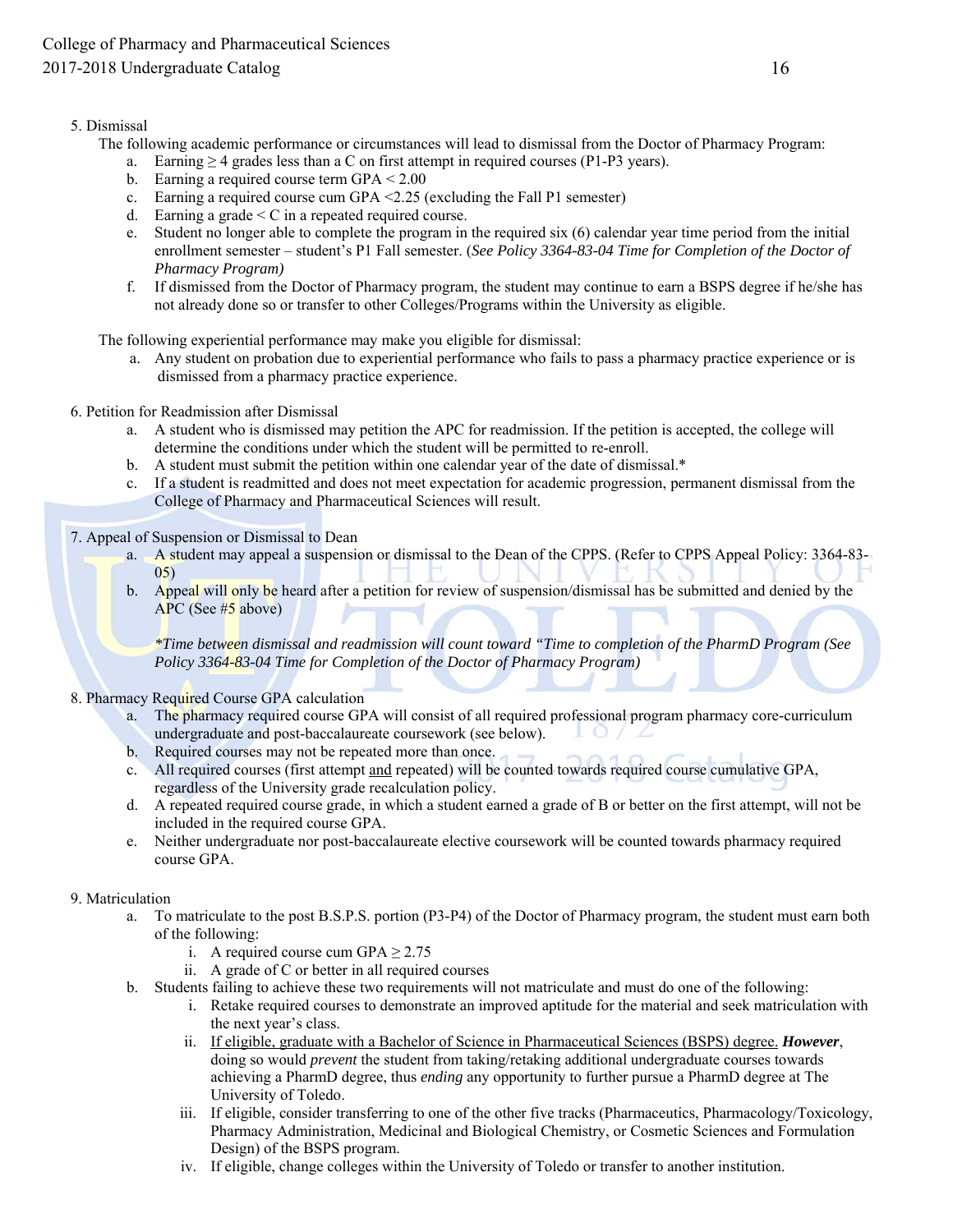5. Dismissal

The following academic performance or circumstances will lead to dismissal from the Doctor of Pharmacy Program:

a. Earning $\geq$ 4 grades less than a C on first attempt in required courses (P1-P3 years).
b. Earning a required course term GPA < 2.00
c. Earning a required course cum GPA <2.25 (excluding the Fall P1 semester)
d. Earning a grade < C in a repeated required course.
e. Student no longer able to complete the program in the required six (6) calendar year time period from the initial enrollment semester – student's P1 Fall semester. (*See Policy 3364-83-04 Time for Completion of the Doctor of Pharmacy Program)*
f. If dismissed from the Doctor of Pharmacy program, the student may continue to earn a BSPS degree if he/she has not already done so or transfer to other Colleges/Programs within the University as eligible.

The following experiential performance may make you eligible for dismissal:

a. Any student on probation due to experiential performance who fails to pass a pharmacy practice experience or is dismissed from a pharmacy practice experience.

6. Petition for Readmission after Dismissal

a. A student who is dismissed may petition the APC for readmission. If the petition is accepted, the college will determine the conditions under which the student will be permitted to re-enroll.
b. A student must submit the petition within one calendar year of the date of dismissal.*
c. If a student is readmitted and does not meet expectation for academic progression, permanent dismissal from the College of Pharmacy and Pharmaceutical Sciences will result.

7. Appeal of Suspension or Dismissal to Dean

a. A student may appeal a suspension or dismissal to the Dean of the CPPS. (Refer to CPPS Appeal Policy: 3364-83-05)
b. Appeal will only be heard after a petition for review of suspension/dismissal has be submitted and denied by the APC (See #5 above)

*\*Time between dismissal and readmission will count toward "Time to completion of the PharmD Program (See Policy 3364-83-04 Time for Completion of the Doctor of Pharmacy Program)*

8. Pharmacy Required Course GPA calculation

a. The pharmacy required course GPA will consist of all required professional program pharmacy core-curriculum undergraduate and post-baccalaureate coursework (see below).
b. Required courses may not be repeated more than once.
c. All required courses (first attempt <u>and</u> repeated) will be counted towards required course cumulative GPA, regardless of the University grade recalculation policy.
d. A repeated required course grade, in which a student earned a grade of B or better on the first attempt, will not be included in the required course GPA.
e. Neither undergraduate nor post-baccalaureate elective coursework will be counted towards pharmacy required course GPA.

9. Matriculation

a. To matriculate to the post B.S.P.S. portion (P3-P4) of the Doctor of Pharmacy program, the student must earn both of the following:
    i. A required course cum GPA $\geq$ 2.75
    ii. A grade of C or better in all required courses
b. Students failing to achieve these two requirements will not matriculate and must do one of the following:
    i. Retake required courses to demonstrate an improved aptitude for the material and seek matriculation with the next year's class.
    ii. <u>If eligible, graduate with a Bachelor of Science in Pharmaceutical Sciences (BSPS) degree.</u> ***However***, doing so would *prevent* the student from taking/retaking additional undergraduate courses towards achieving a PharmD degree, thus *ending* any opportunity to further pursue a PharmD degree at The University of Toledo.
    iii. If eligible, consider transferring to one of the other five tracks (Pharmaceutics, Pharmacology/Toxicology, Pharmacy Administration, Medicinal and Biological Chemistry, or Cosmetic Sciences and Formulation Design) of the BSPS program.
    iv. If eligible, change colleges within the University of Toledo or transfer to another institution.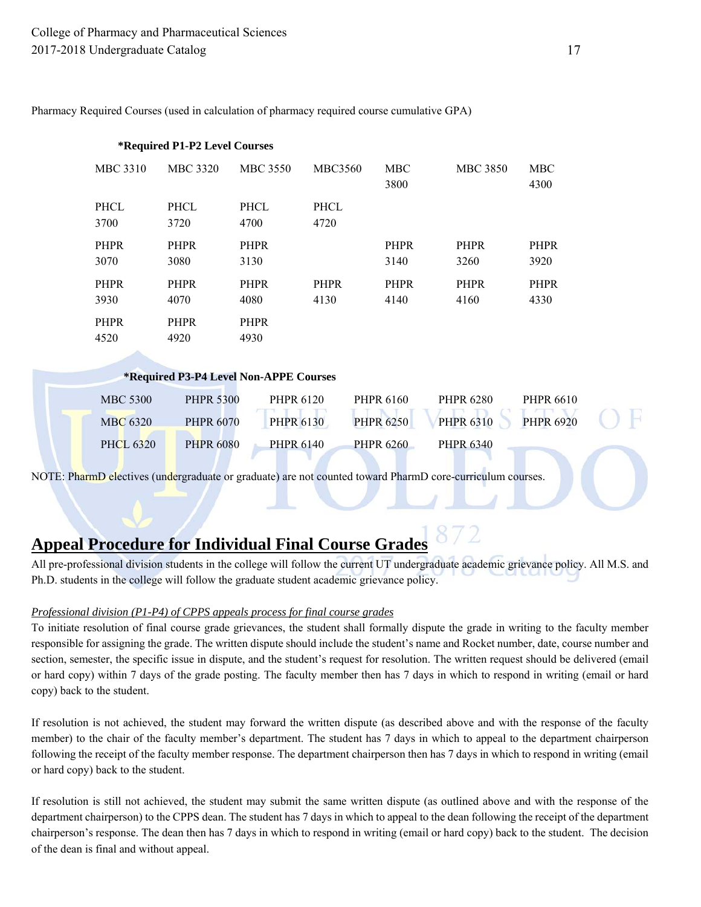Pharmacy Required Courses (used in calculation of pharmacy required course cumulative GPA)

**\*Required P1-P2 Level Courses**

| | | | | | | |
|---|---|---|---|---|---|---|
| MBC 3310 | MBC 3320 | MBC 3550 | MBC3560 | MBC 3800 | MBC 3850 | MBC 4300 |
| PHCL 3700 | PHCL 3720 | PHCL 4700 | PHCL 4720 | | | |
| PHPR 3070 | PHPR 3080 | PHPR 3130 | | PHPR 3140 | PHPR 3260 | PHPR 3920 |
| PHPR 3930 | PHPR 4070 | PHPR 4080 | PHPR 4130 | PHPR 4140 | PHPR 4160 | PHPR 4330 |
| PHPR 4520 | PHPR 4920 | PHPR 4930 | | | | |

**\*Required P3-P4 Level Non-APPE Courses**

| | | | | | |
|---|---|---|---|---|---|
| MBC 5300 | PHPR 5300 | PHPR 6120 | PHPR 6160 | PHPR 6280 | PHPR 6610 |
| MBC 6320 | PHPR 6070 | PHPR 6130 | PHPR 6250 | PHPR 6310 | PHPR 6920 |
| PHCL 6320 | PHPR 6080 | PHPR 6140 | PHPR 6260 | PHPR 6340 | |

NOTE: PharmD electives (undergraduate or graduate) are not counted toward PharmD core-curriculum courses.

## Appeal Procedure for Individual Final Course Grades

All pre-professional division students in the college will follow the current UT undergraduate academic grievance policy. All M.S. and Ph.D. students in the college will follow the graduate student academic grievance policy.

*Professional division (P1-P4) of CPPS appeals process for final course grades*

To initiate resolution of final course grade grievances, the student shall formally dispute the grade in writing to the faculty member responsible for assigning the grade. The written dispute should include the student's name and Rocket number, date, course number and section, semester, the specific issue in dispute, and the student's request for resolution. The written request should be delivered (email or hard copy) within 7 days of the grade posting. The faculty member then has 7 days in which to respond in writing (email or hard copy) back to the student.

If resolution is not achieved, the student may forward the written dispute (as described above and with the response of the faculty member) to the chair of the faculty member's department. The student has 7 days in which to appeal to the department chairperson following the receipt of the faculty member response. The department chairperson then has 7 days in which to respond in writing (email or hard copy) back to the student.

If resolution is still not achieved, the student may submit the same written dispute (as outlined above and with the response of the department chairperson) to the CPPS dean. The student has 7 days in which to appeal to the dean following the receipt of the department chairperson's response. The dean then has 7 days in which to respond in writing (email or hard copy) back to the student. The decision of the dean is final and without appeal.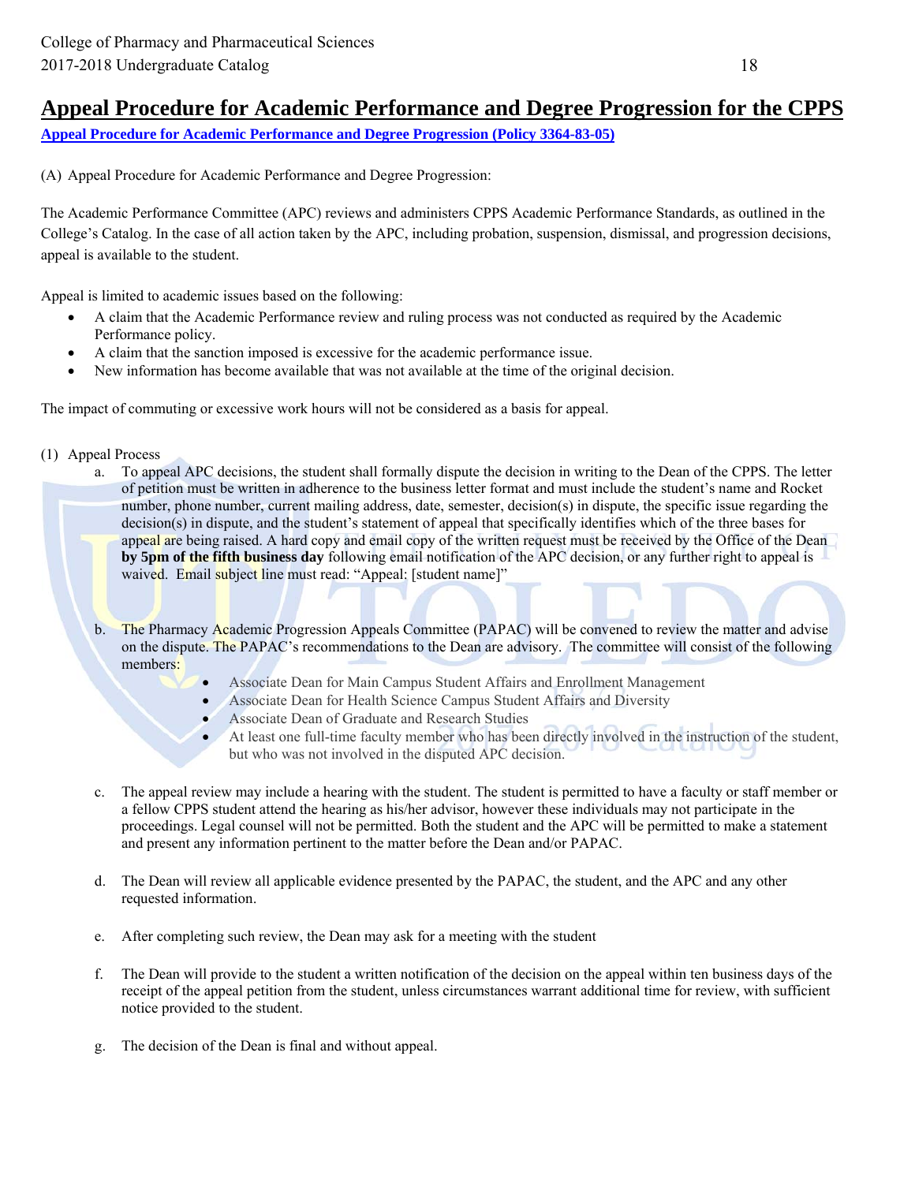## Appeal Procedure for Academic Performance and Degree Progression for the CPPS

**Appeal Procedure for Academic Performance and Degree Progression (Policy 3364-83-05)**

(A) Appeal Procedure for Academic Performance and Degree Progression:

The Academic Performance Committee (APC) reviews and administers CPPS Academic Performance Standards, as outlined in the College's Catalog. In the case of all action taken by the APC, including probation, suspension, dismissal, and progression decisions, appeal is available to the student.

Appeal is limited to academic issues based on the following:

- A claim that the Academic Performance review and ruling process was not conducted as required by the Academic Performance policy.
- A claim that the sanction imposed is excessive for the academic performance issue.
- New information has become available that was not available at the time of the original decision.

The impact of commuting or excessive work hours will not be considered as a basis for appeal.

(1) Appeal Process

a. To appeal APC decisions, the student shall formally dispute the decision in writing to the Dean of the CPPS. The letter of petition must be written in adherence to the business letter format and must include the student's name and Rocket number, phone number, current mailing address, date, semester, decision(s) in dispute, the specific issue regarding the decision(s) in dispute, and the student's statement of appeal that specifically identifies which of the three bases for appeal are being raised. A hard copy and email copy of the written request must be received by the Office of the Dean **by 5pm of the fifth business day** following email notification of the APC decision, or any further right to appeal is waived. Email subject line must read: "Appeal: [student name]"

b. The Pharmacy Academic Progression Appeals Committee (PAPAC) will be convened to review the matter and advise on the dispute. The PAPAC's recommendations to the Dean are advisory. The committee will consist of the following members:

- Associate Dean for Main Campus Student Affairs and Enrollment Management
- Associate Dean for Health Science Campus Student Affairs and Diversity
- Associate Dean of Graduate and Research Studies
- At least one full-time faculty member who has been directly involved in the instruction of the student, but who was not involved in the disputed APC decision.

c. The appeal review may include a hearing with the student. The student is permitted to have a faculty or staff member or a fellow CPPS student attend the hearing as his/her advisor, however these individuals may not participate in the proceedings. Legal counsel will not be permitted. Both the student and the APC will be permitted to make a statement and present any information pertinent to the matter before the Dean and/or PAPAC.

d. The Dean will review all applicable evidence presented by the PAPAC, the student, and the APC and any other requested information.

e. After completing such review, the Dean may ask for a meeting with the student

f. The Dean will provide to the student a written notification of the decision on the appeal within ten business days of the receipt of the appeal petition from the student, unless circumstances warrant additional time for review, with sufficient notice provided to the student.

g. The decision of the Dean is final and without appeal.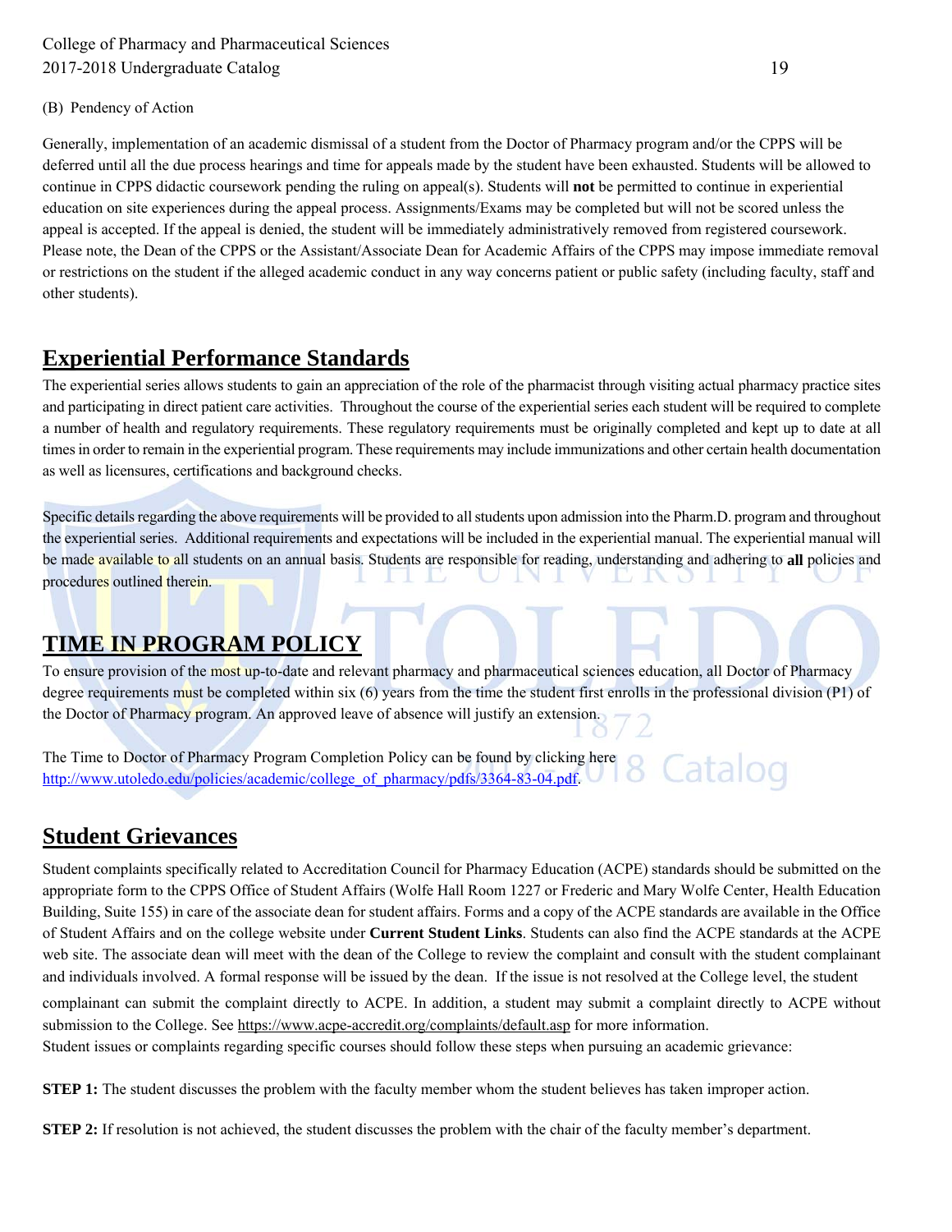(B) Pendency of Action

Generally, implementation of an academic dismissal of a student from the Doctor of Pharmacy program and/or the CPPS will be deferred until all the due process hearings and time for appeals made by the student have been exhausted. Students will be allowed to continue in CPPS didactic coursework pending the ruling on appeal(s). Students will **not** be permitted to continue in experiential education on site experiences during the appeal process. Assignments/Exams may be completed but will not be scored unless the appeal is accepted. If the appeal is denied, the student will be immediately administratively removed from registered coursework. Please note, the Dean of the CPPS or the Assistant/Associate Dean for Academic Affairs of the CPPS may impose immediate removal or restrictions on the student if the alleged academic conduct in any way concerns patient or public safety (including faculty, staff and other students).

## Experiential Performance Standards

The experiential series allows students to gain an appreciation of the role of the pharmacist through visiting actual pharmacy practice sites and participating in direct patient care activities. Throughout the course of the experiential series each student will be required to complete a number of health and regulatory requirements. These regulatory requirements must be originally completed and kept up to date at all times in order to remain in the experiential program. These requirements may include immunizations and other certain health documentation as well as licensures, certifications and background checks.

Specific details regarding the above requirements will be provided to all students upon admission into the Pharm.D. program and throughout the experiential series. Additional requirements and expectations will be included in the experiential manual. The experiential manual will be made available to all students on an annual basis. Students are responsible for reading, understanding and adhering to **all** policies and procedures outlined therein.

## TIME IN PROGRAM POLICY

To ensure provision of the most up-to-date and relevant pharmacy and pharmaceutical sciences education, all Doctor of Pharmacy degree requirements must be completed within six (6) years from the time the student first enrolls in the professional division (P1) of the Doctor of Pharmacy program. An approved leave of absence will justify an extension.

The Time to Doctor of Pharmacy Program Completion Policy can be found by clicking here http://www.utoledo.edu/policies/academic/college_of_pharmacy/pdfs/3364-83-04.pdf.

## Student Grievances

Student complaints specifically related to Accreditation Council for Pharmacy Education (ACPE) standards should be submitted on the appropriate form to the CPPS Office of Student Affairs (Wolfe Hall Room 1227 or Frederic and Mary Wolfe Center, Health Education Building, Suite 155) in care of the associate dean for student affairs. Forms and a copy of the ACPE standards are available in the Office of Student Affairs and on the college website under **Current Student Links**. Students can also find the ACPE standards at the ACPE web site. The associate dean will meet with the dean of the College to review the complaint and consult with the student complainant and individuals involved. A formal response will be issued by the dean. If the issue is not resolved at the College level, the student complainant can submit the complaint directly to ACPE. In addition, a student may submit a complaint directly to ACPE without submission to the College. See https://www.acpe-accredit.org/complaints/default.asp for more information.
Student issues or complaints regarding specific courses should follow these steps when pursuing an academic grievance:

**STEP 1:** The student discusses the problem with the faculty member whom the student believes has taken improper action.

**STEP 2:** If resolution is not achieved, the student discusses the problem with the chair of the faculty member's department.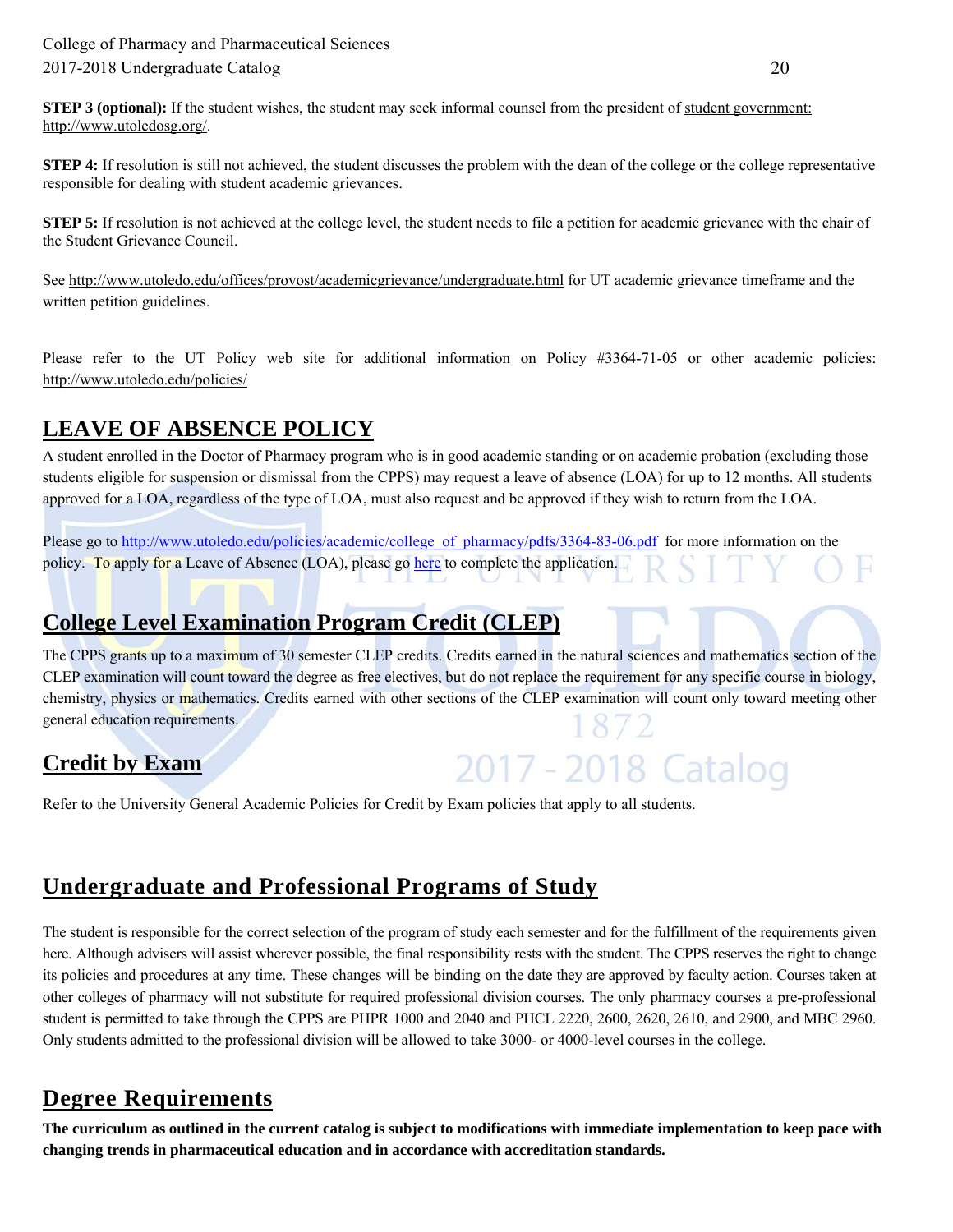**STEP 3 (optional):** If the student wishes, the student may seek informal counsel from the president of student government: http://www.utoledosg.org/.

**STEP 4:** If resolution is still not achieved, the student discusses the problem with the dean of the college or the college representative responsible for dealing with student academic grievances.

**STEP 5:** If resolution is not achieved at the college level, the student needs to file a petition for academic grievance with the chair of the Student Grievance Council.

See http://www.utoledo.edu/offices/provost/academicgrievance/undergraduate.html for UT academic grievance timeframe and the written petition guidelines.

Please refer to the UT Policy web site for additional information on Policy #3364-71-05 or other academic policies: http://www.utoledo.edu/policies/

## LEAVE OF ABSENCE POLICY

A student enrolled in the Doctor of Pharmacy program who is in good academic standing or on academic probation (excluding those students eligible for suspension or dismissal from the CPPS) may request a leave of absence (LOA) for up to 12 months. All students approved for a LOA, regardless of the type of LOA, must also request and be approved if they wish to return from the LOA.

Please go to http://www.utoledo.edu/policies/academic/college_of_pharmacy/pdfs/3364-83-06.pdf for more information on the policy. To apply for a Leave of Absence (LOA), please go here to complete the application.

## College Level Examination Program Credit (CLEP)

The CPPS grants up to a maximum of 30 semester CLEP credits. Credits earned in the natural sciences and mathematics section of the CLEP examination will count toward the degree as free electives, but do not replace the requirement for any specific course in biology, chemistry, physics or mathematics. Credits earned with other sections of the CLEP examination will count only toward meeting other general education requirements.

## Credit by Exam

Refer to the University General Academic Policies for Credit by Exam policies that apply to all students.

## Undergraduate and Professional Programs of Study

The student is responsible for the correct selection of the program of study each semester and for the fulfillment of the requirements given here. Although advisers will assist wherever possible, the final responsibility rests with the student. The CPPS reserves the right to change its policies and procedures at any time. These changes will be binding on the date they are approved by faculty action. Courses taken at other colleges of pharmacy will not substitute for required professional division courses. The only pharmacy courses a pre-professional student is permitted to take through the CPPS are PHPR 1000 and 2040 and PHCL 2220, 2600, 2620, 2610, and 2900, and MBC 2960. Only students admitted to the professional division will be allowed to take 3000- or 4000-level courses in the college.

## Degree Requirements

**The curriculum as outlined in the current catalog is subject to modifications with immediate implementation to keep pace with changing trends in pharmaceutical education and in accordance with accreditation standards.**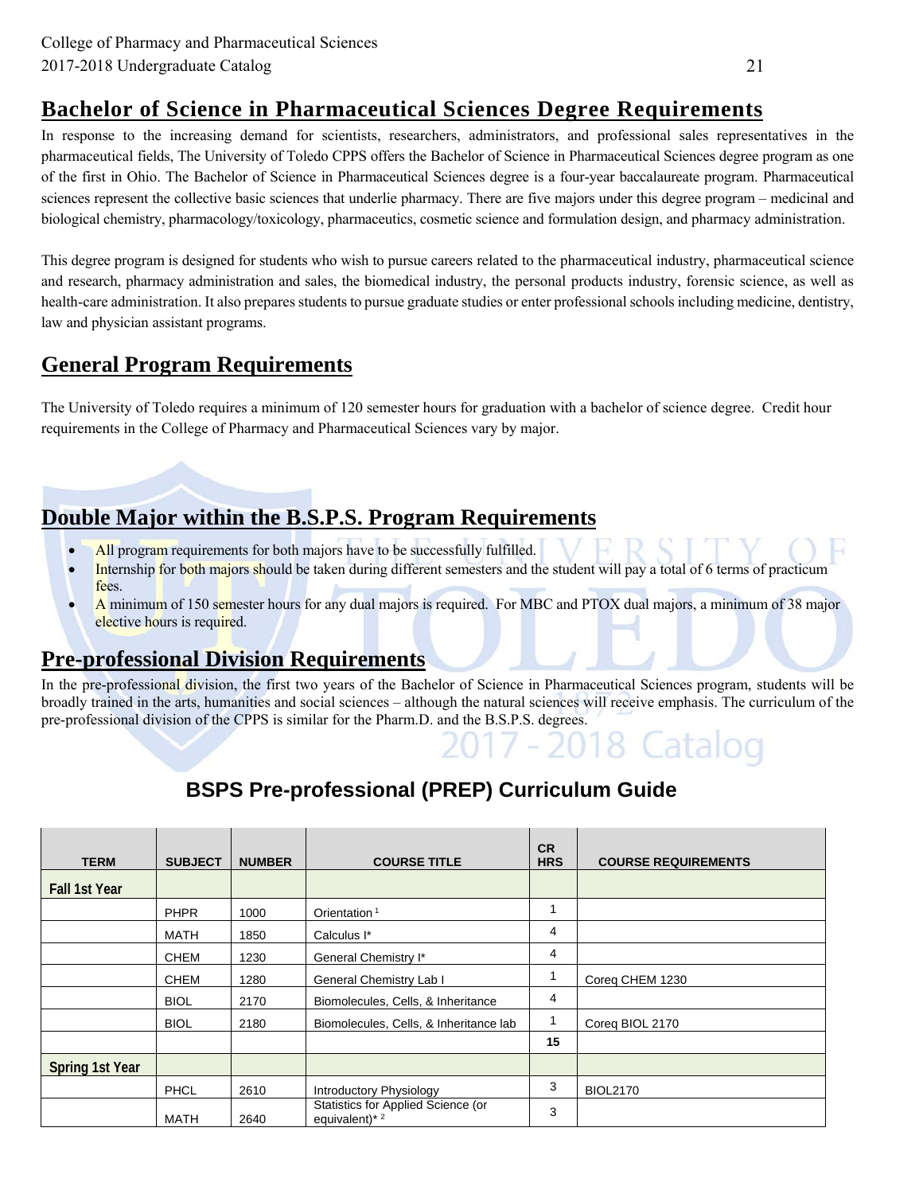## Bachelor of Science in Pharmaceutical Sciences Degree Requirements

In response to the increasing demand for scientists, researchers, administrators, and professional sales representatives in the pharmaceutical fields, The University of Toledo CPPS offers the Bachelor of Science in Pharmaceutical Sciences degree program as one of the first in Ohio. The Bachelor of Science in Pharmaceutical Sciences degree is a four-year baccalaureate program. Pharmaceutical sciences represent the collective basic sciences that underlie pharmacy. There are five majors under this degree program – medicinal and biological chemistry, pharmacology/toxicology, pharmaceutics, cosmetic science and formulation design, and pharmacy administration.

This degree program is designed for students who wish to pursue careers related to the pharmaceutical industry, pharmaceutical science and research, pharmacy administration and sales, the biomedical industry, the personal products industry, forensic science, as well as health-care administration. It also prepares students to pursue graduate studies or enter professional schools including medicine, dentistry, law and physician assistant programs.

## General Program Requirements

The University of Toledo requires a minimum of 120 semester hours for graduation with a bachelor of science degree. Credit hour requirements in the College of Pharmacy and Pharmaceutical Sciences vary by major.

## Double Major within the B.S.P.S. Program Requirements

- All program requirements for both majors have to be successfully fulfilled.
- Internship for both majors should be taken during different semesters and the student will pay a total of 6 terms of practicum fees.
- A minimum of 150 semester hours for any dual majors is required. For MBC and PTOX dual majors, a minimum of 38 major elective hours is required.

## Pre-professional Division Requirements

In the pre-professional division, the first two years of the Bachelor of Science in Pharmaceutical Sciences program, students will be broadly trained in the arts, humanities and social sciences – although the natural sciences will receive emphasis. The curriculum of the pre-professional division of the CPPS is similar for the Pharm.D. and the B.S.P.S. degrees.

### BSPS Pre-professional (PREP) Curriculum Guide

| TERM | SUBJECT | NUMBER | COURSE TITLE | CR HRS | COURSE REQUIREMENTS |
|---|---|---|---|---|---|
| **Fall 1st Year** | | | | | |
| | PHPR | 1000 | Orientation [1] | 1 | |
| | MATH | 1850 | Calculus I* | 4 | |
| | CHEM | 1230 | General Chemistry I* | 4 | |
| | CHEM | 1280 | General Chemistry Lab I | 1 | Coreq CHEM 1230 |
| | BIOL | 2170 | Biomolecules, Cells, & Inheritance | 4 | |
| | BIOL | 2180 | Biomolecules, Cells, & Inheritance lab | 1 | Coreq BIOL 2170 |
| | | | | **15** | |
| **Spring 1st Year** | | | | | |
| | PHCL | 2610 | Introductory Physiology | 3 | BIOL2170 |
| | MATH | 2640 | Statistics for Applied Science (or equivalent)* [2] | 3 | |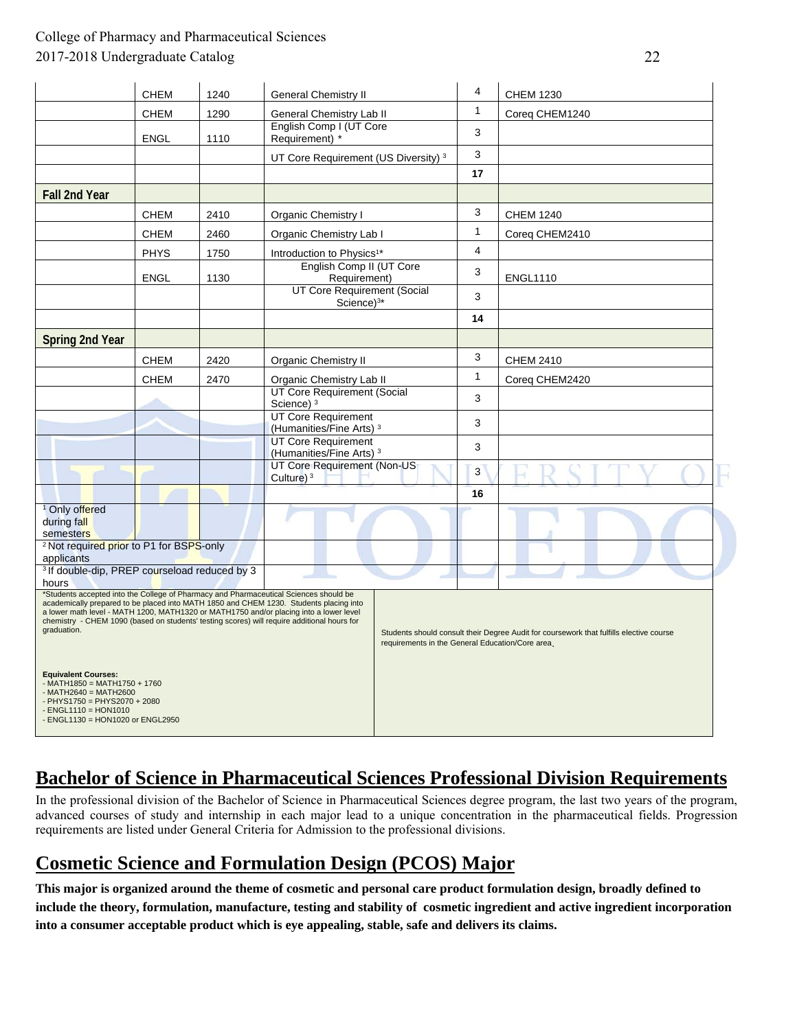| | | | | | |
|---|---|---|---|---|---|
| | CHEM | 1240 | General Chemistry II | 4 | CHEM 1230 |
| | CHEM | 1290 | General Chemistry Lab II | 1 | Coreq CHEM1240 |
| | ENGL | 1110 | English Comp I (UT Core Requirement) * | 3 | |
| | | | UT Core Requirement (US Diversity) [3] | 3 | |
| | | | | **17** | |
| **Fall 2nd Year** | | | | | |
| | CHEM | 2410 | Organic Chemistry I | 3 | CHEM 1240 |
| | CHEM | 2460 | Organic Chemistry Lab I | 1 | Coreq CHEM2410 |
| | PHYS | 1750 | Introduction to Physics[1]* | 4 | |
| | ENGL | 1130 | English Comp II (UT Core Requirement) | 3 | ENGL1110 |
| | | | UT Core Requirement (Social Science)[3]* | 3 | |
| | | | | **14** | |
| **Spring 2nd Year** | | | | | |
| | CHEM | 2420 | Organic Chemistry II | 3 | CHEM 2410 |
| | CHEM | 2470 | Organic Chemistry Lab II | 1 | Coreq CHEM2420 |
| | | | UT Core Requirement (Social Science) [3] | 3 | |
| | | | UT Core Requirement (Humanities/Fine Arts) [3] | 3 | |
| | | | UT Core Requirement (Humanities/Fine Arts) [3] | 3 | |
| | | | UT Core Requirement (Non-US Culture) [3] | 3 | |
| | | | | **16** | |
| [1] Only offered during fall semesters | | | | | |
| [2] Not required prior to P1 for BSPS-only applicants | | | | | |
| [3] If double-dip, PREP courseload reduced by 3 hours | | | | | |

*Students accepted into the College of Pharmacy and Pharmaceutical Sciences should be academically prepared to be placed into MATH 1850 and CHEM 1230. Students placing into a lower math level - MATH 1200, MATH1320 or MATH1750 and/or placing into a lower level chemistry - CHEM 1090 (based on students' testing scores) will require additional hours for graduation.

**Equivalent Courses:**
- MATH1850 = MATH1750 + 1760
- MATH2640 = MATH2600
- PHYS1750 = PHYS2070 + 2080
- ENGL1110 = HON1010
- ENGL1130 = HON1020 or ENGL2950

Students should consult their Degree Audit for coursework that fulfills elective course requirements in the General Education/Core area.

## Bachelor of Science in Pharmaceutical Sciences Professional Division Requirements

In the professional division of the Bachelor of Science in Pharmaceutical Sciences degree program, the last two years of the program, advanced courses of study and internship in each major lead to a unique concentration in the pharmaceutical fields. Progression requirements are listed under General Criteria for Admission to the professional divisions.

## Cosmetic Science and Formulation Design (PCOS) Major

**This major is organized around the theme of cosmetic and personal care product formulation design, broadly defined to include the theory, formulation, manufacture, testing and stability of cosmetic ingredient and active ingredient incorporation into a consumer acceptable product which is eye appealing, stable, safe and delivers its claims.**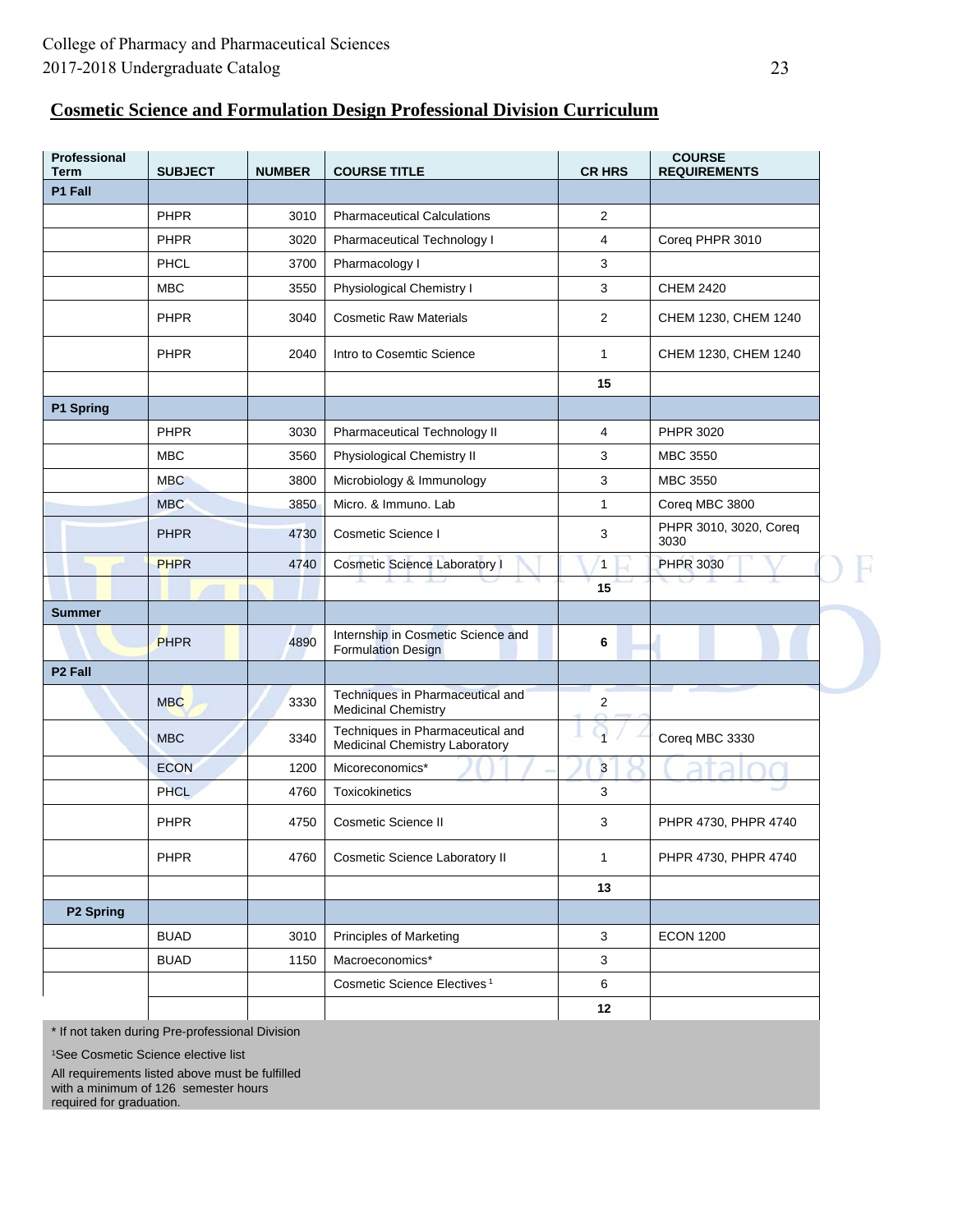## Cosmetic Science and Formulation Design Professional Division Curriculum

| Professional Term | SUBJECT | NUMBER | COURSE TITLE | CR HRS | COURSE REQUIREMENTS |
|---|---|---|---|---|---|
| **P1 Fall** | | | | | |
| | PHPR | 3010 | Pharmaceutical Calculations | 2 | |
| | PHPR | 3020 | Pharmaceutical Technology I | 4 | Coreq PHPR 3010 |
| | PHCL | 3700 | Pharmacology I | 3 | |
| | MBC | 3550 | Physiological Chemistry I | 3 | CHEM 2420 |
| | PHPR | 3040 | Cosmetic Raw Materials | 2 | CHEM 1230, CHEM 1240 |
| | PHPR | 2040 | Intro to Cosemtic Science | 1 | CHEM 1230, CHEM 1240 |
| | | | | **15** | |
| **P1 Spring** | | | | | |
| | PHPR | 3030 | Pharmaceutical Technology II | 4 | PHPR 3020 |
| | MBC | 3560 | Physiological Chemistry II | 3 | MBC 3550 |
| | MBC | 3800 | Microbiology & Immunology | 3 | MBC 3550 |
| | MBC | 3850 | Micro. & Immuno. Lab | 1 | Coreq MBC 3800 |
| | PHPR | 4730 | Cosmetic Science I | 3 | PHPR 3010, 3020, Coreq 3030 |
| | PHPR | 4740 | Cosmetic Science Laboratory I | 1 | PHPR 3030 |
| | | | | **15** | |
| **Summer** | | | | | |
| | PHPR | 4890 | Internship in Cosmetic Science and Formulation Design | **6** | |
| **P2 Fall** | | | | | |
| | MBC | 3330 | Techniques in Pharmaceutical and Medicinal Chemistry | 2 | |
| | MBC | 3340 | Techniques in Pharmaceutical and Medicinal Chemistry Laboratory | 1 | Coreq MBC 3330 |
| | ECON | 1200 | Micoreconomics* | 3 | |
| | PHCL | 4760 | Toxicokinetics | 3 | |
| | PHPR | 4750 | Cosmetic Science II | 3 | PHPR 4730, PHPR 4740 |
| | PHPR | 4760 | Cosmetic Science Laboratory II | 1 | PHPR 4730, PHPR 4740 |
| | | | | **13** | |
| **P2 Spring** | | | | | |
| | BUAD | 3010 | Principles of Marketing | 3 | ECON 1200 |
| | BUAD | 1150 | Macroeconomics* | 3 | |
| | | | Cosmetic Science Electives [1] | 6 | |
| | | | | **12** | |

\* If not taken during Pre-professional Division

[1]See Cosmetic Science elective list

All requirements listed above must be fulfilled with a minimum of 126 semester hours required for graduation.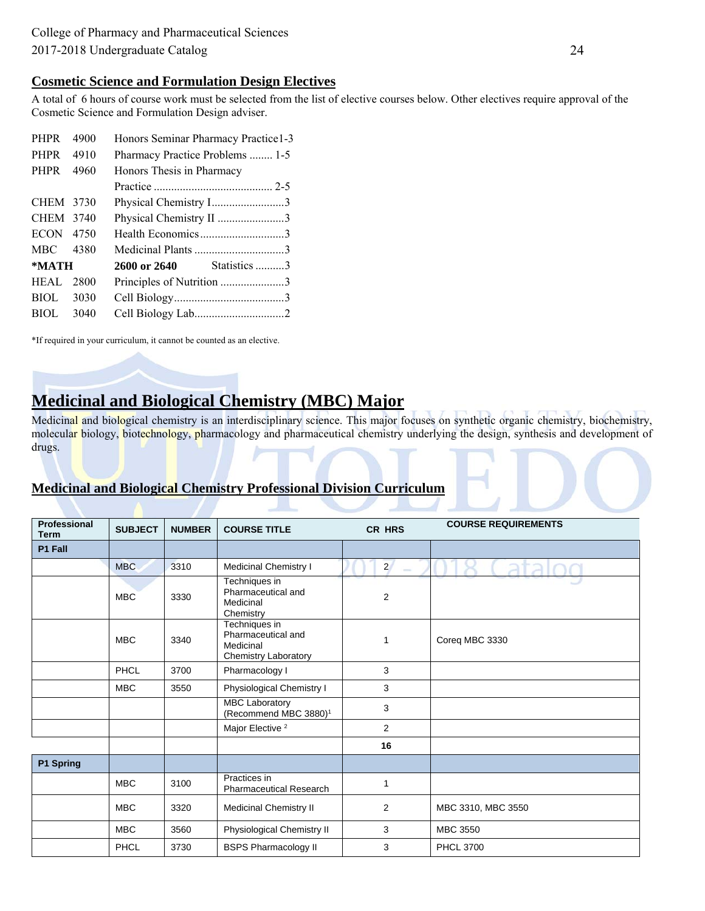## Cosmetic Science and Formulation Design Electives

A total of 6 hours of course work must be selected from the list of elective courses below. Other electives require approval of the Cosmetic Science and Formulation Design adviser.

| | | | |
|---|---|---|---|
| PHPR | 4900 | Honors Seminar Pharmacy Practice | 1-3 |
| PHPR | 4910 | Pharmacy Practice Problems | 1-5 |
| PHPR | 4960 | Honors Thesis in Pharmacy Practice | 2-5 |
| CHEM | 3730 | Physical Chemistry I | 3 |
| CHEM | 3740 | Physical Chemistry II | 3 |
| ECON | 4750 | Health Economics | 3 |
| MBC | 4380 | Medicinal Plants | 3 |
| **\*MATH** | **2600 or 2640** | Statistics | 3 |
| HEAL | 2800 | Principles of Nutrition | 3 |
| BIOL | 3030 | Cell Biology | 3 |
| BIOL | 3040 | Cell Biology Lab | 2 |

*If required in your curriculum, it cannot be counted as an elective.

## Medicinal and Biological Chemistry (MBC) Major

Medicinal and biological chemistry is an interdisciplinary science. This major focuses on synthetic organic chemistry, biochemistry, molecular biology, biotechnology, pharmacology and pharmaceutical chemistry underlying the design, synthesis and development of drugs.

### Medicinal and Biological Chemistry Professional Division Curriculum

| Professional Term | SUBJECT | NUMBER | COURSE TITLE | CR HRS | COURSE REQUIREMENTS |
|---|---|---|---|---|---|
| **P1 Fall** | | | | | |
| | MBC | 3310 | Medicinal Chemistry I | 2 | |
| | MBC | 3330 | Techniques in Pharmaceutical and Medicinal Chemistry | 2 | |
| | MBC | 3340 | Techniques in Pharmaceutical and Medicinal Chemistry Laboratory | 1 | Coreq MBC 3330 |
| | PHCL | 3700 | Pharmacology I | 3 | |
| | MBC | 3550 | Physiological Chemistry I | 3 | |
| | | | MBC Laboratory (Recommend MBC 3880)[1] | 3 | |
| | | | Major Elective [2] | 2 | |
| | | | | **16** | |
| **P1 Spring** | | | | | |
| | MBC | 3100 | Practices in Pharmaceutical Research | 1 | |
| | MBC | 3320 | Medicinal Chemistry II | 2 | MBC 3310, MBC 3550 |
| | MBC | 3560 | Physiological Chemistry II | 3 | MBC 3550 |
| | PHCL | 3730 | BSPS Pharmacology II | 3 | PHCL 3700 |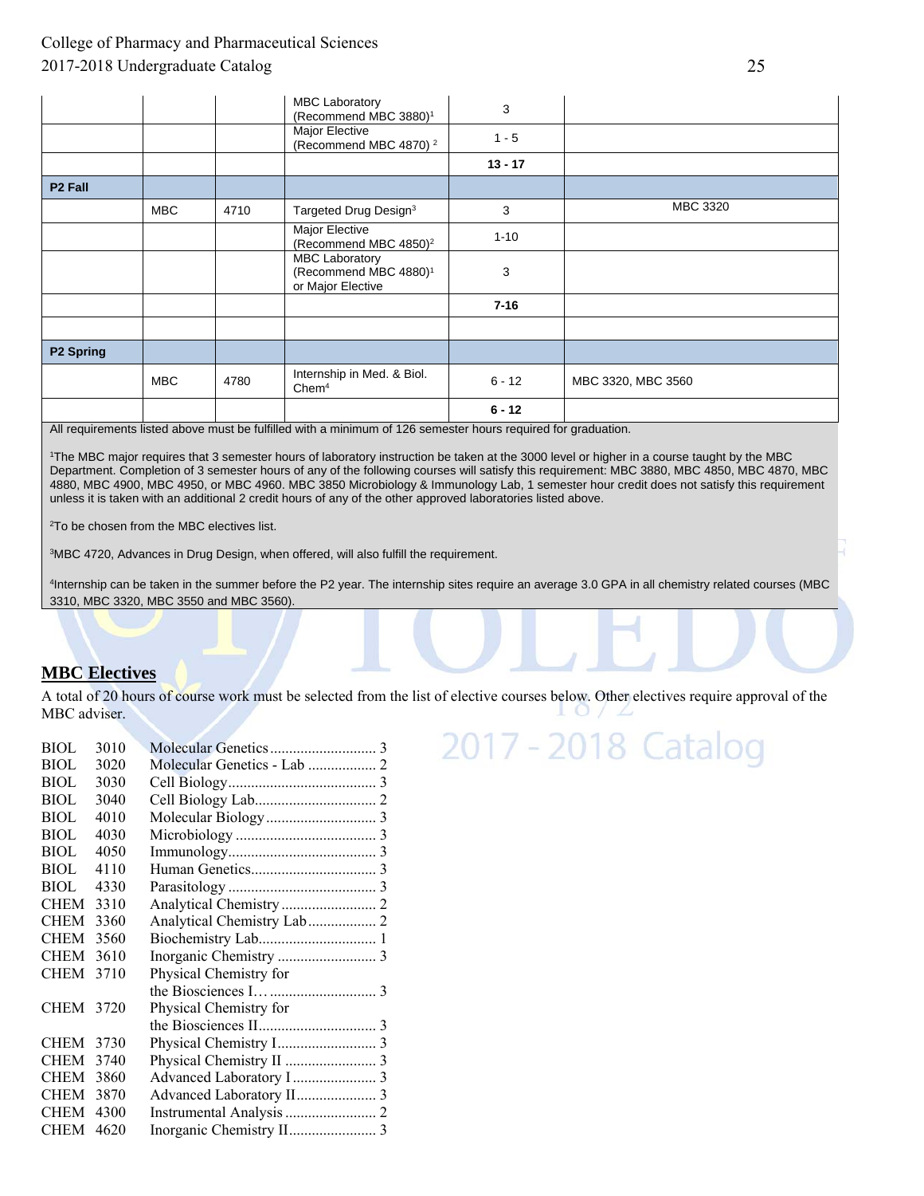| | | | | | |
|---|---|---|---|---|---|
| | | | MBC Laboratory (Recommend MBC 3880)[1] | 3 | |
| | | | Major Elective (Recommend MBC 4870)[2] | 1 - 5 | |
| | | | | **13 - 17** | |
| **P2 Fall** | | | | | |
| | MBC | 4710 | Targeted Drug Design[3] | 3 | MBC 3320 |
| | | | Major Elective (Recommend MBC 4850)[2] | 1-10 | |
| | | | MBC Laboratory (Recommend MBC 4880)[1] or Major Elective | 3 | |
| | | | | **7-16** | |
| | | | | | |
| **P2 Spring** | | | | | |
| | MBC | 4780 | Internship in Med. & Biol. Chem[4] | 6 - 12 | MBC 3320, MBC 3560 |
| | | | | **6 - 12** | |

All requirements listed above must be fulfilled with a minimum of 126 semester hours required for graduation.

[1]The MBC major requires that 3 semester hours of laboratory instruction be taken at the 3000 level or higher in a course taught by the MBC Department. Completion of 3 semester hours of any of the following courses will satisfy this requirement: MBC 3880, MBC 4850, MBC 4870, MBC 4880, MBC 4900, MBC 4950, or MBC 4960. MBC 3850 Microbiology & Immunology Lab, 1 semester hour credit does not satisfy this requirement unless it is taken with an additional 2 credit hours of any of the other approved laboratories listed above.

[2]To be chosen from the MBC electives list.

[3]MBC 4720, Advances in Drug Design, when offered, will also fulfill the requirement.

[4]Internship can be taken in the summer before the P2 year. The internship sites require an average 3.0 GPA in all chemistry related courses (MBC 3310, MBC 3320, MBC 3550 and MBC 3560).

## MBC Electives

A total of 20 hours of course work must be selected from the list of elective courses below. Other electives require approval of the MBC adviser.

| | | | |
|---|---|---|---|
| BIOL | 3010 | Molecular Genetics | 3 |
| BIOL | 3020 | Molecular Genetics - Lab | 2 |
| BIOL | 3030 | Cell Biology | 3 |
| BIOL | 3040 | Cell Biology Lab | 2 |
| BIOL | 4010 | Molecular Biology | 3 |
| BIOL | 4030 | Microbiology | 3 |
| BIOL | 4050 | Immunology | 3 |
| BIOL | 4110 | Human Genetics | 3 |
| BIOL | 4330 | Parasitology | 3 |
| CHEM | 3310 | Analytical Chemistry | 2 |
| CHEM | 3360 | Analytical Chemistry Lab | 2 |
| CHEM | 3560 | Biochemistry Lab | 1 |
| CHEM | 3610 | Inorganic Chemistry | 3 |
| CHEM | 3710 | Physical Chemistry for the Biosciences I… | 3 |
| CHEM | 3720 | Physical Chemistry for the Biosciences II | 3 |
| CHEM | 3730 | Physical Chemistry I | 3 |
| CHEM | 3740 | Physical Chemistry II | 3 |
| CHEM | 3860 | Advanced Laboratory I | 3 |
| CHEM | 3870 | Advanced Laboratory II | 3 |
| CHEM | 4300 | Instrumental Analysis | 2 |
| CHEM | 4620 | Inorganic Chemistry II | 3 |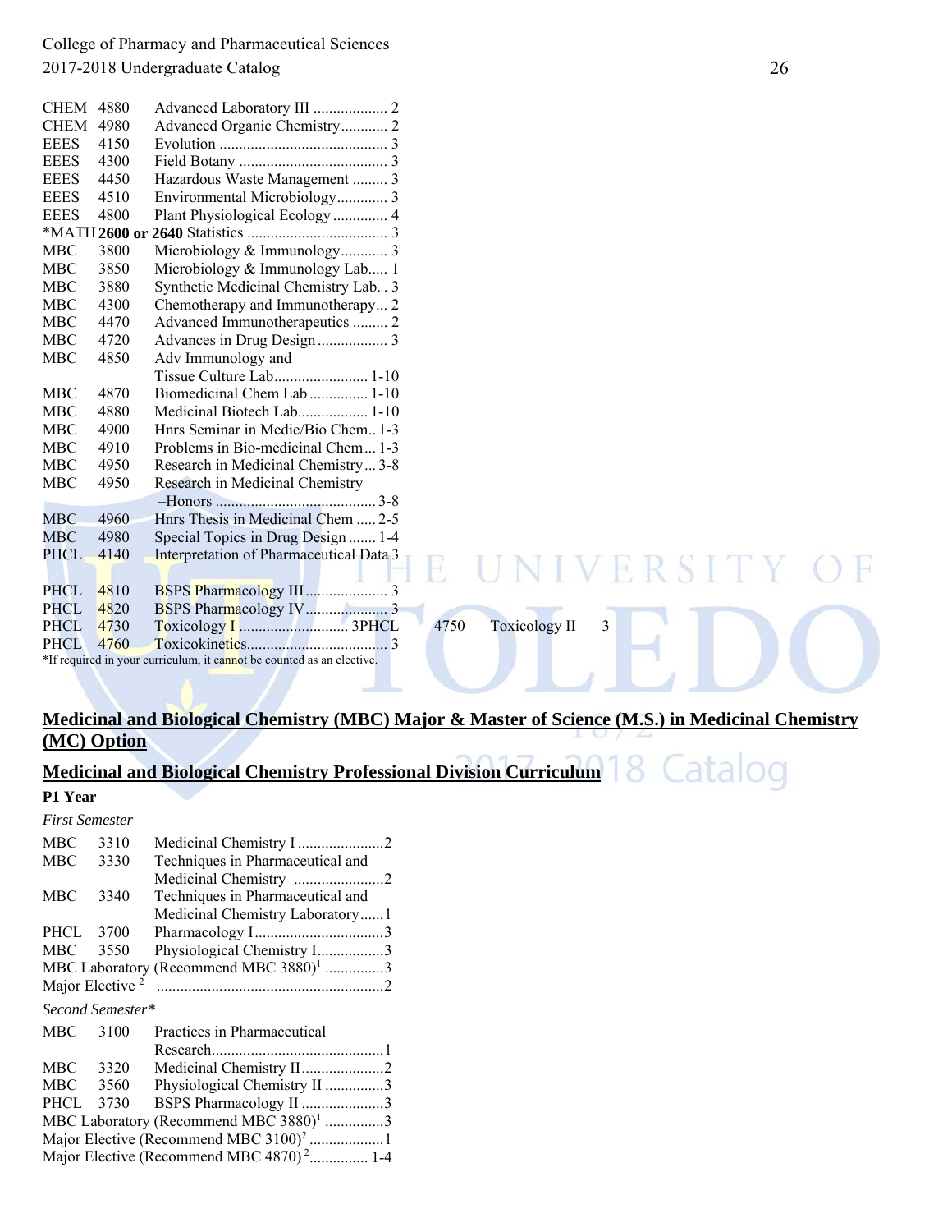| | | | |
|---|---|---|---|
| CHEM | 4880 | Advanced Laboratory III | 2 |
| CHEM | 4980 | Advanced Organic Chemistry | 2 |
| EEES | 4150 | Evolution | 3 |
| EEES | 4300 | Field Botany | 3 |
| EEES | 4450 | Hazardous Waste Management | 3 |
| EEES | 4510 | Environmental Microbiology | 3 |
| EEES | 4800 | Plant Physiological Ecology | 4 |
| *MATH | **2600 or 2640** | Statistics | 3 |
| MBC | 3800 | Microbiology & Immunology | 3 |
| MBC | 3850 | Microbiology & Immunology Lab | 1 |
| MBC | 3880 | Synthetic Medicinal Chemistry Lab. | 3 |
| MBC | 4300 | Chemotherapy and Immunotherapy | 2 |
| MBC | 4470 | Advanced Immunotherapeutics | 2 |
| MBC | 4720 | Advances in Drug Design | 3 |
| MBC | 4850 | Adv Immunology and Tissue Culture Lab | 1-10 |
| MBC | 4870 | Biomedicinal Chem Lab | 1-10 |
| MBC | 4880 | Medicinal Biotech Lab | 1-10 |
| MBC | 4900 | Hnrs Seminar in Medic/Bio Chem | 1-3 |
| MBC | 4910 | Problems in Bio-medicinal Chem | 1-3 |
| MBC | 4950 | Research in Medicinal Chemistry | 3-8 |
| MBC | 4950 | Research in Medicinal Chemistry –Honors | 3-8 |
| MBC | 4960 | Hnrs Thesis in Medicinal Chem | 2-5 |
| MBC | 4980 | Special Topics in Drug Design | 1-4 |
| PHCL | 4140 | Interpretation of Pharmaceutical Data | 3 |
| PHCL | 4810 | BSPS Pharmacology III | 3 |
| PHCL | 4820 | BSPS Pharmacology IV | 3 |
| PHCL | 4730 | Toxicology I | 3 |
| PHCL | 4750 | Toxicology II | 3 |
| PHCL | 4760 | Toxicokinetics | 3 |

*If required in your curriculum, it cannot be counted as an elective.

## Medicinal and Biological Chemistry (MBC) Major & Master of Science (M.S.) in Medicinal Chemistry (MC) Option

## Medicinal and Biological Chemistry Professional Division Curriculum

### P1 Year

*First Semester*

| | | | |
|---|---|---|---|
| MBC | 3310 | Medicinal Chemistry I | 2 |
| MBC | 3330 | Techniques in Pharmaceutical and Medicinal Chemistry | 2 |
| MBC | 3340 | Techniques in Pharmaceutical and Medicinal Chemistry Laboratory | 1 |
| PHCL | 3700 | Pharmacology I | 3 |
| MBC | 3550 | Physiological Chemistry I | 3 |
| MBC Laboratory (Recommend MBC 3880)[1] | | | 3 |
| Major Elective [2] | | | 2 |

*Second Semester**

| | | | |
|---|---|---|---|
| MBC | 3100 | Practices in Pharmaceutical Research | 1 |
| MBC | 3320 | Medicinal Chemistry II | 2 |
| MBC | 3560 | Physiological Chemistry II | 3 |
| PHCL | 3730 | BSPS Pharmacology II | 3 |
| MBC Laboratory (Recommend MBC 3880)[1] | | | 3 |
| Major Elective (Recommend MBC 3100)[2] | | | 1 |
| Major Elective (Recommend MBC 4870)[2] | | | 1-4 |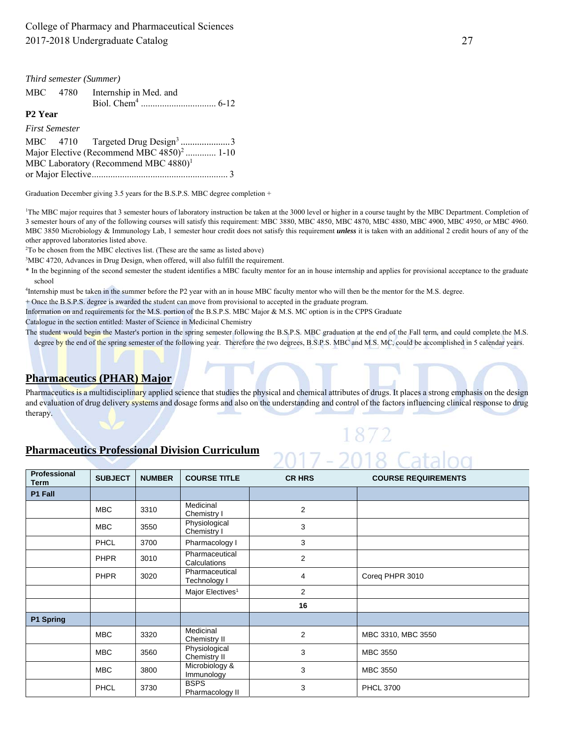*Third semester (Summer)*

MBC 4780 Internship in Med. and Biol. Chem[4] ................................ 6-12

**P2 Year**

*First Semester*

MBC 4710 Targeted Drug Design[3] .....................3

Major Elective (Recommend MBC 4850)[2] ............. 1-10

MBC Laboratory (Recommend MBC 4880)[1] or Major Elective.......................................................... 3

Graduation December giving 3.5 years for the B.S.P.S. MBC degree completion +

[1]The MBC major requires that 3 semester hours of laboratory instruction be taken at the 3000 level or higher in a course taught by the MBC Department. Completion of 3 semester hours of any of the following courses will satisfy this requirement: MBC 3880, MBC 4850, MBC 4870, MBC 4880, MBC 4900, MBC 4950, or MBC 4960. MBC 3850 Microbiology & Immunology Lab, 1 semester hour credit does not satisfy this requirement ***unless*** it is taken with an additional 2 credit hours of any of the other approved laboratories listed above.

[2]To be chosen from the MBC electives list. (These are the same as listed above)

[3]MBC 4720, Advances in Drug Design, when offered, will also fulfill the requirement.

* In the beginning of the second semester the student identifies a MBC faculty mentor for an in house internship and applies for provisional acceptance to the graduate school

[4]Internship must be taken in the summer before the P2 year with an in house MBC faculty mentor who will then be the mentor for the M.S. degree.

\+ Once the B.S.P.S. degree is awarded the student can move from provisional to accepted in the graduate program.

Information on and requirements for the M.S. portion of the B.S.P.S. MBC Major & M.S. MC option is in the CPPS Graduate Catalogue in the section entitled: Master of Science in Medicinal Chemistry

The student would begin the Master's portion in the spring semester following the B.S.P.S. MBC graduation at the end of the Fall term, and could complete the M.S. degree by the end of the spring semester of the following year. Therefore the two degrees, B.S.P.S. MBC and M.S. MC, could be accomplished in 5 calendar years.

## Pharmaceutics (PHAR) Major

Pharmaceutics is a multidisciplinary applied science that studies the physical and chemical attributes of drugs. It places a strong emphasis on the design and evaluation of drug delivery systems and dosage forms and also on the understanding and control of the factors influencing clinical response to drug therapy.

## Pharmaceutics Professional Division Curriculum

| Professional Term | SUBJECT | NUMBER | COURSE TITLE | CR HRS | COURSE REQUIREMENTS |
|---|---|---|---|---|---|
| **P1 Fall** | | | | | |
| | MBC | 3310 | Medicinal Chemistry I | 2 | |
| | MBC | 3550 | Physiological Chemistry I | 3 | |
| | PHCL | 3700 | Pharmacology I | 3 | |
| | PHPR | 3010 | Pharmaceutical Calculations | 2 | |
| | PHPR | 3020 | Pharmaceutical Technology I | 4 | Coreq PHPR 3010 |
| | | | Major Electives[1] | 2 | |
| | | | | **16** | |
| **P1 Spring** | | | | | |
| | MBC | 3320 | Medicinal Chemistry II | 2 | MBC 3310, MBC 3550 |
| | MBC | 3560 | Physiological Chemistry II | 3 | MBC 3550 |
| | MBC | 3800 | Microbiology & Immunology | 3 | MBC 3550 |
| | PHCL | 3730 | BSPS Pharmacology II | 3 | PHCL 3700 |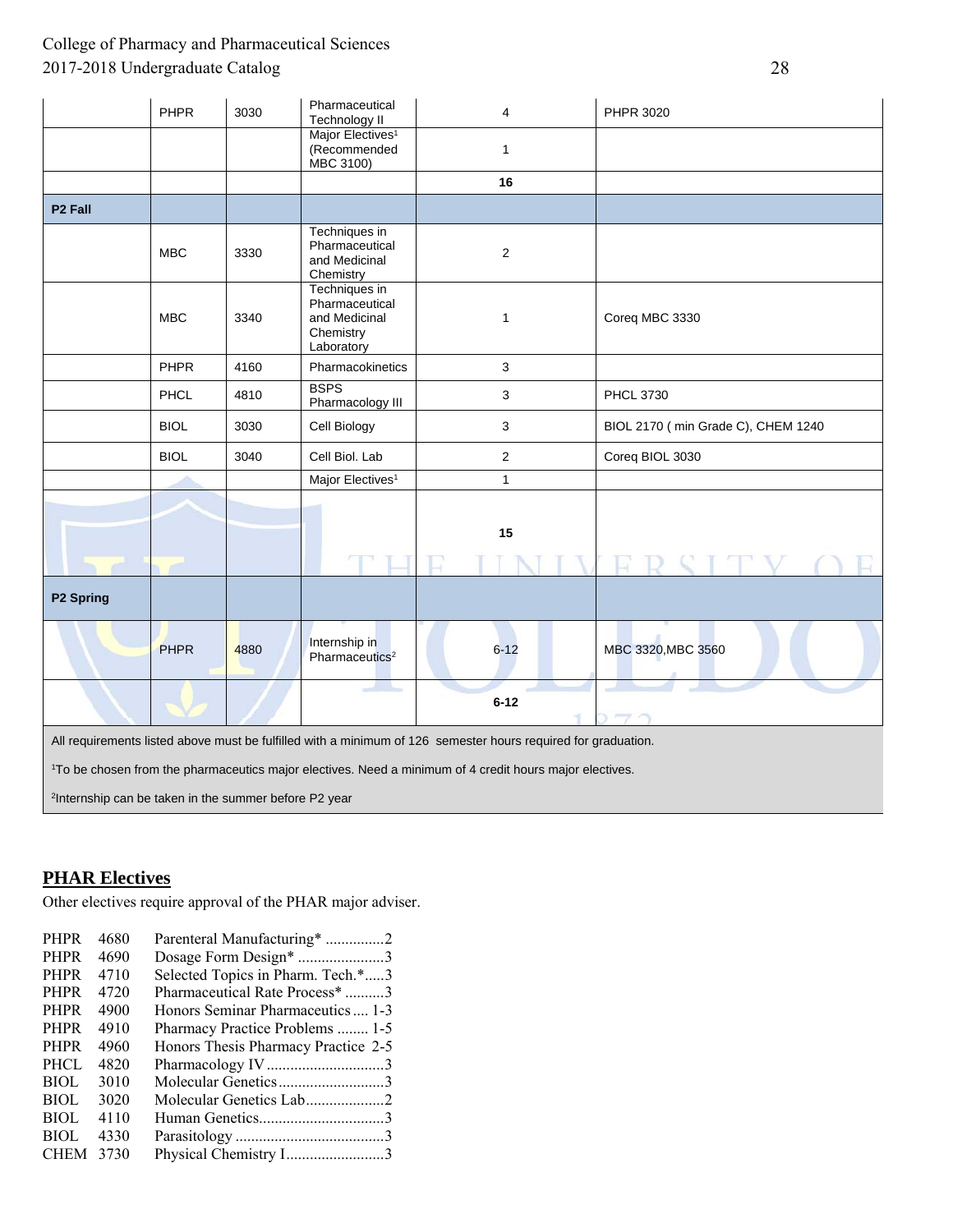| | PHPR | 3030 | Pharmaceutical Technology II | 4 | PHPR 3020 |
|---|---|---|---|---|---|
| | | | Major Electives[1] (Recommended MBC 3100) | 1 | |
| | | | | **16** | |
| **P2 Fall** | | | | | |
| | MBC | 3330 | Techniques in Pharmaceutical and Medicinal Chemistry | 2 | |
| | MBC | 3340 | Techniques in Pharmaceutical and Medicinal Chemistry Laboratory | 1 | Coreq MBC 3330 |
| | PHPR | 4160 | Pharmacokinetics | 3 | |
| | PHCL | 4810 | BSPS Pharmacology III | 3 | PHCL 3730 |
| | BIOL | 3030 | Cell Biology | 3 | BIOL 2170 ( min Grade C), CHEM 1240 |
| | BIOL | 3040 | Cell Biol. Lab | 2 | Coreq BIOL 3030 |
| | | | Major Electives[1] | 1 | |
| | | | | **15** | |
| **P2 Spring** | | | | | |
| | PHPR | 4880 | Internship in Pharmaceutics[2] | 6-12 | MBC 3320,MBC 3560 |
| | | | | **6-12** | |

All requirements listed above must be fulfilled with a minimum of 126 semester hours required for graduation.

[1]To be chosen from the pharmaceutics major electives. Need a minimum of 4 credit hours major electives.

[2]Internship can be taken in the summer before P2 year

## PHAR Electives

Other electives require approval of the PHAR major adviser.

PHPR 4680 Parenteral Manufacturing* ...............2
PHPR 4690 Dosage Form Design* ......................3
PHPR 4710 Selected Topics in Pharm. Tech.*.....3
PHPR 4720 Pharmaceutical Rate Process* ..........3
PHPR 4900 Honors Seminar Pharmaceutics .... 1-3
PHPR 4910 Pharmacy Practice Problems ........ 1-5
PHPR 4960 Honors Thesis Pharmacy Practice 2-5
PHCL 4820 Pharmacology IV..............................3
BIOL 3010 Molecular Genetics...........................3
BIOL 3020 Molecular Genetics Lab....................2
BIOL 4110 Human Genetics................................3
BIOL 4330 Parasitology ......................................3
CHEM 3730 Physical Chemistry I.........................3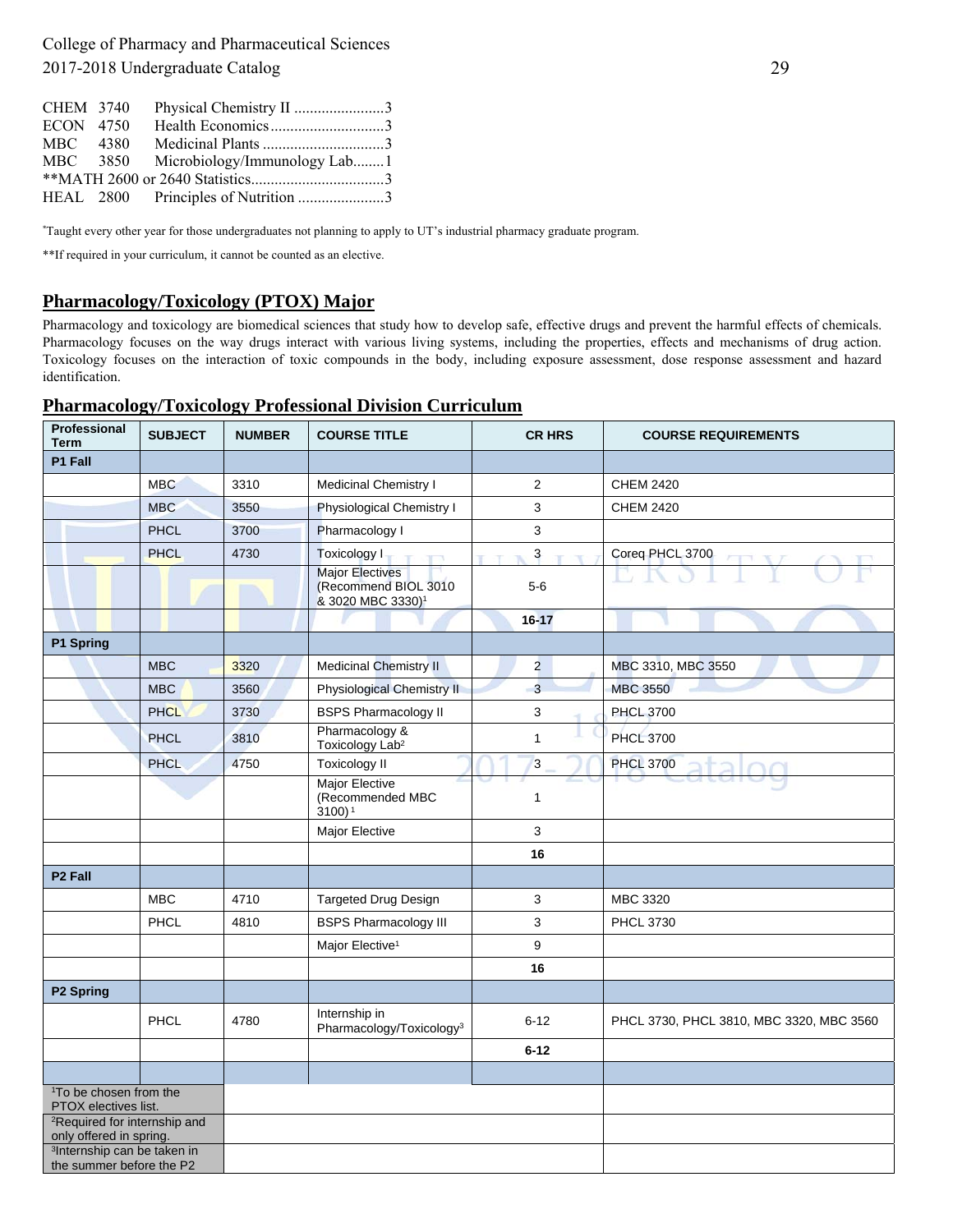CHEM 3740 Physical Chemistry II .......................3
ECON 4750 Health Economics............................3
MBC 4380 Medicinal Plants ...............................3
MBC 3850 Microbiology/Immunology Lab........1
**MATH 2600 or 2640 Statistics.................................3
HEAL 2800 Principles of Nutrition ......................3

*Taught every other year for those undergraduates not planning to apply to UT's industrial pharmacy graduate program.

**If required in your curriculum, it cannot be counted as an elective.

## Pharmacology/Toxicology (PTOX) Major

Pharmacology and toxicology are biomedical sciences that study how to develop safe, effective drugs and prevent the harmful effects of chemicals. Pharmacology focuses on the way drugs interact with various living systems, including the properties, effects and mechanisms of drug action. Toxicology focuses on the interaction of toxic compounds in the body, including exposure assessment, dose response assessment and hazard identification.

## Pharmacology/Toxicology Professional Division Curriculum

| Professional Term | SUBJECT | NUMBER | COURSE TITLE | CR HRS | COURSE REQUIREMENTS |
|---|---|---|---|---|---|
| P1 Fall | | | | | |
| | MBC | 3310 | Medicinal Chemistry I | 2 | CHEM 2420 |
| | MBC | 3550 | Physiological Chemistry I | 3 | CHEM 2420 |
| | PHCL | 3700 | Pharmacology I | 3 | |
| | PHCL | 4730 | Toxicology I | 3 | Coreq PHCL 3700 |
| | | | Major Electives (Recommend BIOL 3010 & 3020 MBC 3330)[1] | 5-6 | |
| | | | | 16-17 | |
| P1 Spring | | | | | |
| | MBC | 3320 | Medicinal Chemistry II | 2 | MBC 3310, MBC 3550 |
| | MBC | 3560 | Physiological Chemistry II | 3 | MBC 3550 |
| | PHCL | 3730 | BSPS Pharmacology II | 3 | PHCL 3700 |
| | PHCL | 3810 | Pharmacology & Toxicology Lab[2] | 1 | PHCL 3700 |
| | PHCL | 4750 | Toxicology II | 3 | PHCL 3700 |
| | | | Major Elective (Recommended MBC 3100)[1] | 1 | |
| | | | Major Elective | 3 | |
| | | | | 16 | |
| P2 Fall | | | | | |
| | MBC | 4710 | Targeted Drug Design | 3 | MBC 3320 |
| | PHCL | 4810 | BSPS Pharmacology III | 3 | PHCL 3730 |
| | | | Major Elective[1] | 9 | |
| | | | | 16 | |
| P2 Spring | | | | | |
| | PHCL | 4780 | Internship in Pharmacology/Toxicology[3] | 6-12 | PHCL 3730, PHCL 3810, MBC 3320, MBC 3560 |
| | | | | 6-12 | |

[1]To be chosen from the PTOX electives list.
[2]Required for internship and only offered in spring.
[3]Internship can be taken in the summer before the P2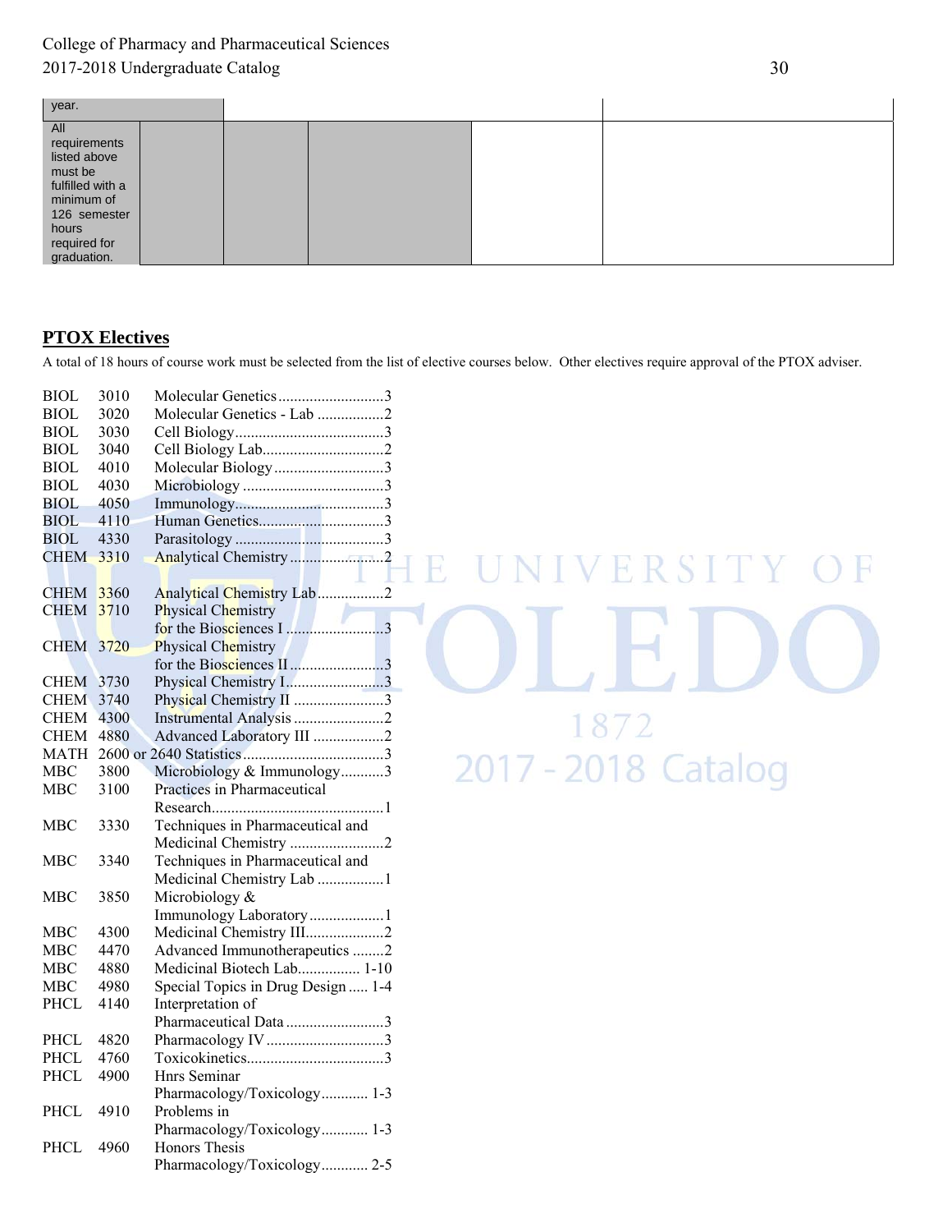| year. | | | | | |
|---|---|---|---|---|---|
| All requirements listed above must be fulfilled with a minimum of 126 semester hours required for graduation. | | | | | |

## PTOX Electives

A total of 18 hours of course work must be selected from the list of elective courses below. Other electives require approval of the PTOX adviser.

| | | | |
|---|---|---|---|
| BIOL | 3010 | Molecular Genetics | 3 |
| BIOL | 3020 | Molecular Genetics - Lab | 2 |
| BIOL | 3030 | Cell Biology | 3 |
| BIOL | 3040 | Cell Biology Lab | 2 |
| BIOL | 4010 | Molecular Biology | 3 |
| BIOL | 4030 | Microbiology | 3 |
| BIOL | 4050 | Immunology | 3 |
| BIOL | 4110 | Human Genetics | 3 |
| BIOL | 4330 | Parasitology | 3 |
| CHEM | 3310 | Analytical Chemistry | 2 |
| CHEM | 3360 | Analytical Chemistry Lab | 2 |
| CHEM | 3710 | Physical Chemistry for the Biosciences I | 3 |
| CHEM | 3720 | Physical Chemistry for the Biosciences II | 3 |
| CHEM | 3730 | Physical Chemistry I | 3 |
| CHEM | 3740 | Physical Chemistry II | 3 |
| CHEM | 4300 | Instrumental Analysis | 2 |
| CHEM | 4880 | Advanced Laboratory III | 2 |
| MATH | 2600 or 2640 | Statistics | 3 |
| MBC | 3800 | Microbiology & Immunology | 3 |
| MBC | 3100 | Practices in Pharmaceutical Research | 1 |
| MBC | 3330 | Techniques in Pharmaceutical and Medicinal Chemistry | 2 |
| MBC | 3340 | Techniques in Pharmaceutical and Medicinal Chemistry Lab | 1 |
| MBC | 3850 | Microbiology & Immunology Laboratory | 1 |
| MBC | 4300 | Medicinal Chemistry III | 2 |
| MBC | 4470 | Advanced Immunotherapeutics | 2 |
| MBC | 4880 | Medicinal Biotech Lab | 1-10 |
| MBC | 4980 | Special Topics in Drug Design | 1-4 |
| PHCL | 4140 | Interpretation of Pharmaceutical Data | 3 |
| PHCL | 4820 | Pharmacology IV | 3 |
| PHCL | 4760 | Toxicokinetics | 3 |
| PHCL | 4900 | Hnrs Seminar Pharmacology/Toxicology | 1-3 |
| PHCL | 4910 | Problems in Pharmacology/Toxicology | 1-3 |
| PHCL | 4960 | Honors Thesis Pharmacology/Toxicology | 2-5 |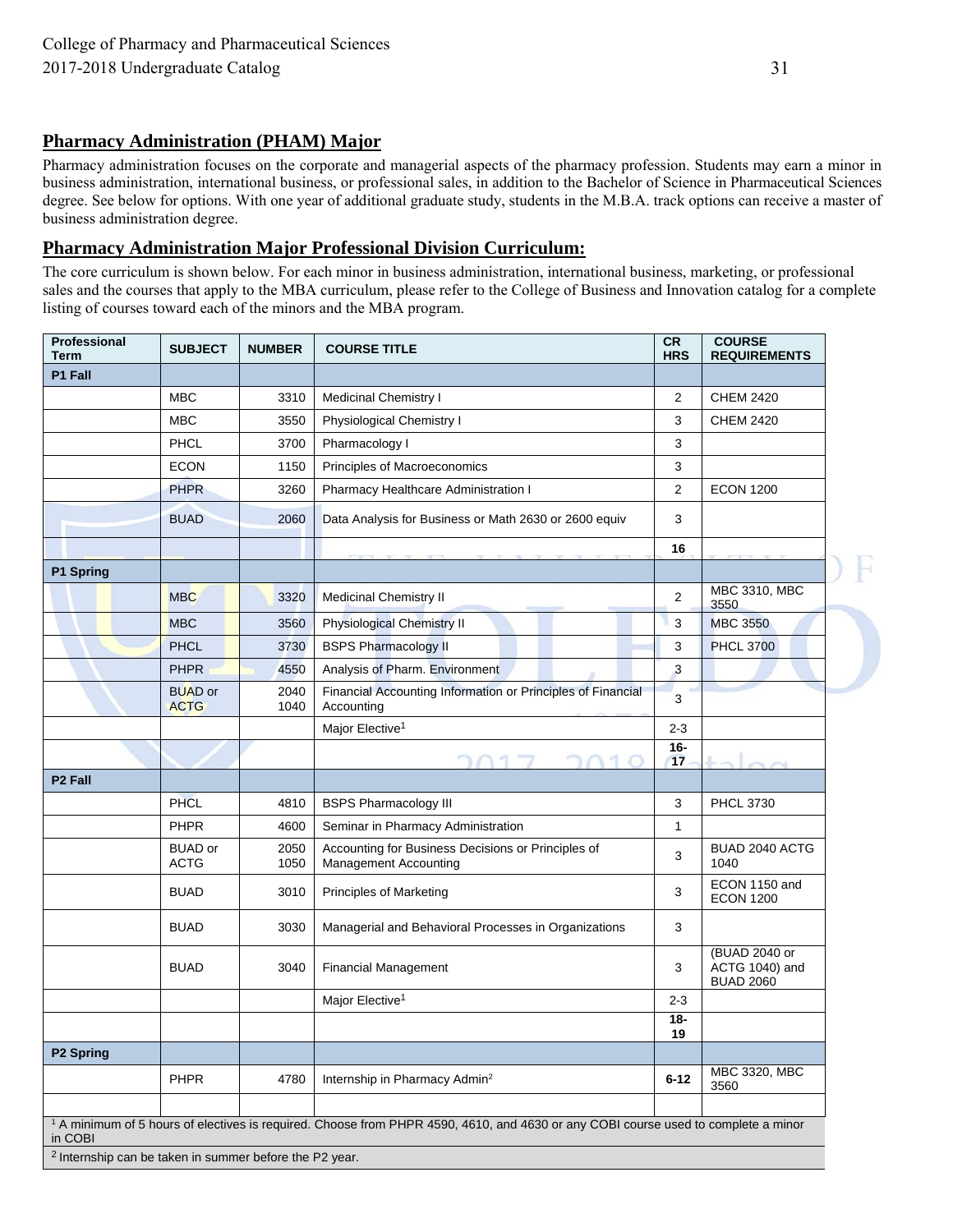## Pharmacy Administration (PHAM) Major

Pharmacy administration focuses on the corporate and managerial aspects of the pharmacy profession. Students may earn a minor in business administration, international business, or professional sales, in addition to the Bachelor of Science in Pharmaceutical Sciences degree. See below for options. With one year of additional graduate study, students in the M.B.A. track options can receive a master of business administration degree.

## Pharmacy Administration Major Professional Division Curriculum:

The core curriculum is shown below. For each minor in business administration, international business, marketing, or professional sales and the courses that apply to the MBA curriculum, please refer to the College of Business and Innovation catalog for a complete listing of courses toward each of the minors and the MBA program.

| Professional Term | SUBJECT | NUMBER | COURSE TITLE | CR HRS | COURSE REQUIREMENTS |
|---|---|---|---|---|---|
| **P1 Fall** | | | | | |
| | MBC | 3310 | Medicinal Chemistry I | 2 | CHEM 2420 |
| | MBC | 3550 | Physiological Chemistry I | 3 | CHEM 2420 |
| | PHCL | 3700 | Pharmacology I | 3 | |
| | ECON | 1150 | Principles of Macroeconomics | 3 | |
| | PHPR | 3260 | Pharmacy Healthcare Administration I | 2 | ECON 1200 |
| | BUAD | 2060 | Data Analysis for Business or Math 2630 or 2600 equiv | 3 | |
| | | | | **16** | |
| **P1 Spring** | | | | | |
| | MBC | 3320 | Medicinal Chemistry II | 2 | MBC 3310, MBC 3550 |
| | MBC | 3560 | Physiological Chemistry II | 3 | MBC 3550 |
| | PHCL | 3730 | BSPS Pharmacology II | 3 | PHCL 3700 |
| | PHPR | 4550 | Analysis of Pharm. Environment | 3 | |
| | BUAD or ACTG | 2040 1040 | Financial Accounting Information or Principles of Financial Accounting | 3 | |
| | | | Major Elective[1] | 2-3 | |
| | | | | **16-17** | |
| **P2 Fall** | | | | | |
| | PHCL | 4810 | BSPS Pharmacology III | 3 | PHCL 3730 |
| | PHPR | 4600 | Seminar in Pharmacy Administration | 1 | |
| | BUAD or ACTG | 2050 1050 | Accounting for Business Decisions or Principles of Management Accounting | 3 | BUAD 2040 ACTG 1040 |
| | BUAD | 3010 | Principles of Marketing | 3 | ECON 1150 and ECON 1200 |
| | BUAD | 3030 | Managerial and Behavioral Processes in Organizations | 3 | |
| | BUAD | 3040 | Financial Management | 3 | (BUAD 2040 or ACTG 1040) and BUAD 2060 |
| | | | Major Elective[1] | 2-3 | |
| | | | | **18-19** | |
| **P2 Spring** | | | | | |
| | PHPR | 4780 | Internship in Pharmacy Admin[2] | **6-12** | MBC 3320, MBC 3560 |
| | | | | | |

[1] A minimum of 5 hours of electives is required. Choose from PHPR 4590, 4610, and 4630 or any COBI course used to complete a minor in COBI

[2] Internship can be taken in summer before the P2 year.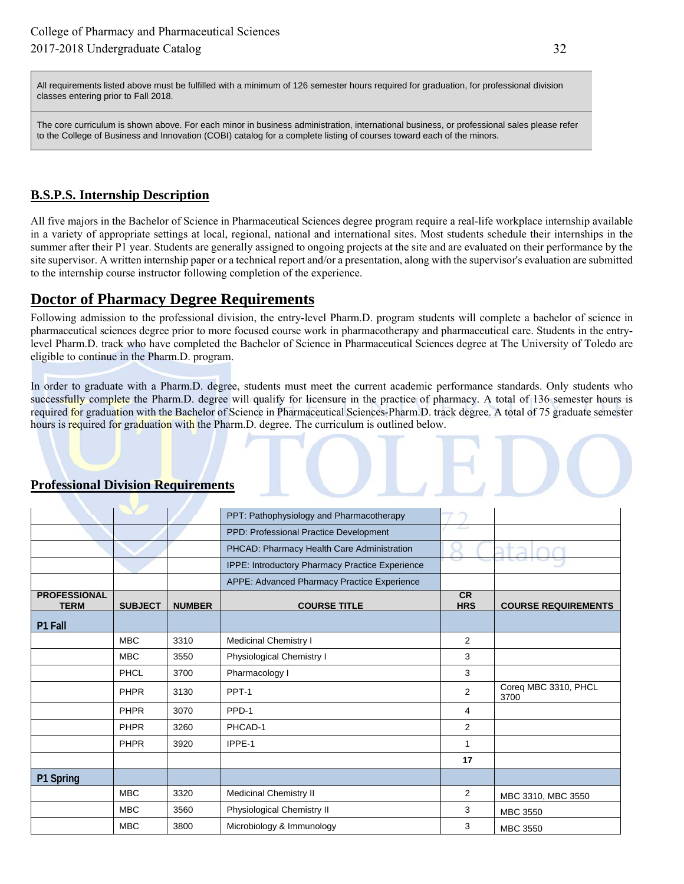All requirements listed above must be fulfilled with a minimum of 126 semester hours required for graduation, for professional division classes entering prior to Fall 2018.

The core curriculum is shown above. For each minor in business administration, international business, or professional sales please refer to the College of Business and Innovation (COBI) catalog for a complete listing of courses toward each of the minors.

## B.S.P.S. Internship Description

All five majors in the Bachelor of Science in Pharmaceutical Sciences degree program require a real-life workplace internship available in a variety of appropriate settings at local, regional, national and international sites. Most students schedule their internships in the summer after their P1 year. Students are generally assigned to ongoing projects at the site and are evaluated on their performance by the site supervisor. A written internship paper or a technical report and/or a presentation, along with the supervisor's evaluation are submitted to the internship course instructor following completion of the experience.

# Doctor of Pharmacy Degree Requirements

Following admission to the professional division, the entry-level Pharm.D. program students will complete a bachelor of science in pharmaceutical sciences degree prior to more focused course work in pharmacotherapy and pharmaceutical care. Students in the entry-level Pharm.D. track who have completed the Bachelor of Science in Pharmaceutical Sciences degree at The University of Toledo are eligible to continue in the Pharm.D. program.

In order to graduate with a Pharm.D. degree, students must meet the current academic performance standards. Only students who successfully complete the Pharm.D. degree will qualify for licensure in the practice of pharmacy. A total of 136 semester hours is required for graduation with the Bachelor of Science in Pharmaceutical Sciences-Pharm.D. track degree. A total of 75 graduate semester hours is required for graduation with the Pharm.D. degree. The curriculum is outlined below.

## Professional Division Requirements

| | | | PPT: Pathophysiology and Pharmacotherapy | | |
|---|---|---|---|---|---|
| | | | PPD: Professional Practice Development | | |
| | | | PHCAD: Pharmacy Health Care Administration | | |
| | | | IPPE: Introductory Pharmacy Practice Experience | | |
| | | | APPE: Advanced Pharmacy Practice Experience | | |
| **PROFESSIONAL TERM** | **SUBJECT** | **NUMBER** | **COURSE TITLE** | **CR HRS** | **COURSE REQUIREMENTS** |
| **P1 Fall** | | | | | |
| | MBC | 3310 | Medicinal Chemistry I | 2 | |
| | MBC | 3550 | Physiological Chemistry I | 3 | |
| | PHCL | 3700 | Pharmacology I | 3 | |
| | PHPR | 3130 | PPT-1 | 2 | Coreq MBC 3310, PHCL 3700 |
| | PHPR | 3070 | PPD-1 | 4 | |
| | PHPR | 3260 | PHCAD-1 | 2 | |
| | PHPR | 3920 | IPPE-1 | 1 | |
| | | | | **17** | |
| **P1 Spring** | | | | | |
| | MBC | 3320 | Medicinal Chemistry II | 2 | MBC 3310, MBC 3550 |
| | MBC | 3560 | Physiological Chemistry II | 3 | MBC 3550 |
| | MBC | 3800 | Microbiology & Immunology | 3 | MBC 3550 |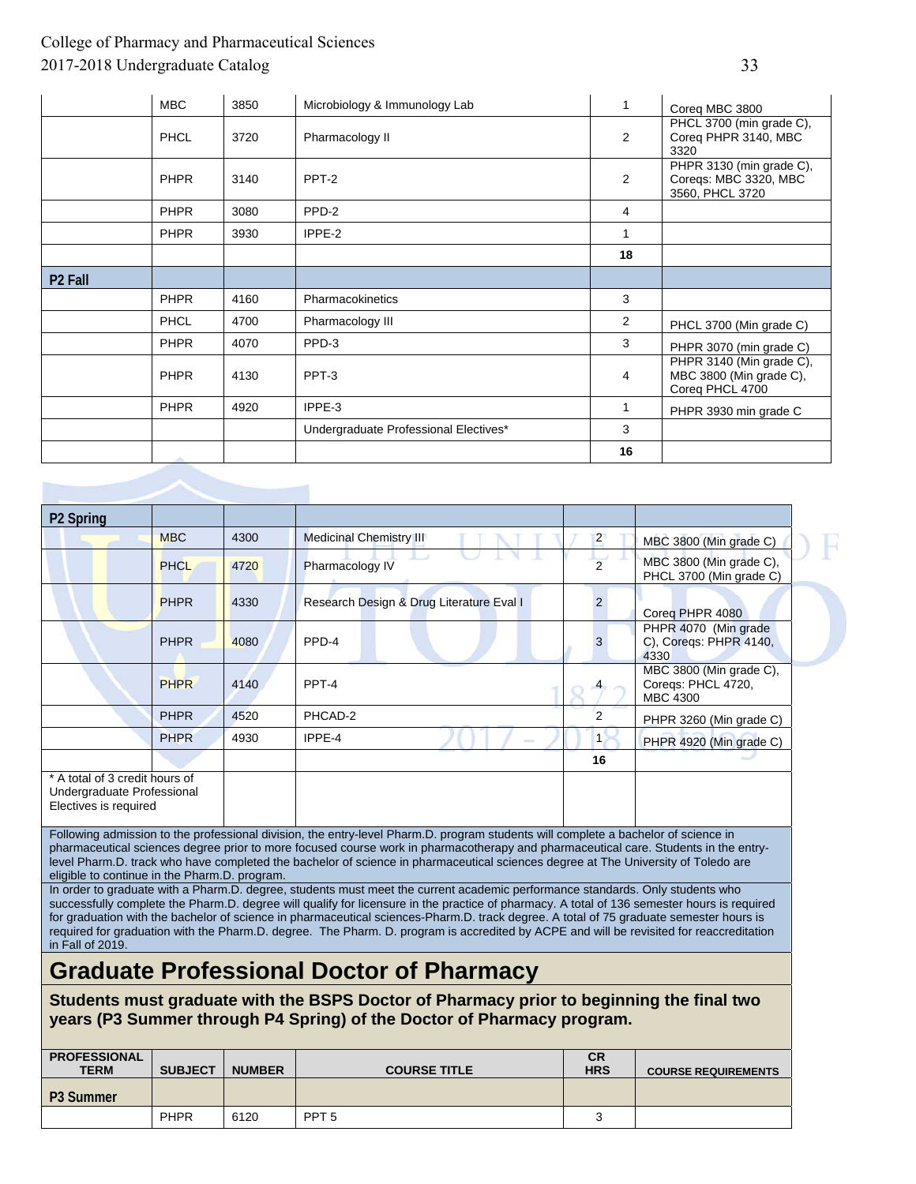| | | | | | |
|---|---|---|---|---|---|
| | MBC | 3850 | Microbiology & Immunology Lab | 1 | Coreq MBC 3800 |
| | PHCL | 3720 | Pharmacology II | 2 | PHCL 3700 (min grade C), Coreq PHPR 3140, MBC 3320 |
| | PHPR | 3140 | PPT-2 | 2 | PHPR 3130 (min grade C), Coreqs: MBC 3320, MBC 3560, PHCL 3720 |
| | PHPR | 3080 | PPD-2 | 4 | |
| | PHPR | 3930 | IPPE-2 | 1 | |
| | | | | **18** | |
| **P2 Fall** | | | | | |
| | PHPR | 4160 | Pharmacokinetics | 3 | |
| | PHCL | 4700 | Pharmacology III | 2 | PHCL 3700 (Min grade C) |
| | PHPR | 4070 | PPD-3 | 3 | PHPR 3070 (min grade C) |
| | PHPR | 4130 | PPT-3 | 4 | PHPR 3140 (Min grade C), MBC 3800 (Min grade C), Coreq PHCL 4700 |
| | PHPR | 4920 | IPPE-3 | 1 | PHPR 3930 min grade C |
| | | | Undergraduate Professional Electives* | 3 | |
| | | | | **16** | |

| | | | | | |
|---|---|---|---|---|---|
| **P2 Spring** | | | | | |
| | MBC | 4300 | Medicinal Chemistry III | 2 | MBC 3800 (Min grade C) |
| | PHCL | 4720 | Pharmacology IV | 2 | MBC 3800 (Min grade C), PHCL 3700 (Min grade C) |
| | PHPR | 4330 | Research Design & Drug Literature Eval I | 2 | Coreq PHPR 4080 |
| | PHPR | 4080 | PPD-4 | 3 | PHPR 4070 (Min grade C), Coreqs: PHPR 4140, 4330 |
| | PHPR | 4140 | PPT-4 | 4 | MBC 3800 (Min grade C), Coreqs: PHCL 4720, MBC 4300 |
| | PHPR | 4520 | PHCAD-2 | 2 | PHPR 3260 (Min grade C) |
| | PHPR | 4930 | IPPE-4 | 1 | PHPR 4920 (Min grade C) |
| | | | | **16** | |
| * A total of 3 credit hours of Undergraduate Professional Electives is required | | | | | |

Following admission to the professional division, the entry-level Pharm.D. program students will complete a bachelor of science in pharmaceutical sciences degree prior to more focused course work in pharmacotherapy and pharmaceutical care. Students in the entry-level Pharm.D. track who have completed the bachelor of science in pharmaceutical sciences degree at The University of Toledo are eligible to continue in the Pharm.D. program.

In order to graduate with a Pharm.D. degree, students must meet the current academic performance standards. Only students who successfully complete the Pharm.D. degree will qualify for licensure in the practice of pharmacy. A total of 136 semester hours is required for graduation with the bachelor of science in pharmaceutical sciences-Pharm.D. track degree. A total of 75 graduate semester hours is required for graduation with the Pharm.D. degree. The Pharm. D. program is accredited by ACPE and will be revisited for reaccreditation in Fall of 2019.

# Graduate Professional Doctor of Pharmacy

**Students must graduate with the BSPS Doctor of Pharmacy prior to beginning the final two years (P3 Summer through P4 Spring) of the Doctor of Pharmacy program.**

| PROFESSIONAL TERM | SUBJECT | NUMBER | COURSE TITLE | CR HRS | COURSE REQUIREMENTS |
|---|---|---|---|---|---|
| **P3 Summer** | | | | | |
| | PHPR | 6120 | PPT 5 | 3 | |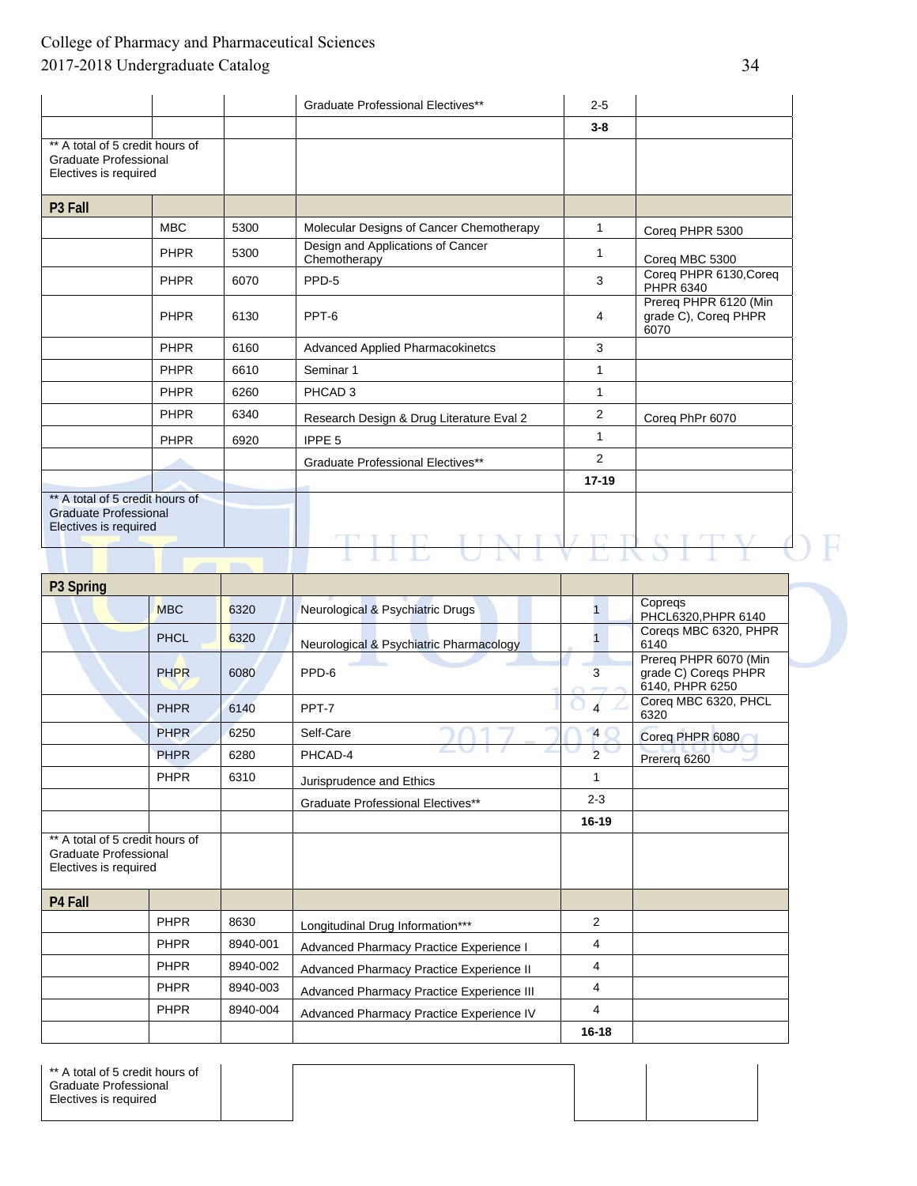| | | | | | |
|---|---|---|---|---|---|
| | | | Graduate Professional Electives** | 2-5 | |
| | | | | **3-8** | |
| ** A total of 5 credit hours of Graduate Professional Electives is required | | | | | |
| **P3 Fall** | | | | | |
| | MBC | 5300 | Molecular Designs of Cancer Chemotherapy | 1 | Coreq PHPR 5300 |
| | PHPR | 5300 | Design and Applications of Cancer Chemotherapy | 1 | Coreq MBC 5300 |
| | PHPR | 6070 | PPD-5 | 3 | Coreq PHPR 6130,Coreq PHPR 6340 |
| | PHPR | 6130 | PPT-6 | 4 | Prereq PHPR 6120 (Min grade C), Coreq PHPR 6070 |
| | PHPR | 6160 | Advanced Applied Pharmacokinetcs | 3 | |
| | PHPR | 6610 | Seminar 1 | 1 | |
| | PHPR | 6260 | PHCAD 3 | 1 | |
| | PHPR | 6340 | Research Design & Drug Literature Eval 2 | 2 | Coreq PhPr 6070 |
| | PHPR | 6920 | IPPE 5 | 1 | |
| | | | Graduate Professional Electives** | 2 | |
| | | | | **17-19** | |
| ** A total of 5 credit hours of Graduate Professional Electives is required | | | | | |

| | | | | | |
|---|---|---|---|---|---|
| **P3 Spring** | | | | | |
| | MBC | 6320 | Neurological & Psychiatric Drugs | 1 | Copreqs PHCL6320,PHPR 6140 |
| | PHCL | 6320 | Neurological & Psychiatric Pharmacology | 1 | Coreqs MBC 6320, PHPR 6140 |
| | PHPR | 6080 | PPD-6 | 3 | Prereq PHPR 6070 (Min grade C) Coreqs PHPR 6140, PHPR 6250 |
| | PHPR | 6140 | PPT-7 | 4 | Coreq MBC 6320, PHCL 6320 |
| | PHPR | 6250 | Self-Care | 4 | Coreq PHPR 6080 |
| | PHPR | 6280 | PHCAD-4 | 2 | Prererq 6260 |
| | PHPR | 6310 | Jurisprudence and Ethics | 1 | |
| | | | Graduate Professional Electives** | 2-3 | |
| | | | | **16-19** | |
| ** A total of 5 credit hours of Graduate Professional Electives is required | | | | | |
| **P4 Fall** | | | | | |
| | PHPR | 8630 | Longitudinal Drug Information*** | 2 | |
| | PHPR | 8940-001 | Advanced Pharmacy Practice Experience I | 4 | |
| | PHPR | 8940-002 | Advanced Pharmacy Practice Experience II | 4 | |
| | PHPR | 8940-003 | Advanced Pharmacy Practice Experience III | 4 | |
| | PHPR | 8940-004 | Advanced Pharmacy Practice Experience IV | 4 | |
| | | | | **16-18** | |

| | | | | |
|---|---|---|---|---|
| ** A total of 5 credit hours of Graduate Professional Electives is required | | | | |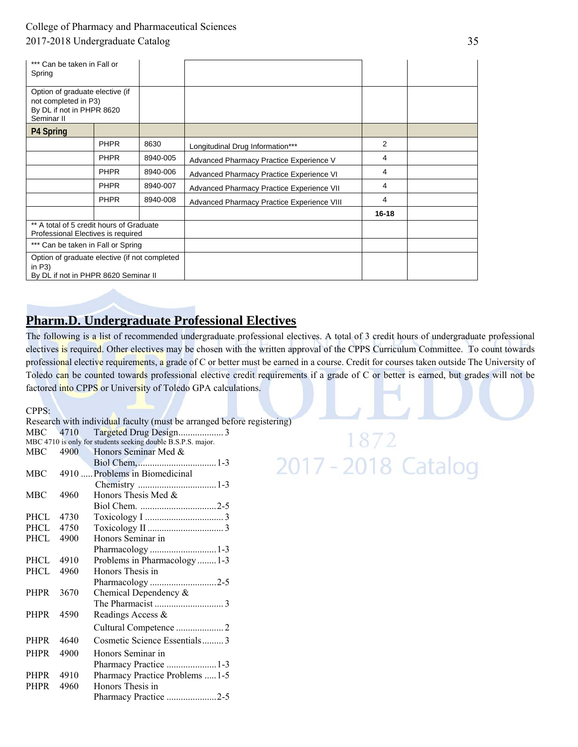| | | | | | |
|---|---|---|---|---|---|
| *** Can be taken in Fall or Spring | | | | | |
| Option of graduate elective (if not completed in P3) By DL if not in PHPR 8620 Seminar II | | | | | |
| **P4 Spring** | | | | | |
| | PHPR | 8630 | Longitudinal Drug Information*** | 2 | |
| | PHPR | 8940-005 | Advanced Pharmacy Practice Experience V | 4 | |
| | PHPR | 8940-006 | Advanced Pharmacy Practice Experience VI | 4 | |
| | PHPR | 8940-007 | Advanced Pharmacy Practice Experience VII | 4 | |
| | PHPR | 8940-008 | Advanced Pharmacy Practice Experience VIII | 4 | |
| | | | | **16-18** | |
| ** A total of 5 credit hours of Graduate Professional Electives is required | | | | | |
| *** Can be taken in Fall or Spring | | | | | |
| Option of graduate elective (if not completed in P3) By DL if not in PHPR 8620 Seminar II | | | | | |

## Pharm.D. Undergraduate Professional Electives

The following is a list of recommended undergraduate professional electives. A total of 3 credit hours of undergraduate professional electives is required. Other electives may be chosen with the written approval of the CPPS Curriculum Committee. To count towards professional elective requirements, a grade of C or better must be earned in a course. Credit for courses taken outside The University of Toledo can be counted towards professional elective credit requirements if a grade of C or better is earned, but grades will not be factored into CPPS or University of Toledo GPA calculations.

CPPS:

Research with individual faculty (must be arranged before registering)

MBC 4710 Targeted Drug Design ................... 3
MBC 4710 is only for students seeking double B.S.P.S. major.
MBC 4900 Honors Seminar Med & Biol Chem, ................................. 1-3
MBC 4910 ..... Problems in Biomedicinal Chemistry ................................. 1-3
MBC 4960 Honors Thesis Med & Biol Chem. ................................ 2-5
PHCL 4730 Toxicology I ................................ 3
PHCL 4750 Toxicology II ............................... 3
PHCL 4900 Honors Seminar in Pharmacology ............................ 1-3
PHCL 4910 Problems in Pharmacology ........ 1-3
PHCL 4960 Honors Thesis in Pharmacology ............................ 2-5
PHPR 3670 Chemical Dependency & The Pharmacist ............................. 3
PHPR 4590 Readings Access & Cultural Competence .................... 2
PHPR 4640 Cosmetic Science Essentials ......... 3
PHPR 4900 Honors Seminar in Pharmacy Practice ..................... 1-3
PHPR 4910 Pharmacy Practice Problems ..... 1-5
PHPR 4960 Honors Thesis in Pharmacy Practice ..................... 2-5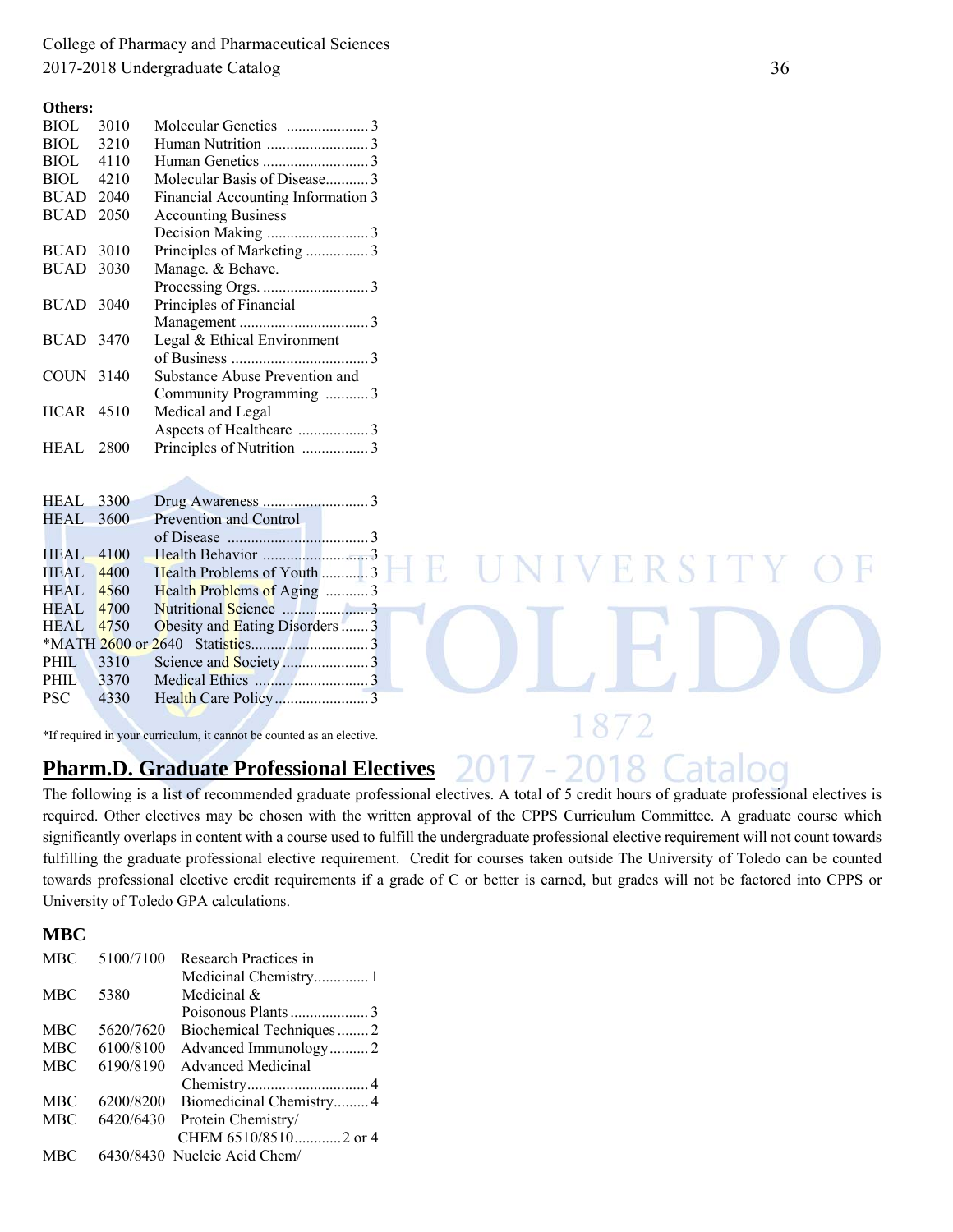**Others:**

| | | | |
|---|---|---|---|
| BIOL | 3010 | Molecular Genetics | 3 |
| BIOL | 3210 | Human Nutrition | 3 |
| BIOL | 4110 | Human Genetics | 3 |
| BIOL | 4210 | Molecular Basis of Disease | 3 |
| BUAD | 2040 | Financial Accounting Information | 3 |
| BUAD | 2050 | Accounting Business Decision Making | 3 |
| BUAD | 3010 | Principles of Marketing | 3 |
| BUAD | 3030 | Manage. & Behave. Processing Orgs. | 3 |
| BUAD | 3040 | Principles of Financial Management | 3 |
| BUAD | 3470 | Legal & Ethical Environment of Business | 3 |
| COUN | 3140 | Substance Abuse Prevention and Community Programming | 3 |
| HCAR | 4510 | Medical and Legal Aspects of Healthcare | 3 |
| HEAL | 2800 | Principles of Nutrition | 3 |
| HEAL | 3300 | Drug Awareness | 3 |
| HEAL | 3600 | Prevention and Control of Disease | 3 |
| HEAL | 4100 | Health Behavior | 3 |
| HEAL | 4400 | Health Problems of Youth | 3 |
| HEAL | 4560 | Health Problems of Aging | 3 |
| HEAL | 4700 | Nutritional Science | 3 |
| HEAL | 4750 | Obesity and Eating Disorders | 3 |
| *MATH | 2600 or 2640 | Statistics | 3 |
| PHIL | 3310 | Science and Society | 3 |
| PHIL | 3370 | Medical Ethics | 3 |
| PSC | 4330 | Health Care Policy | 3 |

*If required in your curriculum, it cannot be counted as an elective.

## Pharm.D. Graduate Professional Electives

The following is a list of recommended graduate professional electives. A total of 5 credit hours of graduate professional electives is required. Other electives may be chosen with the written approval of the CPPS Curriculum Committee. A graduate course which significantly overlaps in content with a course used to fulfill the undergraduate professional elective requirement will not count towards fulfilling the graduate professional elective requirement. Credit for courses taken outside The University of Toledo can be counted towards professional elective credit requirements if a grade of C or better is earned, but grades will not be factored into CPPS or University of Toledo GPA calculations.

### MBC

| | | | |
|---|---|---|---|
| MBC | 5100/7100 | Research Practices in Medicinal Chemistry | 1 |
| MBC | 5380 | Medicinal & Poisonous Plants | 3 |
| MBC | 5620/7620 | Biochemical Techniques | 2 |
| MBC | 6100/8100 | Advanced Immunology | 2 |
| MBC | 6190/8190 | Advanced Medicinal Chemistry | 4 |
| MBC | 6200/8200 | Biomedicinal Chemistry | 4 |
| MBC | 6420/6430 | Protein Chemistry/ CHEM 6510/8510 | 2 or 4 |
| MBC | 6430/8430 | Nucleic Acid Chem/ | |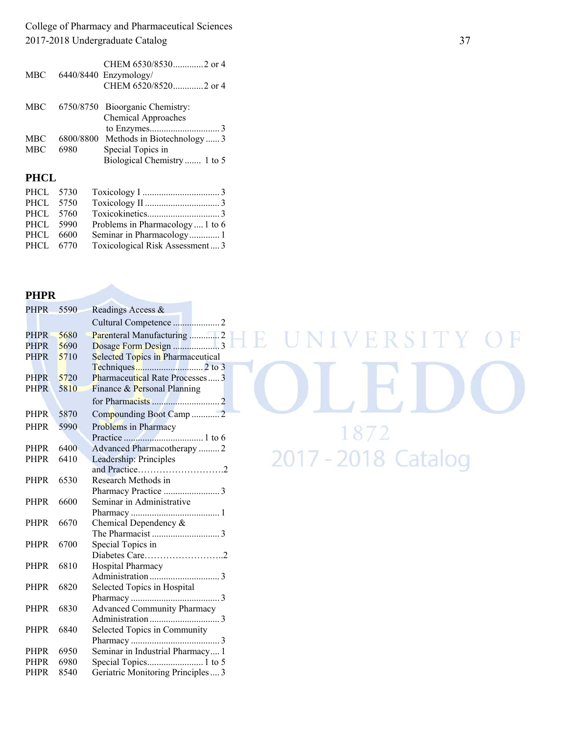| | | |
|---|---|---|
| | | CHEM 6530/8530............2 or 4 |
| MBC | 6440/8440 | Enzymology/ CHEM 6520/8520............2 or 4 |
| MBC | 6750/8750 | Bioorganic Chemistry: Chemical Approaches to Enzymes..............................3 |
| MBC | 6800/8800 | Methods in Biotechnology ...... 3 |
| MBC | 6980 | Special Topics in Biological Chemistry ....... 1 to 5 |

## PHCL

| | | |
|---|---|---|
| PHCL | 5730 | Toxicology I ................................ 3 |
| PHCL | 5750 | Toxicology II ............................... 3 |
| PHCL | 5760 | Toxicokinetics.............................. 3 |
| PHCL | 5990 | Problems in Pharmacology .... 1 to 6 |
| PHCL | 6600 | Seminar in Pharmacology............. 1 |
| PHCL | 6770 | Toxicological Risk Assessment .... 3 |

## PHPR

| | | |
|---|---|---|
| PHPR | 5590 | Readings Access & Cultural Competence .................... 2 |
| PHPR | 5680 | Parenteral Manufacturing ............. 2 |
| PHPR | 5690 | Dosage Form Design .................... 3 |
| PHPR | 5710 | Selected Topics in Pharmaceutical Techniques............................ 2 to 3 |
| PHPR | 5720 | Pharmaceutical Rate Processes ..... 3 |
| PHPR | 5810 | Finance & Personal Planning for Pharmacists ............................. 2 |
| PHPR | 5870 | Compounding Boot Camp ........... 2 |
| PHPR | 5990 | Problems in Pharmacy Practice ................................ 1 to 6 |
| PHPR | 6400 | Advanced Pharmacotherapy ......... 2 |
| PHPR | 6410 | Leadership: Principles and Practice……………………….2 |
| PHPR | 6530 | Research Methods in Pharmacy Practice ........................ 3 |
| PHPR | 6600 | Seminar in Administrative Pharmacy ...................................... 1 |
| PHPR | 6670 | Chemical Dependency & The Pharmacist ............................. 3 |
| PHPR | 6700 | Special Topics in Diabetes Care……………………..2 |
| PHPR | 6810 | Hospital Pharmacy Administration ............................. 3 |
| PHPR | 6820 | Selected Topics in Hospital Pharmacy ...................................... 3 |
| PHPR | 6830 | Advanced Community Pharmacy Administration ............................. 3 |
| PHPR | 6840 | Selected Topics in Community Pharmacy ...................................... 3 |
| PHPR | 6950 | Seminar in Industrial Pharmacy .... 1 |
| PHPR | 6980 | Special Topics........................ 1 to 5 |
| PHPR | 8540 | Geriatric Monitoring Principles .... 3 |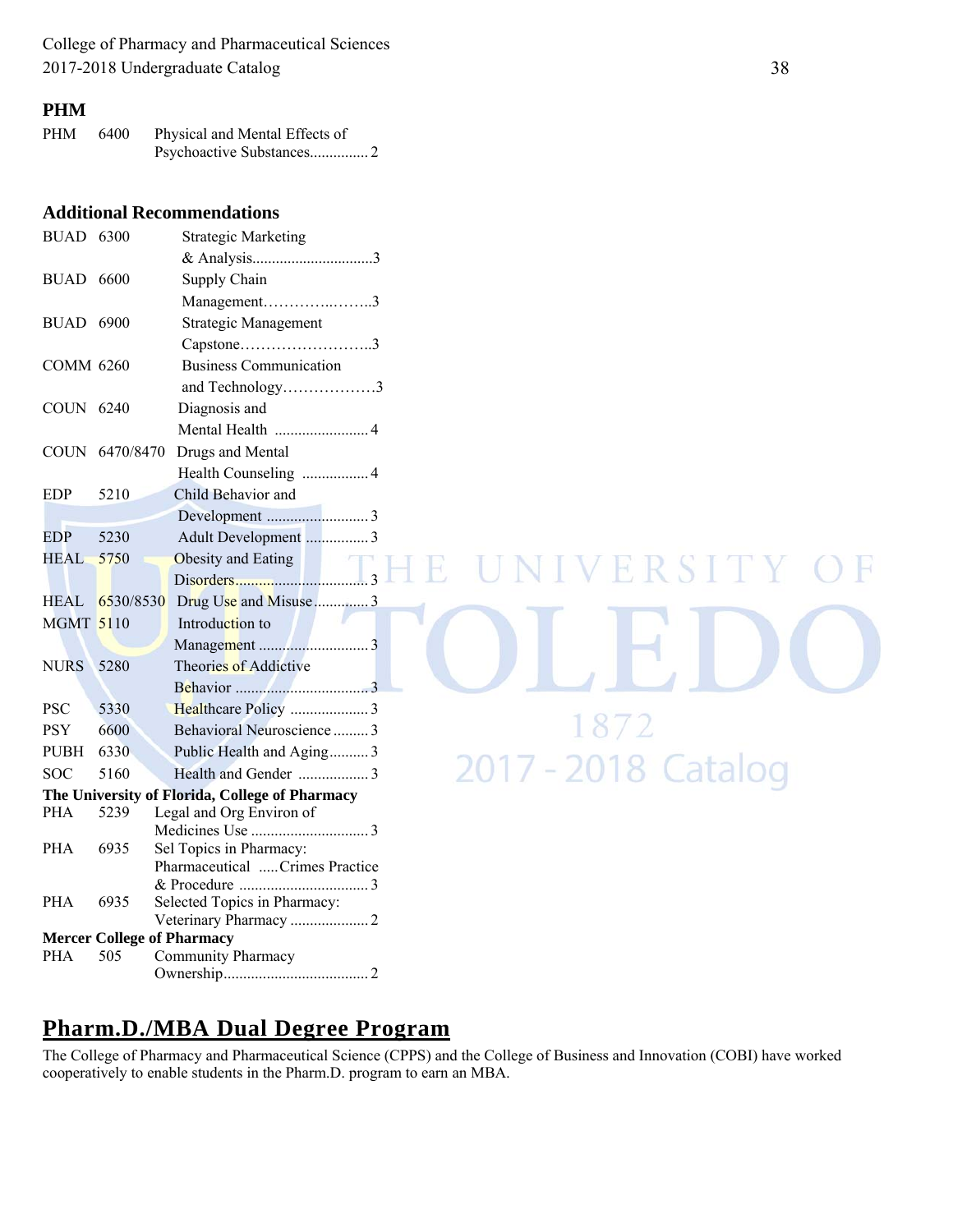### PHM

| | | |
|---|---|---|
| PHM | 6400 | Physical and Mental Effects of Psychoactive Substances............... 2 |

### Additional Recommendations

| | | |
|---|---|---|
| BUAD | 6300 | Strategic Marketing & Analysis...............................3 |
| BUAD | 6600 | Supply Chain Management……………..……..3 |
| BUAD | 6900 | Strategic Management Capstone……………………..3 |
| COMM | 6260 | Business Communication and Technology………………3 |
| COUN | 6240 | Diagnosis and Mental Health ........................ 4 |
| COUN | 6470/8470 | Drugs and Mental Health Counseling ................. 4 |
| EDP | 5210 | Child Behavior and Development .......................... 3 |
| EDP | 5230 | Adult Development ................ 3 |
| HEAL | 5750 | Obesity and Eating Disorders.................................. 3 |
| HEAL | 6530/8530 | Drug Use and Misuse............. 3 |
| MGMT | 5110 | Introduction to Management ............................ 3 |
| NURS | 5280 | Theories of Addictive Behavior .................................. 3 |
| PSC | 5330 | Healthcare Policy .................... 3 |
| PSY | 6600 | Behavioral Neuroscience ......... 3 |
| PUBH | 6330 | Public Health and Aging.......... 3 |
| SOC | 5160 | Health and Gender .................. 3 |

**The University of Florida, College of Pharmacy**

| | | |
|---|---|---|
| PHA | 5239 | Legal and Org Environ of Medicines Use .............................. 3 |
| PHA | 6935 | Sel Topics in Pharmacy: Pharmaceutical .....Crimes Practice & Procedure ................................. 3 |
| PHA | 6935 | Selected Topics in Pharmacy: Veterinary Pharmacy .................... 2 |

**Mercer College of Pharmacy**

| | | |
|---|---|---|
| PHA | 505 | Community Pharmacy Ownership..................................... 2 |

## Pharm.D./MBA Dual Degree Program

The College of Pharmacy and Pharmaceutical Science (CPPS) and the College of Business and Innovation (COBI) have worked cooperatively to enable students in the Pharm.D. program to earn an MBA.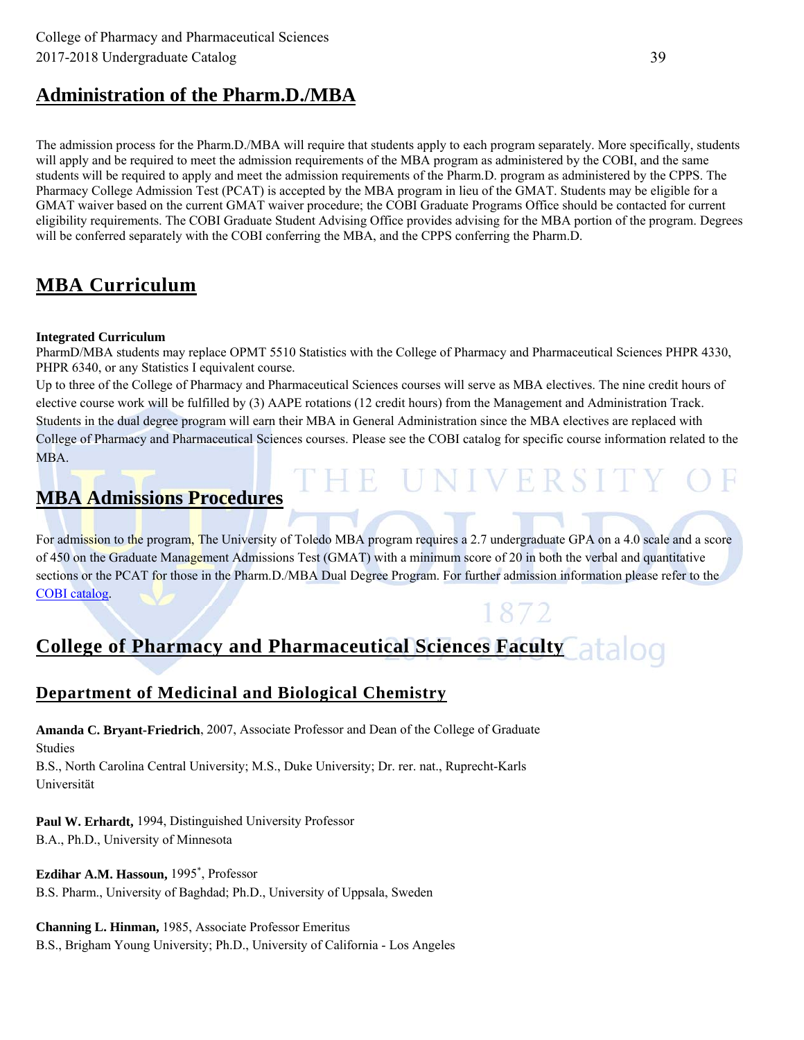## Administration of the Pharm.D./MBA

The admission process for the Pharm.D./MBA will require that students apply to each program separately. More specifically, students will apply and be required to meet the admission requirements of the MBA program as administered by the COBI, and the same students will be required to apply and meet the admission requirements of the Pharm.D. program as administered by the CPPS. The Pharmacy College Admission Test (PCAT) is accepted by the MBA program in lieu of the GMAT. Students may be eligible for a GMAT waiver based on the current GMAT waiver procedure; the COBI Graduate Programs Office should be contacted for current eligibility requirements. The COBI Graduate Student Advising Office provides advising for the MBA portion of the program. Degrees will be conferred separately with the COBI conferring the MBA, and the CPPS conferring the Pharm.D.

## MBA Curriculum

**Integrated Curriculum**

PharmD/MBA students may replace OPMT 5510 Statistics with the College of Pharmacy and Pharmaceutical Sciences PHPR 4330, PHPR 6340, or any Statistics I equivalent course.

Up to three of the College of Pharmacy and Pharmaceutical Sciences courses will serve as MBA electives. The nine credit hours of elective course work will be fulfilled by (3) AAPE rotations (12 credit hours) from the Management and Administration Track. Students in the dual degree program will earn their MBA in General Administration since the MBA electives are replaced with College of Pharmacy and Pharmaceutical Sciences courses. Please see the COBI catalog for specific course information related to the MBA.

## MBA Admissions Procedures

For admission to the program, The University of Toledo MBA program requires a 2.7 undergraduate GPA on a 4.0 scale and a score of 450 on the Graduate Management Admissions Test (GMAT) with a minimum score of 20 in both the verbal and quantitative sections or the PCAT for those in the Pharm.D./MBA Dual Degree Program. For further admission information please refer to the [COBI catalog](#).

## College of Pharmacy and Pharmaceutical Sciences Faculty

### Department of Medicinal and Biological Chemistry

**Amanda C. Bryant-Friedrich**, 2007, Associate Professor and Dean of the College of Graduate Studies
B.S., North Carolina Central University; M.S., Duke University; Dr. rer. nat., Ruprecht-Karls Universität

**Paul W. Erhardt,** 1994, Distinguished University Professor
B.A., Ph.D., University of Minnesota

**Ezdihar A.M. Hassoun,** 1995*, Professor
B.S. Pharm., University of Baghdad; Ph.D., University of Uppsala, Sweden

**Channing L. Hinman,** 1985, Associate Professor Emeritus
B.S., Brigham Young University; Ph.D., University of California - Los Angeles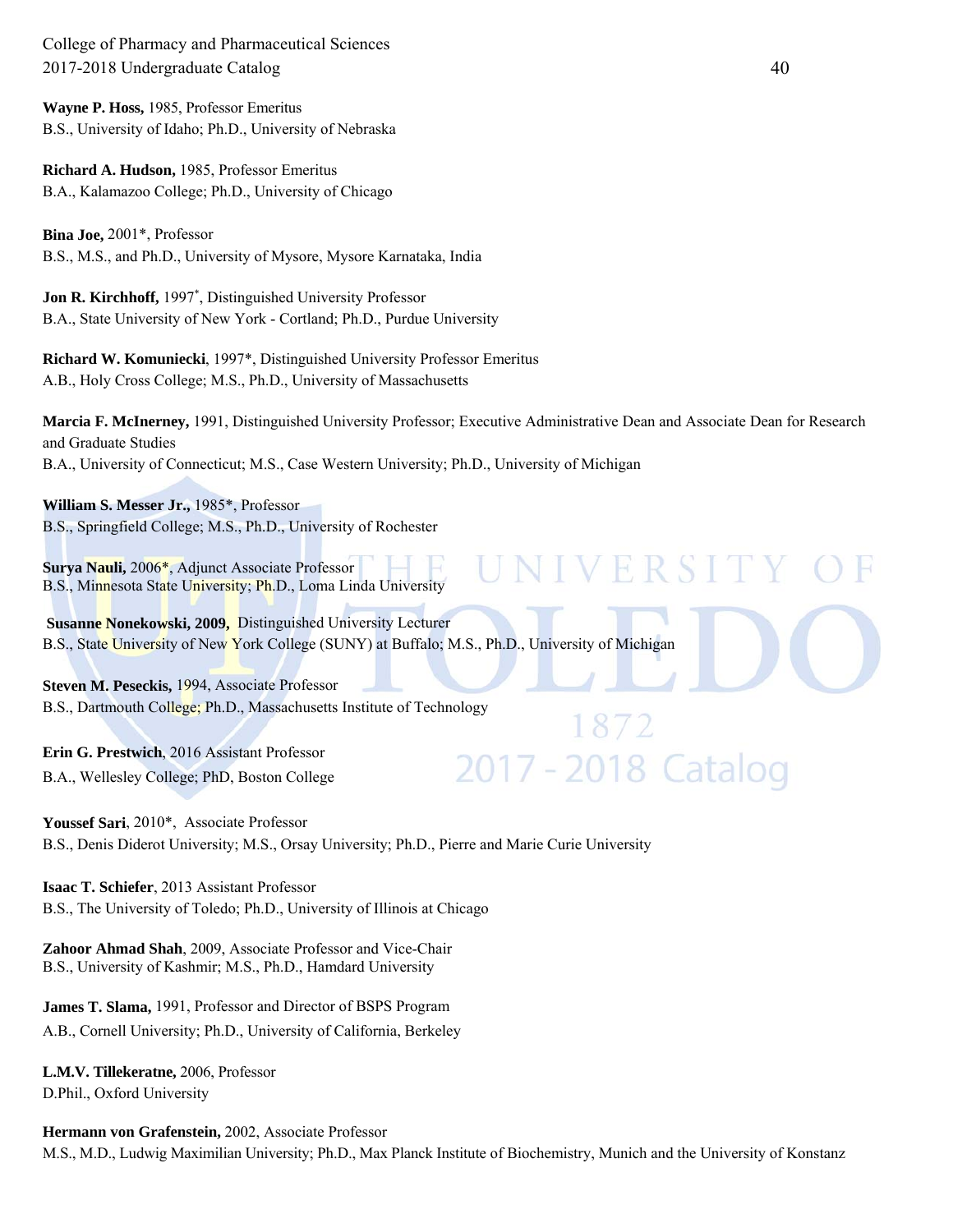**Wayne P. Hoss,** 1985, Professor Emeritus
B.S., University of Idaho; Ph.D., University of Nebraska

**Richard A. Hudson,** 1985, Professor Emeritus
B.A., Kalamazoo College; Ph.D., University of Chicago

**Bina Joe,** 2001*, Professor
B.S., M.S., and Ph.D., University of Mysore, Mysore Karnataka, India

**Jon R. Kirchhoff,** 1997*, Distinguished University Professor
B.A., State University of New York - Cortland; Ph.D., Purdue University

**Richard W. Komuniecki**, 1997*, Distinguished University Professor Emeritus
A.B., Holy Cross College; M.S., Ph.D., University of Massachusetts

**Marcia F. McInerney,** 1991, Distinguished University Professor; Executive Administrative Dean and Associate Dean for Research and Graduate Studies
B.A., University of Connecticut; M.S., Case Western University; Ph.D., University of Michigan

**William S. Messer Jr.,** 1985*, Professor
B.S., Springfield College; M.S., Ph.D., University of Rochester

**Surya Nauli,** 2006*, Adjunct Associate Professor
B.S., Minnesota State University; Ph.D., Loma Linda University

**Susanne Nonekowski, 2009,** Distinguished University Lecturer
B.S., State University of New York College (SUNY) at Buffalo; M.S., Ph.D., University of Michigan

**Steven M. Peseckis,** 1994, Associate Professor
B.S., Dartmouth College; Ph.D., Massachusetts Institute of Technology

**Erin G. Prestwich**, 2016 Assistant Professor
B.A., Wellesley College; PhD, Boston College

**Youssef Sari**, 2010*, Associate Professor
B.S., Denis Diderot University; M.S., Orsay University; Ph.D., Pierre and Marie Curie University

**Isaac T. Schiefer**, 2013 Assistant Professor
B.S., The University of Toledo; Ph.D., University of Illinois at Chicago

**Zahoor Ahmad Shah**, 2009, Associate Professor and Vice-Chair
B.S., University of Kashmir; M.S., Ph.D., Hamdard University

**James T. Slama,** 1991, Professor and Director of BSPS Program
A.B., Cornell University; Ph.D., University of California, Berkeley

**L.M.V. Tillekeratne,** 2006, Professor
D.Phil., Oxford University

**Hermann von Grafenstein,** 2002, Associate Professor
M.S., M.D., Ludwig Maximilian University; Ph.D., Max Planck Institute of Biochemistry, Munich and the University of Konstanz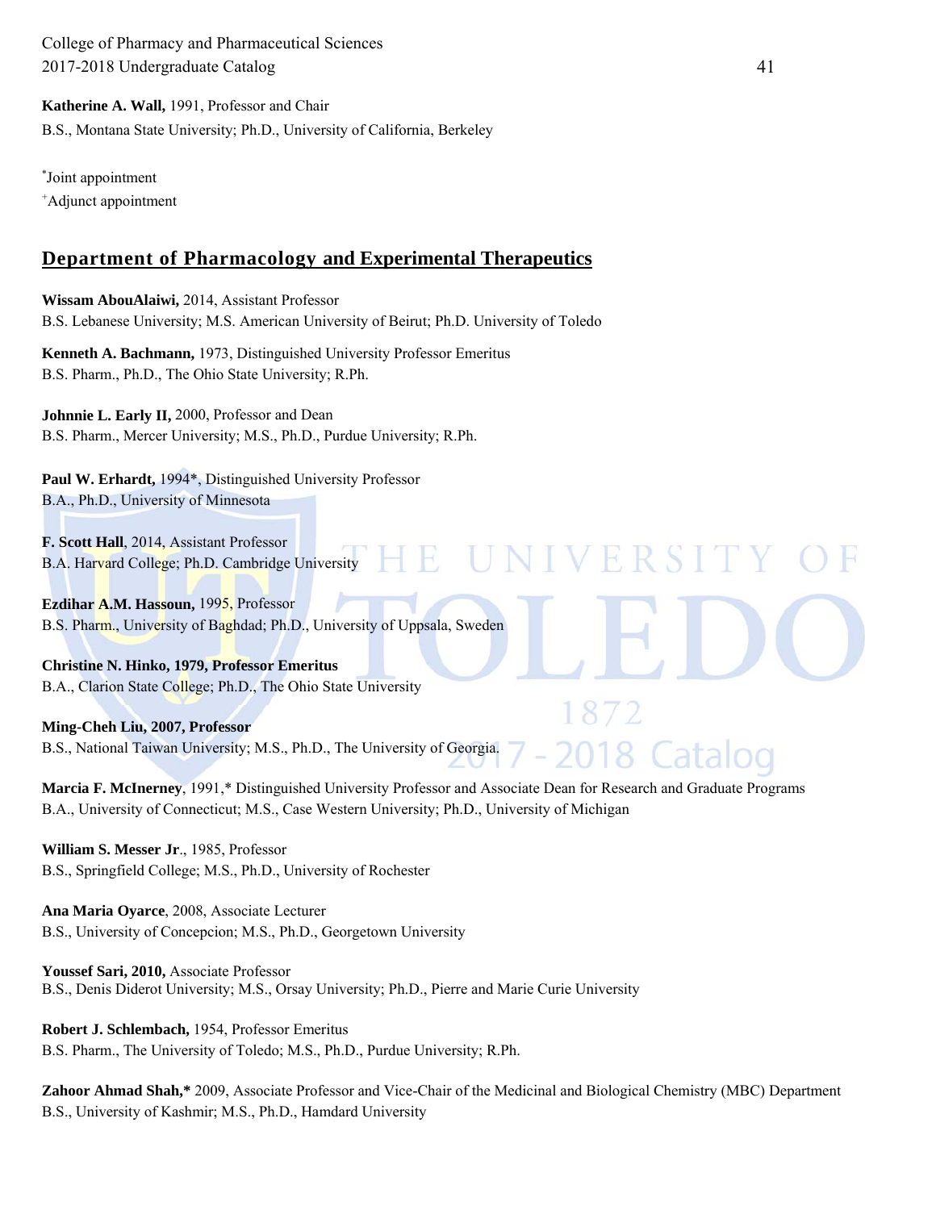**Katherine A. Wall,** 1991, Professor and Chair
B.S., Montana State University; Ph.D., University of California, Berkeley

*Joint appointment
+Adjunct appointment

## Department of Pharmacology and Experimental Therapeutics

**Wissam AbouAlaiwi,** 2014, Assistant Professor
B.S. Lebanese University; M.S. American University of Beirut; Ph.D. University of Toledo

**Kenneth A. Bachmann,** 1973, Distinguished University Professor Emeritus
B.S. Pharm., Ph.D., The Ohio State University; R.Ph.

**Johnnie L. Early II,** 2000, Professor and Dean
B.S. Pharm., Mercer University; M.S., Ph.D., Purdue University; R.Ph.

**Paul W. Erhardt,** 1994*, Distinguished University Professor
B.A., Ph.D., University of Minnesota

**F. Scott Hall**, 2014, Assistant Professor
B.A. Harvard College; Ph.D. Cambridge University

**Ezdihar A.M. Hassoun,** 1995, Professor
B.S. Pharm., University of Baghdad; Ph.D., University of Uppsala, Sweden

**Christine N. Hinko, 1979, Professor Emeritus**
B.A., Clarion State College; Ph.D., The Ohio State University

**Ming-Cheh Liu, 2007, Professor**
B.S., National Taiwan University; M.S., Ph.D., The University of Georgia.

**Marcia F. McInerney**, 1991,* Distinguished University Professor and Associate Dean for Research and Graduate Programs
B.A., University of Connecticut; M.S., Case Western University; Ph.D., University of Michigan

**William S. Messer Jr**., 1985, Professor
B.S., Springfield College; M.S., Ph.D., University of Rochester

**Ana Maria Oyarce**, 2008, Associate Lecturer
B.S., University of Concepcion; M.S., Ph.D., Georgetown University

**Youssef Sari, 2010,** Associate Professor
B.S., Denis Diderot University; M.S., Orsay University; Ph.D., Pierre and Marie Curie University

**Robert J. Schlembach,** 1954, Professor Emeritus
B.S. Pharm., The University of Toledo; M.S., Ph.D., Purdue University; R.Ph.

**Zahoor Ahmad Shah,*** 2009, Associate Professor and Vice-Chair of the Medicinal and Biological Chemistry (MBC) Department
B.S., University of Kashmir; M.S., Ph.D., Hamdard University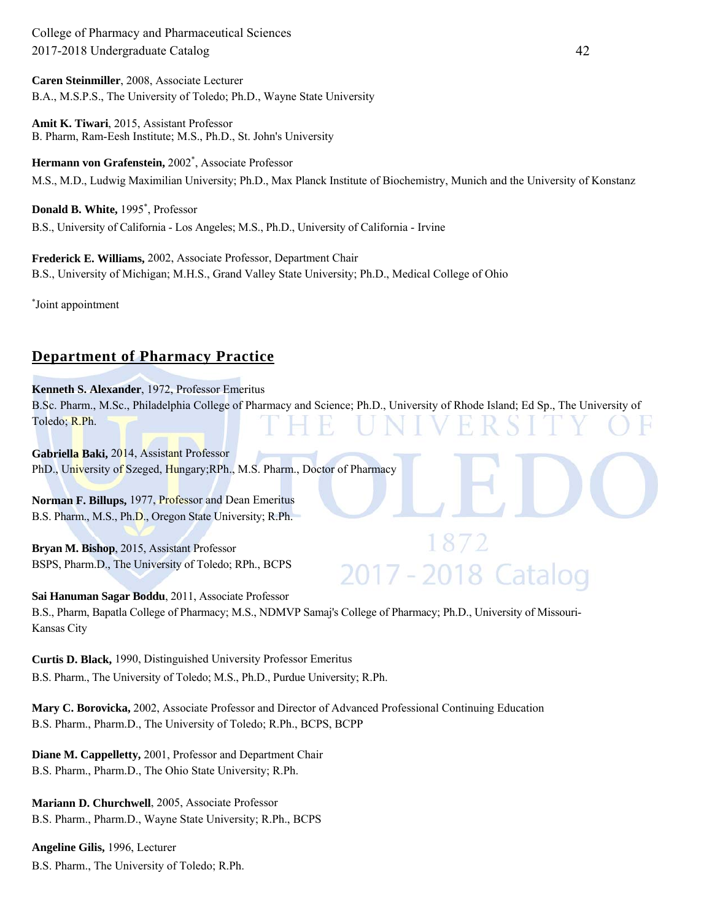**Caren Steinmiller**, 2008, Associate Lecturer
B.A., M.S.P.S., The University of Toledo; Ph.D., Wayne State University

**Amit K. Tiwari**, 2015, Assistant Professor
B. Pharm, Ram-Eesh Institute; M.S., Ph.D., St. John's University

**Hermann von Grafenstein,** 2002*, Associate Professor
M.S., M.D., Ludwig Maximilian University; Ph.D., Max Planck Institute of Biochemistry, Munich and the University of Konstanz

**Donald B. White,** 1995*, Professor
B.S., University of California - Los Angeles; M.S., Ph.D., University of California - Irvine

**Frederick E. Williams,** 2002, Associate Professor, Department Chair
B.S., University of Michigan; M.H.S., Grand Valley State University; Ph.D., Medical College of Ohio

*Joint appointment

## Department of Pharmacy Practice

**Kenneth S. Alexander**, 1972, Professor Emeritus
B.Sc. Pharm., M.Sc., Philadelphia College of Pharmacy and Science; Ph.D., University of Rhode Island; Ed Sp., The University of Toledo; R.Ph.

**Gabriella Baki,** 2014, Assistant Professor
PhD., University of Szeged, Hungary;RPh., M.S. Pharm., Doctor of Pharmacy

**Norman F. Billups,** 1977, Professor and Dean Emeritus
B.S. Pharm., M.S., Ph.D., Oregon State University; R.Ph.

**Bryan M. Bishop**, 2015, Assistant Professor
BSPS, Pharm.D., The University of Toledo; RPh., BCPS

**Sai Hanuman Sagar Boddu**, 2011, Associate Professor
B.S., Pharm, Bapatla College of Pharmacy; M.S., NDMVP Samaj's College of Pharmacy; Ph.D., University of Missouri-Kansas City

**Curtis D. Black,** 1990, Distinguished University Professor Emeritus
B.S. Pharm., The University of Toledo; M.S., Ph.D., Purdue University; R.Ph.

**Mary C. Borovicka,** 2002, Associate Professor and Director of Advanced Professional Continuing Education
B.S. Pharm., Pharm.D., The University of Toledo; R.Ph., BCPS, BCPP

**Diane M. Cappelletty,** 2001, Professor and Department Chair
B.S. Pharm., Pharm.D., The Ohio State University; R.Ph.

**Mariann D. Churchwell**, 2005, Associate Professor
B.S. Pharm., Pharm.D., Wayne State University; R.Ph., BCPS

**Angeline Gilis,** 1996, Lecturer
B.S. Pharm., The University of Toledo; R.Ph.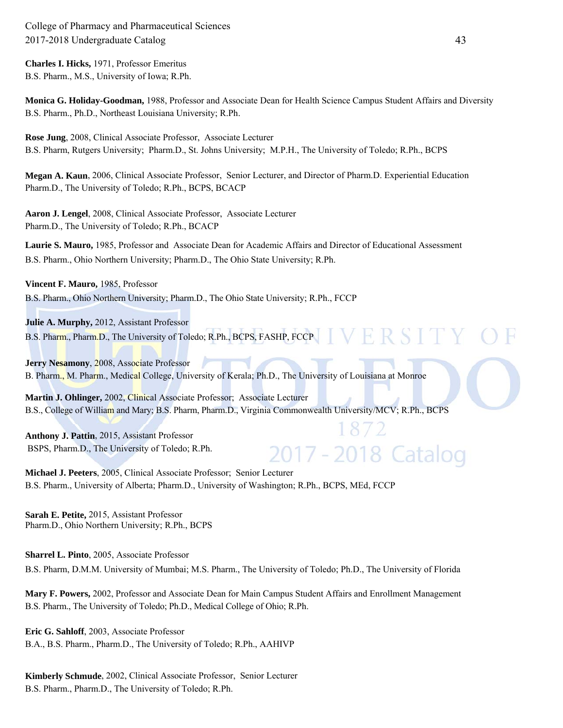**Charles I. Hicks,** 1971, Professor Emeritus
B.S. Pharm., M.S., University of Iowa; R.Ph.

**Monica G. Holiday-Goodman,** 1988, Professor and Associate Dean for Health Science Campus Student Affairs and Diversity
B.S. Pharm., Ph.D., Northeast Louisiana University; R.Ph.

**Rose Jung**, 2008, Clinical Associate Professor, Associate Lecturer
B.S. Pharm, Rutgers University; Pharm.D., St. Johns University; M.P.H., The University of Toledo; R.Ph., BCPS

**Megan A. Kaun**, 2006, Clinical Associate Professor, Senior Lecturer, and Director of Pharm.D. Experiential Education
Pharm.D., The University of Toledo; R.Ph., BCPS, BCACP

**Aaron J. Lengel**, 2008, Clinical Associate Professor, Associate Lecturer
Pharm.D., The University of Toledo; R.Ph., BCACP

**Laurie S. Mauro,** 1985, Professor and Associate Dean for Academic Affairs and Director of Educational Assessment
B.S. Pharm., Ohio Northern University; Pharm.D., The Ohio State University; R.Ph.

**Vincent F. Mauro,** 1985, Professor
B.S. Pharm., Ohio Northern University; Pharm.D., The Ohio State University; R.Ph., FCCP

**Julie A. Murphy,** 2012, Assistant Professor
B.S. Pharm., Pharm.D., The University of Toledo; R.Ph., BCPS, FASHP, FCCP

**Jerry Nesamony**, 2008, Associate Professor
B. Pharm., M. Pharm., Medical College, University of Kerala; Ph.D., The University of Louisiana at Monroe

**Martin J. Ohlinger,** 2002, Clinical Associate Professor; Associate Lecturer
B.S., College of William and Mary; B.S. Pharm, Pharm.D., Virginia Commonwealth University/MCV; R.Ph., BCPS

**Anthony J. Pattin**, 2015, Assistant Professor
BSPS, Pharm.D., The University of Toledo; R.Ph.

**Michael J. Peeters**, 2005, Clinical Associate Professor; Senior Lecturer
B.S. Pharm., University of Alberta; Pharm.D., University of Washington; R.Ph., BCPS, MEd, FCCP

**Sarah E. Petite,** 2015, Assistant Professor
Pharm.D., Ohio Northern University; R.Ph., BCPS

**Sharrel L. Pinto**, 2005, Associate Professor
B.S. Pharm, D.M.M. University of Mumbai; M.S. Pharm., The University of Toledo; Ph.D., The University of Florida

**Mary F. Powers,** 2002, Professor and Associate Dean for Main Campus Student Affairs and Enrollment Management
B.S. Pharm., The University of Toledo; Ph.D., Medical College of Ohio; R.Ph.

**Eric G. Sahloff**, 2003, Associate Professor
B.A., B.S. Pharm., Pharm.D., The University of Toledo; R.Ph., AAHIVP

**Kimberly Schmude**, 2002, Clinical Associate Professor, Senior Lecturer
B.S. Pharm., Pharm.D., The University of Toledo; R.Ph.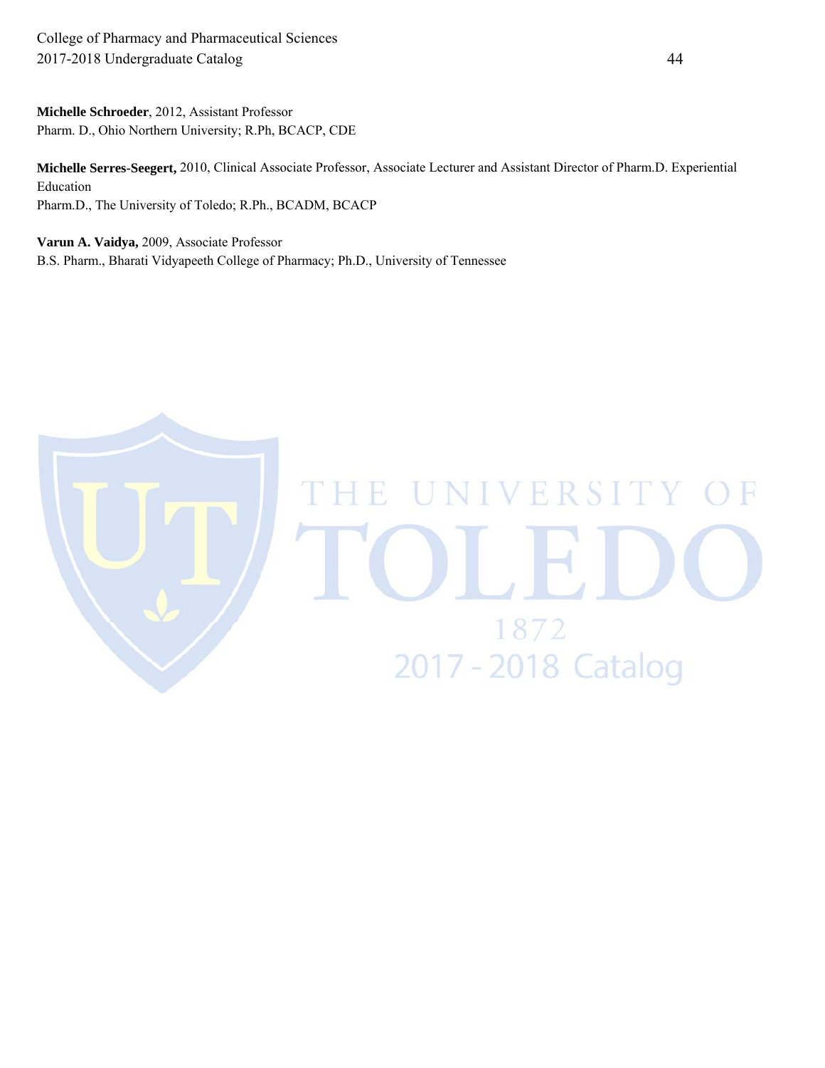**Michelle Schroeder**, 2012, Assistant Professor
Pharm. D., Ohio Northern University; R.Ph, BCACP, CDE

**Michelle Serres-Seegert,** 2010, Clinical Associate Professor, Associate Lecturer and Assistant Director of Pharm.D. Experiential Education
Pharm.D., The University of Toledo; R.Ph., BCADM, BCACP

**Varun A. Vaidya,** 2009, Associate Professor
B.S. Pharm., Bharati Vidyapeeth College of Pharmacy; Ph.D., University of Tennessee